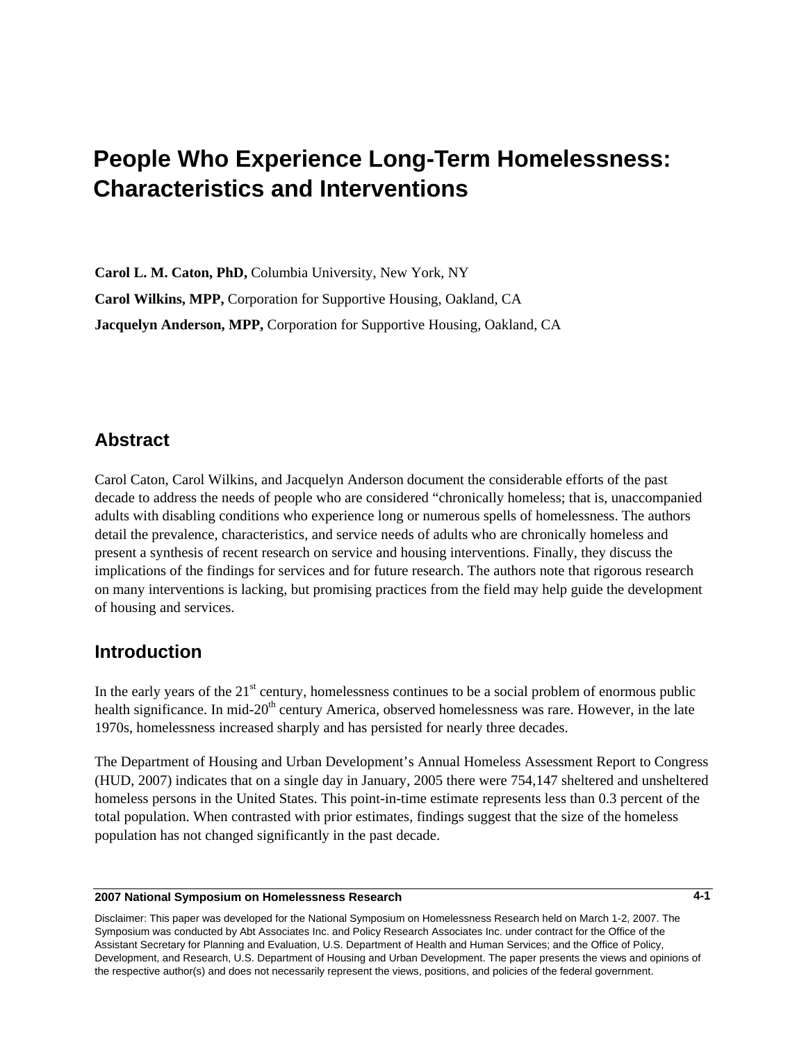# People Who Experience Long-Term Homelessness: Characteristics and Interventions

**Carol L. M. Caton, PhD,** Columbia University, New York, NY

**Carol Wilkins, MPP,** Corporation for Supportive Housing, Oakland, CA

**Jacquelyn Anderson, MPP,** Corporation for Supportive Housing, Oakland, CA

## Abstract

Carol Caton, Carol Wilkins, and Jacquelyn Anderson document the considerable efforts of the past decade to address the needs of people who are considered "chronically homeless; that is, unaccompanied adults with disabling conditions who experience long or numerous spells of homelessness. The authors detail the prevalence, characteristics, and service needs of adults who are chronically homeless and present a synthesis of recent research on service and housing interventions. Finally, they discuss the implications of the findings for services and for future research. The authors note that rigorous research on many interventions is lacking, but promising practices from the field may help guide the development of housing and services.

## Introduction

In the early years of the 21st century, homelessness continues to be a social problem of enormous public health significance. In mid-20th century America, observed homelessness was rare. However, in the late 1970s, homelessness increased sharply and has persisted for nearly three decades.

The Department of Housing and Urban Development's Annual Homeless Assessment Report to Congress (HUD, 2007) indicates that on a single day in January, 2005 there were 754,147 sheltered and unsheltered homeless persons in the United States. This point-in-time estimate represents less than 0.3 percent of the total population. When contrasted with prior estimates, findings suggest that the size of the homeless population has not changed significantly in the past decade.

Disclaimer: This paper was developed for the National Symposium on Homelessness Research held on March 1-2, 2007. The Symposium was conducted by Abt Associates Inc. and Policy Research Associates Inc. under contract for the Office of the Assistant Secretary for Planning and Evaluation, U.S. Department of Health and Human Services; and the Office of Policy, Development, and Research, U.S. Department of Housing and Urban Development. The paper presents the views and opinions of the respective author(s) and does not necessarily represent the views, positions, and policies of the federal government.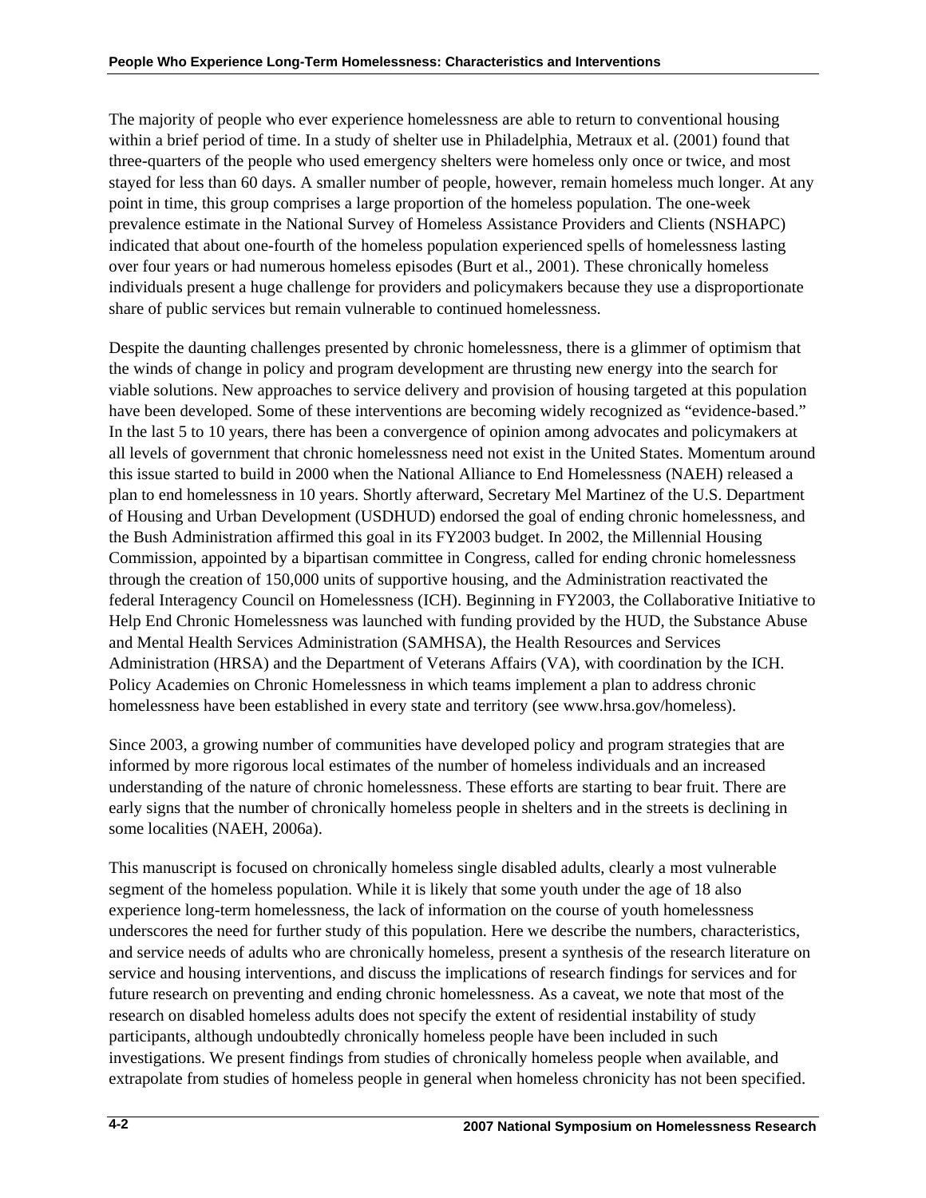The majority of people who ever experience homelessness are able to return to conventional housing within a brief period of time. In a study of shelter use in Philadelphia, Metraux et al. (2001) found that three-quarters of the people who used emergency shelters were homeless only once or twice, and most stayed for less than 60 days. A smaller number of people, however, remain homeless much longer. At any point in time, this group comprises a large proportion of the homeless population. The one-week prevalence estimate in the National Survey of Homeless Assistance Providers and Clients (NSHAPC) indicated that about one-fourth of the homeless population experienced spells of homelessness lasting over four years or had numerous homeless episodes (Burt et al., 2001). These chronically homeless individuals present a huge challenge for providers and policymakers because they use a disproportionate share of public services but remain vulnerable to continued homelessness.

Despite the daunting challenges presented by chronic homelessness, there is a glimmer of optimism that the winds of change in policy and program development are thrusting new energy into the search for viable solutions. New approaches to service delivery and provision of housing targeted at this population have been developed. Some of these interventions are becoming widely recognized as "evidence-based." In the last 5 to 10 years, there has been a convergence of opinion among advocates and policymakers at all levels of government that chronic homelessness need not exist in the United States. Momentum around this issue started to build in 2000 when the National Alliance to End Homelessness (NAEH) released a plan to end homelessness in 10 years. Shortly afterward, Secretary Mel Martinez of the U.S. Department of Housing and Urban Development (USDHUD) endorsed the goal of ending chronic homelessness, and the Bush Administration affirmed this goal in its FY2003 budget. In 2002, the Millennial Housing Commission, appointed by a bipartisan committee in Congress, called for ending chronic homelessness through the creation of 150,000 units of supportive housing, and the Administration reactivated the federal Interagency Council on Homelessness (ICH). Beginning in FY2003, the Collaborative Initiative to Help End Chronic Homelessness was launched with funding provided by the HUD, the Substance Abuse and Mental Health Services Administration (SAMHSA), the Health Resources and Services Administration (HRSA) and the Department of Veterans Affairs (VA), with coordination by the ICH. Policy Academies on Chronic Homelessness in which teams implement a plan to address chronic homelessness have been established in every state and territory (see www.hrsa.gov/homeless).

Since 2003, a growing number of communities have developed policy and program strategies that are informed by more rigorous local estimates of the number of homeless individuals and an increased understanding of the nature of chronic homelessness. These efforts are starting to bear fruit. There are early signs that the number of chronically homeless people in shelters and in the streets is declining in some localities (NAEH, 2006a).

This manuscript is focused on chronically homeless single disabled adults, clearly a most vulnerable segment of the homeless population. While it is likely that some youth under the age of 18 also experience long-term homelessness, the lack of information on the course of youth homelessness underscores the need for further study of this population. Here we describe the numbers, characteristics, and service needs of adults who are chronically homeless, present a synthesis of the research literature on service and housing interventions, and discuss the implications of research findings for services and for future research on preventing and ending chronic homelessness. As a caveat, we note that most of the research on disabled homeless adults does not specify the extent of residential instability of study participants, although undoubtedly chronically homeless people have been included in such investigations. We present findings from studies of chronically homeless people when available, and extrapolate from studies of homeless people in general when homeless chronicity has not been specified.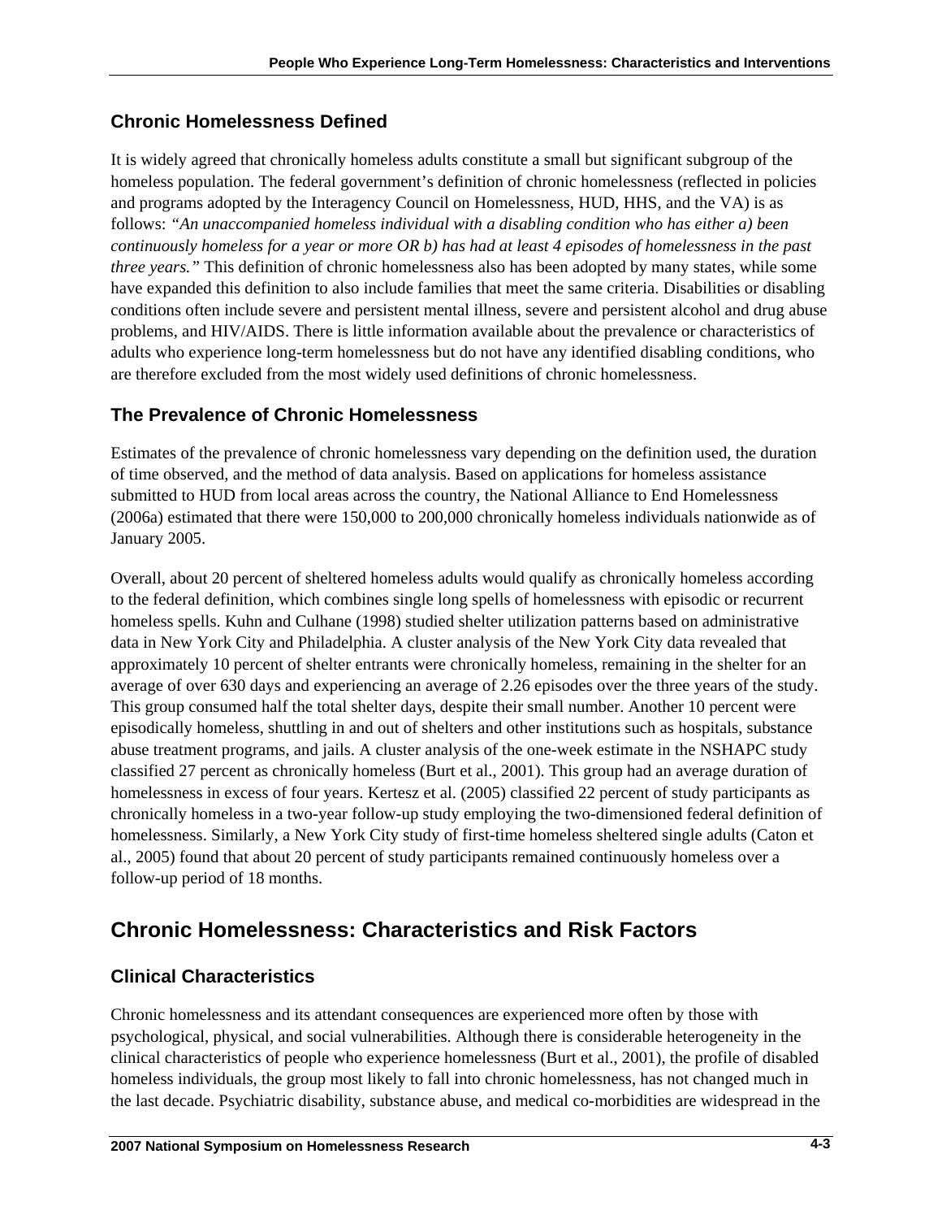## Chronic Homelessness Defined

It is widely agreed that chronically homeless adults constitute a small but significant subgroup of the homeless population. The federal government's definition of chronic homelessness (reflected in policies and programs adopted by the Interagency Council on Homelessness, HUD, HHS, and the VA) is as follows: *"An unaccompanied homeless individual with a disabling condition who has either a) been continuously homeless for a year or more OR b) has had at least 4 episodes of homelessness in the past three years."* This definition of chronic homelessness also has been adopted by many states, while some have expanded this definition to also include families that meet the same criteria. Disabilities or disabling conditions often include severe and persistent mental illness, severe and persistent alcohol and drug abuse problems, and HIV/AIDS. There is little information available about the prevalence or characteristics of adults who experience long-term homelessness but do not have any identified disabling conditions, who are therefore excluded from the most widely used definitions of chronic homelessness.

## The Prevalence of Chronic Homelessness

Estimates of the prevalence of chronic homelessness vary depending on the definition used, the duration of time observed, and the method of data analysis. Based on applications for homeless assistance submitted to HUD from local areas across the country, the National Alliance to End Homelessness (2006a) estimated that there were 150,000 to 200,000 chronically homeless individuals nationwide as of January 2005.

Overall, about 20 percent of sheltered homeless adults would qualify as chronically homeless according to the federal definition, which combines single long spells of homelessness with episodic or recurrent homeless spells. Kuhn and Culhane (1998) studied shelter utilization patterns based on administrative data in New York City and Philadelphia. A cluster analysis of the New York City data revealed that approximately 10 percent of shelter entrants were chronically homeless, remaining in the shelter for an average of over 630 days and experiencing an average of 2.26 episodes over the three years of the study. This group consumed half the total shelter days, despite their small number. Another 10 percent were episodically homeless, shuttling in and out of shelters and other institutions such as hospitals, substance abuse treatment programs, and jails. A cluster analysis of the one-week estimate in the NSHAPC study classified 27 percent as chronically homeless (Burt et al., 2001). This group had an average duration of homelessness in excess of four years. Kertesz et al. (2005) classified 22 percent of study participants as chronically homeless in a two-year follow-up study employing the two-dimensioned federal definition of homelessness. Similarly, a New York City study of first-time homeless sheltered single adults (Caton et al., 2005) found that about 20 percent of study participants remained continuously homeless over a follow-up period of 18 months.

# Chronic Homelessness: Characteristics and Risk Factors

## Clinical Characteristics

Chronic homelessness and its attendant consequences are experienced more often by those with psychological, physical, and social vulnerabilities. Although there is considerable heterogeneity in the clinical characteristics of people who experience homelessness (Burt et al., 2001), the profile of disabled homeless individuals, the group most likely to fall into chronic homelessness, has not changed much in the last decade. Psychiatric disability, substance abuse, and medical co-morbidities are widespread in the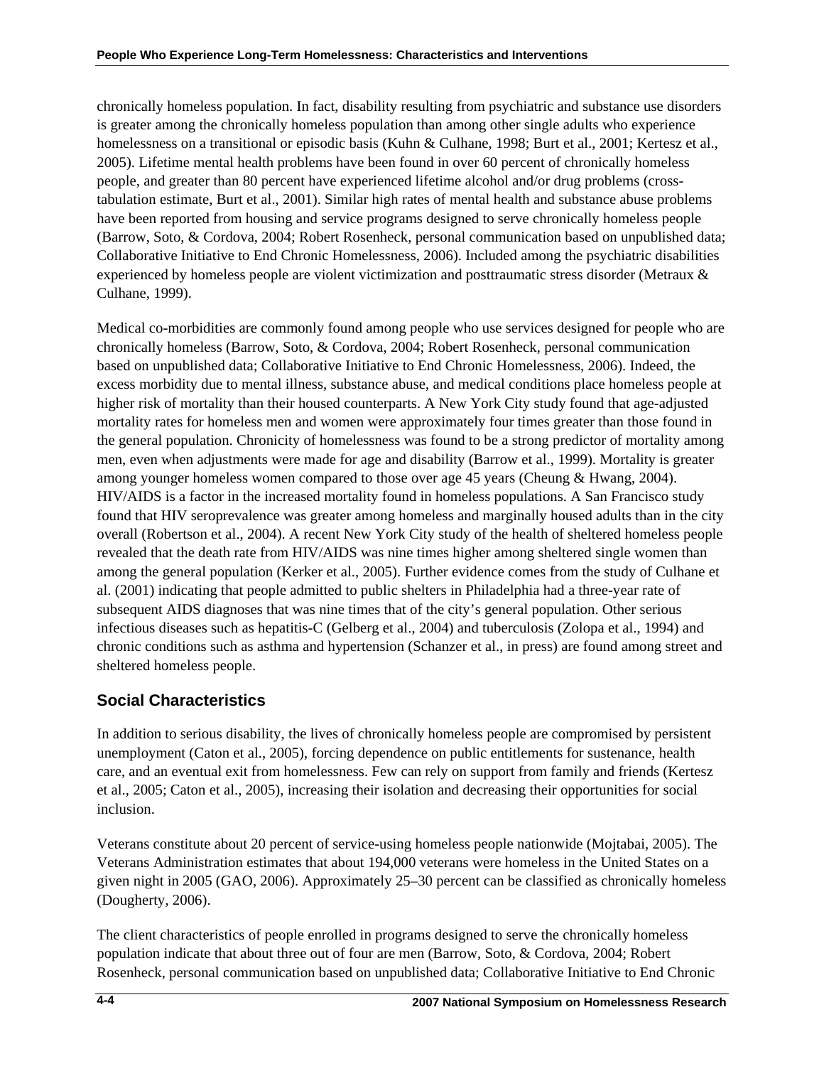chronically homeless population. In fact, disability resulting from psychiatric and substance use disorders is greater among the chronically homeless population than among other single adults who experience homelessness on a transitional or episodic basis (Kuhn & Culhane, 1998; Burt et al., 2001; Kertesz et al., 2005). Lifetime mental health problems have been found in over 60 percent of chronically homeless people, and greater than 80 percent have experienced lifetime alcohol and/or drug problems (cross-tabulation estimate, Burt et al., 2001). Similar high rates of mental health and substance abuse problems have been reported from housing and service programs designed to serve chronically homeless people (Barrow, Soto, & Cordova, 2004; Robert Rosenheck, personal communication based on unpublished data; Collaborative Initiative to End Chronic Homelessness, 2006). Included among the psychiatric disabilities experienced by homeless people are violent victimization and posttraumatic stress disorder (Metraux & Culhane, 1999).

Medical co-morbidities are commonly found among people who use services designed for people who are chronically homeless (Barrow, Soto, & Cordova, 2004; Robert Rosenheck, personal communication based on unpublished data; Collaborative Initiative to End Chronic Homelessness, 2006). Indeed, the excess morbidity due to mental illness, substance abuse, and medical conditions place homeless people at higher risk of mortality than their housed counterparts. A New York City study found that age-adjusted mortality rates for homeless men and women were approximately four times greater than those found in the general population. Chronicity of homelessness was found to be a strong predictor of mortality among men, even when adjustments were made for age and disability (Barrow et al., 1999). Mortality is greater among younger homeless women compared to those over age 45 years (Cheung & Hwang, 2004). HIV/AIDS is a factor in the increased mortality found in homeless populations. A San Francisco study found that HIV seroprevalence was greater among homeless and marginally housed adults than in the city overall (Robertson et al., 2004). A recent New York City study of the health of sheltered homeless people revealed that the death rate from HIV/AIDS was nine times higher among sheltered single women than among the general population (Kerker et al., 2005). Further evidence comes from the study of Culhane et al. (2001) indicating that people admitted to public shelters in Philadelphia had a three-year rate of subsequent AIDS diagnoses that was nine times that of the city's general population. Other serious infectious diseases such as hepatitis-C (Gelberg et al., 2004) and tuberculosis (Zolopa et al., 1994) and chronic conditions such as asthma and hypertension (Schanzer et al., in press) are found among street and sheltered homeless people.

## Social Characteristics

In addition to serious disability, the lives of chronically homeless people are compromised by persistent unemployment (Caton et al., 2005), forcing dependence on public entitlements for sustenance, health care, and an eventual exit from homelessness. Few can rely on support from family and friends (Kertesz et al., 2005; Caton et al., 2005), increasing their isolation and decreasing their opportunities for social inclusion.

Veterans constitute about 20 percent of service-using homeless people nationwide (Mojtabai, 2005). The Veterans Administration estimates that about 194,000 veterans were homeless in the United States on a given night in 2005 (GAO, 2006). Approximately 25–30 percent can be classified as chronically homeless (Dougherty, 2006).

The client characteristics of people enrolled in programs designed to serve the chronically homeless population indicate that about three out of four are men (Barrow, Soto, & Cordova, 2004; Robert Rosenheck, personal communication based on unpublished data; Collaborative Initiative to End Chronic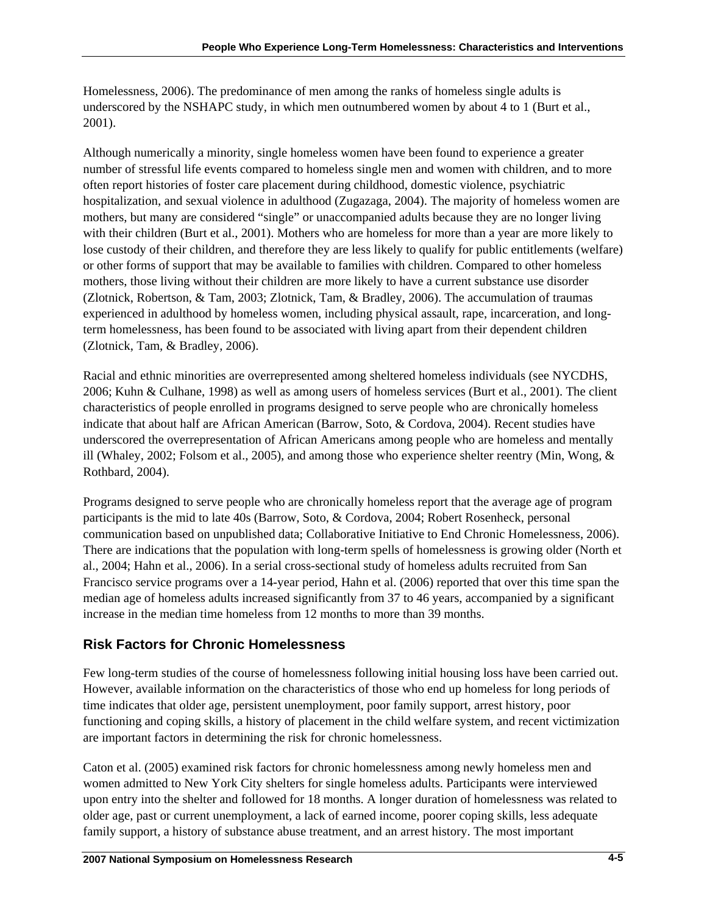Homelessness, 2006). The predominance of men among the ranks of homeless single adults is underscored by the NSHAPC study, in which men outnumbered women by about 4 to 1 (Burt et al., 2001).

Although numerically a minority, single homeless women have been found to experience a greater number of stressful life events compared to homeless single men and women with children, and to more often report histories of foster care placement during childhood, domestic violence, psychiatric hospitalization, and sexual violence in adulthood (Zugazaga, 2004). The majority of homeless women are mothers, but many are considered "single" or unaccompanied adults because they are no longer living with their children (Burt et al., 2001). Mothers who are homeless for more than a year are more likely to lose custody of their children, and therefore they are less likely to qualify for public entitlements (welfare) or other forms of support that may be available to families with children. Compared to other homeless mothers, those living without their children are more likely to have a current substance use disorder (Zlotnick, Robertson, & Tam, 2003; Zlotnick, Tam, & Bradley, 2006). The accumulation of traumas experienced in adulthood by homeless women, including physical assault, rape, incarceration, and long-term homelessness, has been found to be associated with living apart from their dependent children (Zlotnick, Tam, & Bradley, 2006).

Racial and ethnic minorities are overrepresented among sheltered homeless individuals (see NYCDHS, 2006; Kuhn & Culhane, 1998) as well as among users of homeless services (Burt et al., 2001). The client characteristics of people enrolled in programs designed to serve people who are chronically homeless indicate that about half are African American (Barrow, Soto, & Cordova, 2004). Recent studies have underscored the overrepresentation of African Americans among people who are homeless and mentally ill (Whaley, 2002; Folsom et al., 2005), and among those who experience shelter reentry (Min, Wong, & Rothbard, 2004).

Programs designed to serve people who are chronically homeless report that the average age of program participants is the mid to late 40s (Barrow, Soto, & Cordova, 2004; Robert Rosenheck, personal communication based on unpublished data; Collaborative Initiative to End Chronic Homelessness, 2006). There are indications that the population with long-term spells of homelessness is growing older (North et al., 2004; Hahn et al., 2006). In a serial cross-sectional study of homeless adults recruited from San Francisco service programs over a 14-year period, Hahn et al. (2006) reported that over this time span the median age of homeless adults increased significantly from 37 to 46 years, accompanied by a significant increase in the median time homeless from 12 months to more than 39 months.

## Risk Factors for Chronic Homelessness

Few long-term studies of the course of homelessness following initial housing loss have been carried out. However, available information on the characteristics of those who end up homeless for long periods of time indicates that older age, persistent unemployment, poor family support, arrest history, poor functioning and coping skills, a history of placement in the child welfare system, and recent victimization are important factors in determining the risk for chronic homelessness.

Caton et al. (2005) examined risk factors for chronic homelessness among newly homeless men and women admitted to New York City shelters for single homeless adults. Participants were interviewed upon entry into the shelter and followed for 18 months. A longer duration of homelessness was related to older age, past or current unemployment, a lack of earned income, poorer coping skills, less adequate family support, a history of substance abuse treatment, and an arrest history. The most important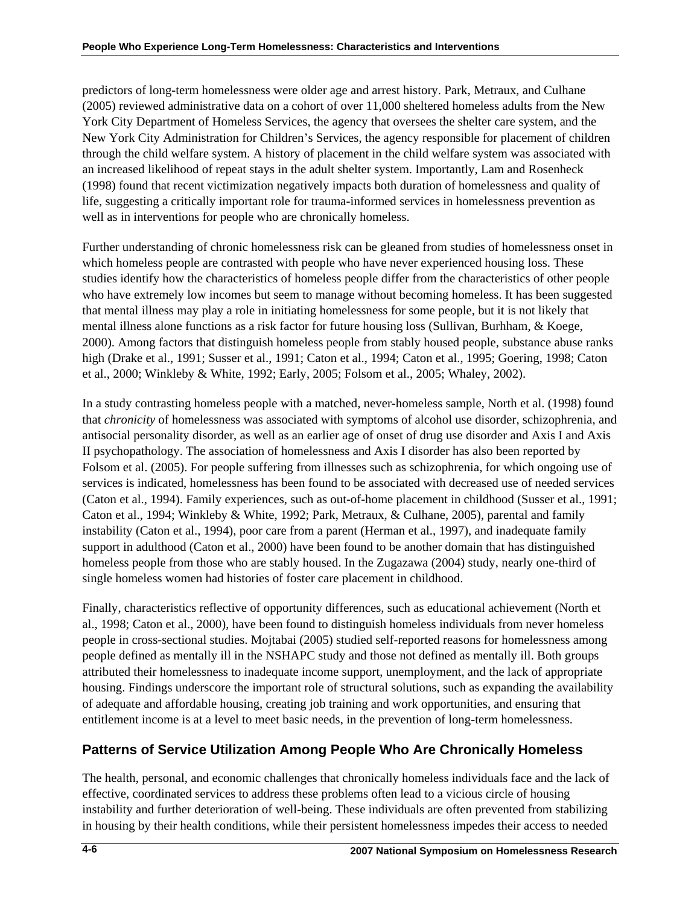predictors of long-term homelessness were older age and arrest history. Park, Metraux, and Culhane (2005) reviewed administrative data on a cohort of over 11,000 sheltered homeless adults from the New York City Department of Homeless Services, the agency that oversees the shelter care system, and the New York City Administration for Children's Services, the agency responsible for placement of children through the child welfare system. A history of placement in the child welfare system was associated with an increased likelihood of repeat stays in the adult shelter system. Importantly, Lam and Rosenheck (1998) found that recent victimization negatively impacts both duration of homelessness and quality of life, suggesting a critically important role for trauma-informed services in homelessness prevention as well as in interventions for people who are chronically homeless.

Further understanding of chronic homelessness risk can be gleaned from studies of homelessness onset in which homeless people are contrasted with people who have never experienced housing loss. These studies identify how the characteristics of homeless people differ from the characteristics of other people who have extremely low incomes but seem to manage without becoming homeless. It has been suggested that mental illness may play a role in initiating homelessness for some people, but it is not likely that mental illness alone functions as a risk factor for future housing loss (Sullivan, Burhham, & Koege, 2000). Among factors that distinguish homeless people from stably housed people, substance abuse ranks high (Drake et al., 1991; Susser et al., 1991; Caton et al., 1994; Caton et al., 1995; Goering, 1998; Caton et al., 2000; Winkleby & White, 1992; Early, 2005; Folsom et al., 2005; Whaley, 2002).

In a study contrasting homeless people with a matched, never-homeless sample, North et al. (1998) found that *chronicity* of homelessness was associated with symptoms of alcohol use disorder, schizophrenia, and antisocial personality disorder, as well as an earlier age of onset of drug use disorder and Axis I and Axis II psychopathology. The association of homelessness and Axis I disorder has also been reported by Folsom et al. (2005). For people suffering from illnesses such as schizophrenia, for which ongoing use of services is indicated, homelessness has been found to be associated with decreased use of needed services (Caton et al., 1994). Family experiences, such as out-of-home placement in childhood (Susser et al., 1991; Caton et al., 1994; Winkleby & White, 1992; Park, Metraux, & Culhane, 2005), parental and family instability (Caton et al., 1994), poor care from a parent (Herman et al., 1997), and inadequate family support in adulthood (Caton et al., 2000) have been found to be another domain that has distinguished homeless people from those who are stably housed. In the Zugazawa (2004) study, nearly one-third of single homeless women had histories of foster care placement in childhood.

Finally, characteristics reflective of opportunity differences, such as educational achievement (North et al., 1998; Caton et al., 2000), have been found to distinguish homeless individuals from never homeless people in cross-sectional studies. Mojtabai (2005) studied self-reported reasons for homelessness among people defined as mentally ill in the NSHAPC study and those not defined as mentally ill. Both groups attributed their homelessness to inadequate income support, unemployment, and the lack of appropriate housing. Findings underscore the important role of structural solutions, such as expanding the availability of adequate and affordable housing, creating job training and work opportunities, and ensuring that entitlement income is at a level to meet basic needs, in the prevention of long-term homelessness.

## Patterns of Service Utilization Among People Who Are Chronically Homeless

The health, personal, and economic challenges that chronically homeless individuals face and the lack of effective, coordinated services to address these problems often lead to a vicious circle of housing instability and further deterioration of well-being. These individuals are often prevented from stabilizing in housing by their health conditions, while their persistent homelessness impedes their access to needed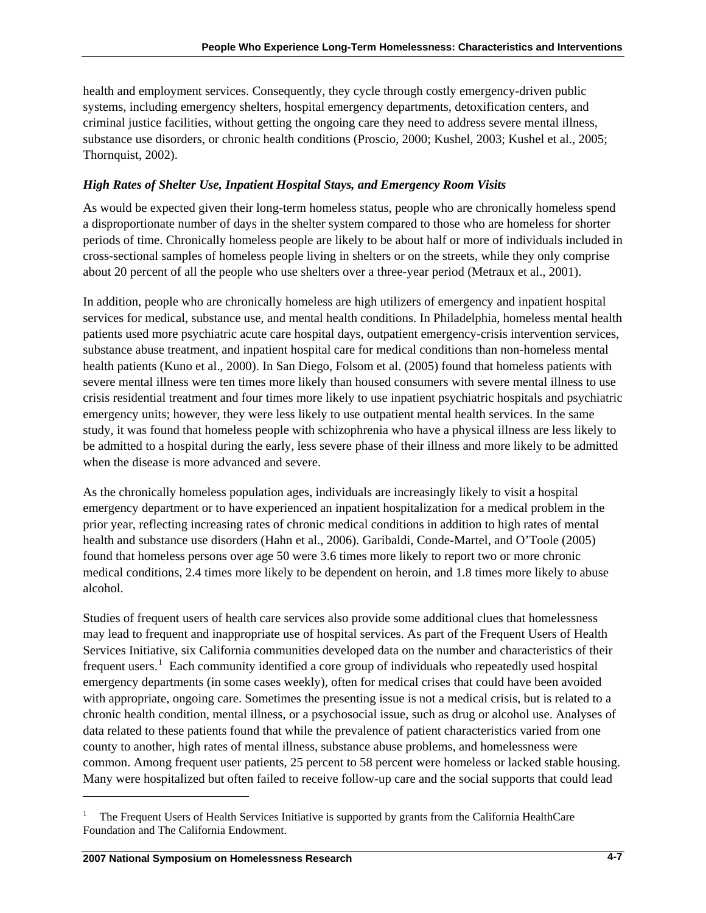health and employment services. Consequently, they cycle through costly emergency-driven public systems, including emergency shelters, hospital emergency departments, detoxification centers, and criminal justice facilities, without getting the ongoing care they need to address severe mental illness, substance use disorders, or chronic health conditions (Proscio, 2000; Kushel, 2003; Kushel et al., 2005; Thornquist, 2002).

### *High Rates of Shelter Use, Inpatient Hospital Stays, and Emergency Room Visits*

As would be expected given their long-term homeless status, people who are chronically homeless spend a disproportionate number of days in the shelter system compared to those who are homeless for shorter periods of time. Chronically homeless people are likely to be about half or more of individuals included in cross-sectional samples of homeless people living in shelters or on the streets, while they only comprise about 20 percent of all the people who use shelters over a three-year period (Metraux et al., 2001).

In addition, people who are chronically homeless are high utilizers of emergency and inpatient hospital services for medical, substance use, and mental health conditions. In Philadelphia, homeless mental health patients used more psychiatric acute care hospital days, outpatient emergency-crisis intervention services, substance abuse treatment, and inpatient hospital care for medical conditions than non-homeless mental health patients (Kuno et al., 2000). In San Diego, Folsom et al. (2005) found that homeless patients with severe mental illness were ten times more likely than housed consumers with severe mental illness to use crisis residential treatment and four times more likely to use inpatient psychiatric hospitals and psychiatric emergency units; however, they were less likely to use outpatient mental health services. In the same study, it was found that homeless people with schizophrenia who have a physical illness are less likely to be admitted to a hospital during the early, less severe phase of their illness and more likely to be admitted when the disease is more advanced and severe.

As the chronically homeless population ages, individuals are increasingly likely to visit a hospital emergency department or to have experienced an inpatient hospitalization for a medical problem in the prior year, reflecting increasing rates of chronic medical conditions in addition to high rates of mental health and substance use disorders (Hahn et al., 2006). Garibaldi, Conde-Martel, and O'Toole (2005) found that homeless persons over age 50 were 3.6 times more likely to report two or more chronic medical conditions, 2.4 times more likely to be dependent on heroin, and 1.8 times more likely to abuse alcohol.

Studies of frequent users of health care services also provide some additional clues that homelessness may lead to frequent and inappropriate use of hospital services. As part of the Frequent Users of Health Services Initiative, six California communities developed data on the number and characteristics of their frequent users.[1] Each community identified a core group of individuals who repeatedly used hospital emergency departments (in some cases weekly), often for medical crises that could have been avoided with appropriate, ongoing care. Sometimes the presenting issue is not a medical crisis, but is related to a chronic health condition, mental illness, or a psychosocial issue, such as drug or alcohol use. Analyses of data related to these patients found that while the prevalence of patient characteristics varied from one county to another, high rates of mental illness, substance abuse problems, and homelessness were common. Among frequent user patients, 25 percent to 58 percent were homeless or lacked stable housing. Many were hospitalized but often failed to receive follow-up care and the social supports that could lead

---

[1] The Frequent Users of Health Services Initiative is supported by grants from the California HealthCare Foundation and The California Endowment.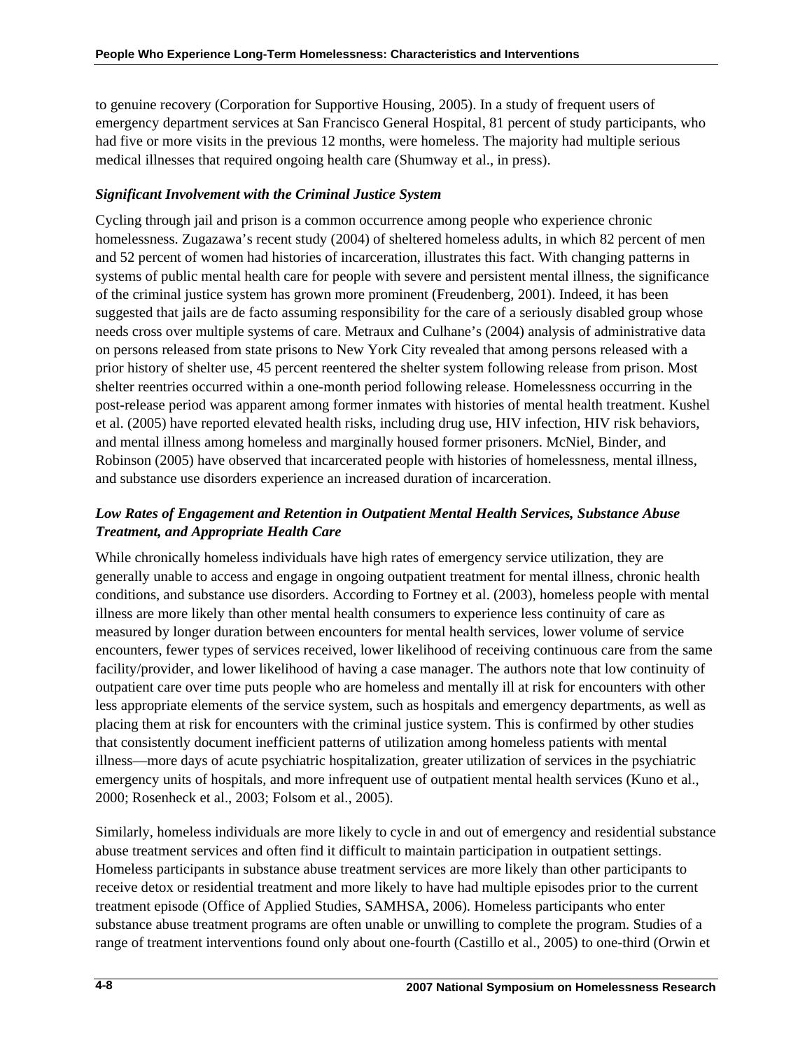to genuine recovery (Corporation for Supportive Housing, 2005). In a study of frequent users of emergency department services at San Francisco General Hospital, 81 percent of study participants, who had five or more visits in the previous 12 months, were homeless. The majority had multiple serious medical illnesses that required ongoing health care (Shumway et al., in press).

### *Significant Involvement with the Criminal Justice System*

Cycling through jail and prison is a common occurrence among people who experience chronic homelessness. Zugazawa's recent study (2004) of sheltered homeless adults, in which 82 percent of men and 52 percent of women had histories of incarceration, illustrates this fact. With changing patterns in systems of public mental health care for people with severe and persistent mental illness, the significance of the criminal justice system has grown more prominent (Freudenberg, 2001). Indeed, it has been suggested that jails are de facto assuming responsibility for the care of a seriously disabled group whose needs cross over multiple systems of care. Metraux and Culhane's (2004) analysis of administrative data on persons released from state prisons to New York City revealed that among persons released with a prior history of shelter use, 45 percent reentered the shelter system following release from prison. Most shelter reentries occurred within a one-month period following release. Homelessness occurring in the post-release period was apparent among former inmates with histories of mental health treatment. Kushel et al. (2005) have reported elevated health risks, including drug use, HIV infection, HIV risk behaviors, and mental illness among homeless and marginally housed former prisoners. McNiel, Binder, and Robinson (2005) have observed that incarcerated people with histories of homelessness, mental illness, and substance use disorders experience an increased duration of incarceration.

### *Low Rates of Engagement and Retention in Outpatient Mental Health Services, Substance Abuse Treatment, and Appropriate Health Care*

While chronically homeless individuals have high rates of emergency service utilization, they are generally unable to access and engage in ongoing outpatient treatment for mental illness, chronic health conditions, and substance use disorders. According to Fortney et al. (2003), homeless people with mental illness are more likely than other mental health consumers to experience less continuity of care as measured by longer duration between encounters for mental health services, lower volume of service encounters, fewer types of services received, lower likelihood of receiving continuous care from the same facility/provider, and lower likelihood of having a case manager. The authors note that low continuity of outpatient care over time puts people who are homeless and mentally ill at risk for encounters with other less appropriate elements of the service system, such as hospitals and emergency departments, as well as placing them at risk for encounters with the criminal justice system. This is confirmed by other studies that consistently document inefficient patterns of utilization among homeless patients with mental illness—more days of acute psychiatric hospitalization, greater utilization of services in the psychiatric emergency units of hospitals, and more infrequent use of outpatient mental health services (Kuno et al., 2000; Rosenheck et al., 2003; Folsom et al., 2005).

Similarly, homeless individuals are more likely to cycle in and out of emergency and residential substance abuse treatment services and often find it difficult to maintain participation in outpatient settings. Homeless participants in substance abuse treatment services are more likely than other participants to receive detox or residential treatment and more likely to have had multiple episodes prior to the current treatment episode (Office of Applied Studies, SAMHSA, 2006). Homeless participants who enter substance abuse treatment programs are often unable or unwilling to complete the program. Studies of a range of treatment interventions found only about one-fourth (Castillo et al., 2005) to one-third (Orwin et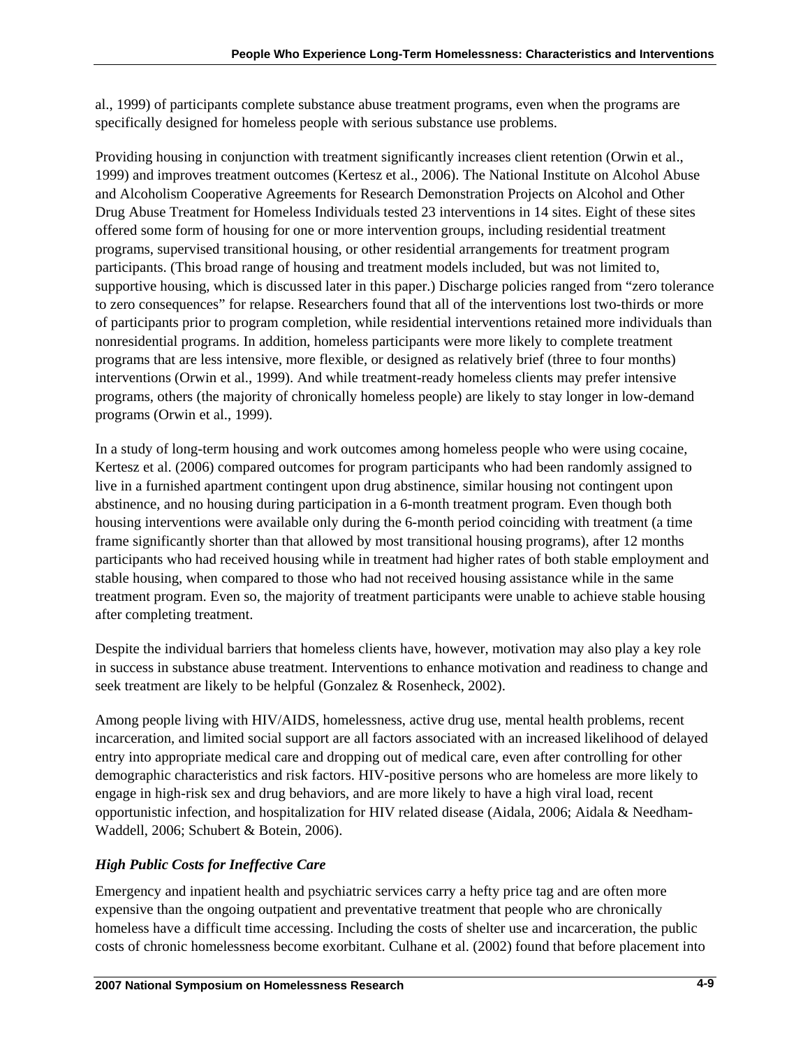al., 1999) of participants complete substance abuse treatment programs, even when the programs are specifically designed for homeless people with serious substance use problems.

Providing housing in conjunction with treatment significantly increases client retention (Orwin et al., 1999) and improves treatment outcomes (Kertesz et al., 2006). The National Institute on Alcohol Abuse and Alcoholism Cooperative Agreements for Research Demonstration Projects on Alcohol and Other Drug Abuse Treatment for Homeless Individuals tested 23 interventions in 14 sites. Eight of these sites offered some form of housing for one or more intervention groups, including residential treatment programs, supervised transitional housing, or other residential arrangements for treatment program participants. (This broad range of housing and treatment models included, but was not limited to, supportive housing, which is discussed later in this paper.) Discharge policies ranged from "zero tolerance to zero consequences" for relapse. Researchers found that all of the interventions lost two-thirds or more of participants prior to program completion, while residential interventions retained more individuals than nonresidential programs. In addition, homeless participants were more likely to complete treatment programs that are less intensive, more flexible, or designed as relatively brief (three to four months) interventions (Orwin et al., 1999). And while treatment-ready homeless clients may prefer intensive programs, others (the majority of chronically homeless people) are likely to stay longer in low-demand programs (Orwin et al., 1999).

In a study of long-term housing and work outcomes among homeless people who were using cocaine, Kertesz et al. (2006) compared outcomes for program participants who had been randomly assigned to live in a furnished apartment contingent upon drug abstinence, similar housing not contingent upon abstinence, and no housing during participation in a 6-month treatment program. Even though both housing interventions were available only during the 6-month period coinciding with treatment (a time frame significantly shorter than that allowed by most transitional housing programs), after 12 months participants who had received housing while in treatment had higher rates of both stable employment and stable housing, when compared to those who had not received housing assistance while in the same treatment program. Even so, the majority of treatment participants were unable to achieve stable housing after completing treatment.

Despite the individual barriers that homeless clients have, however, motivation may also play a key role in success in substance abuse treatment. Interventions to enhance motivation and readiness to change and seek treatment are likely to be helpful (Gonzalez & Rosenheck, 2002).

Among people living with HIV/AIDS, homelessness, active drug use, mental health problems, recent incarceration, and limited social support are all factors associated with an increased likelihood of delayed entry into appropriate medical care and dropping out of medical care, even after controlling for other demographic characteristics and risk factors. HIV-positive persons who are homeless are more likely to engage in high-risk sex and drug behaviors, and are more likely to have a high viral load, recent opportunistic infection, and hospitalization for HIV related disease (Aidala, 2006; Aidala & Needham-Waddell, 2006; Schubert & Botein, 2006).

### *High Public Costs for Ineffective Care*

Emergency and inpatient health and psychiatric services carry a hefty price tag and are often more expensive than the ongoing outpatient and preventative treatment that people who are chronically homeless have a difficult time accessing. Including the costs of shelter use and incarceration, the public costs of chronic homelessness become exorbitant. Culhane et al. (2002) found that before placement into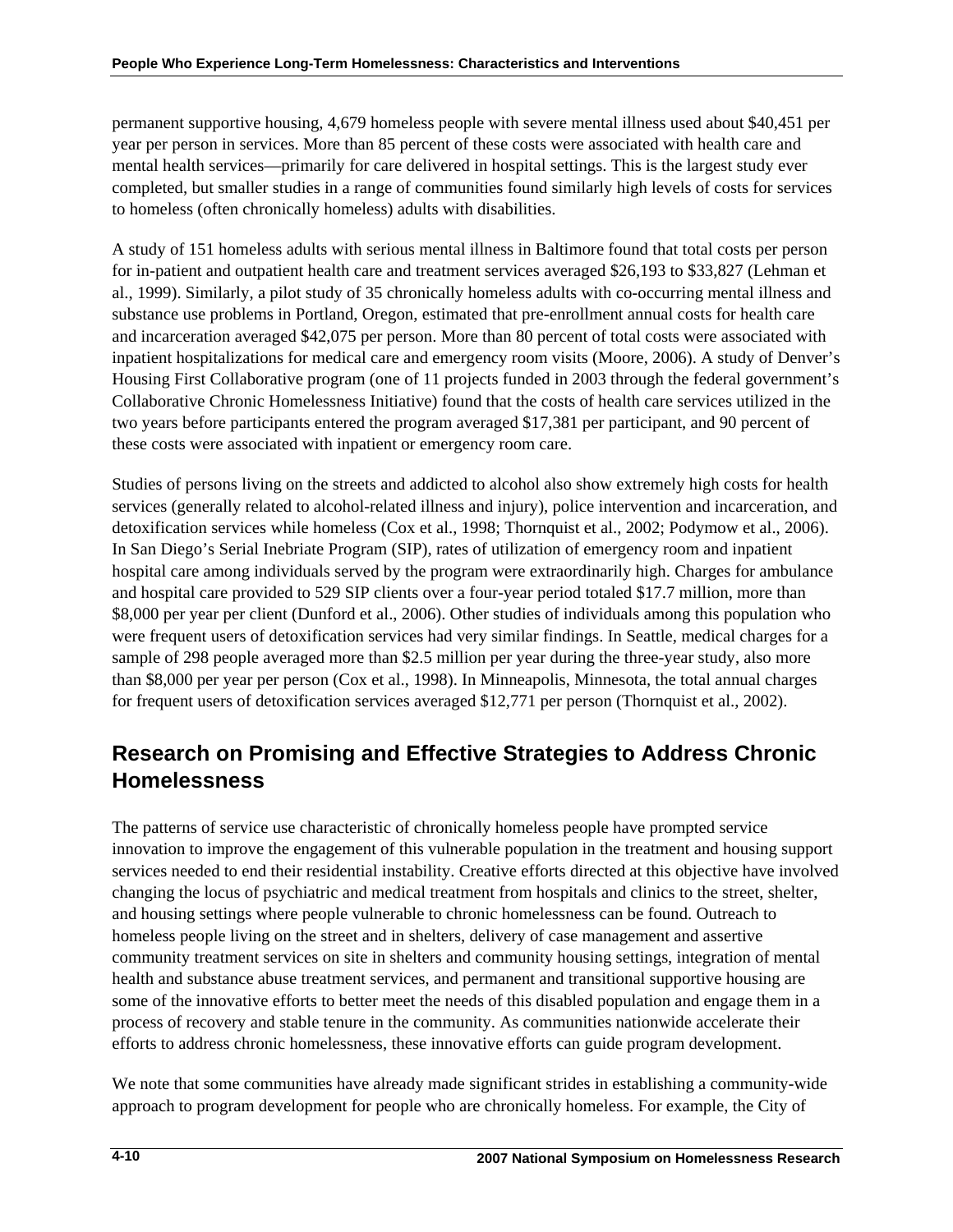permanent supportive housing, 4,679 homeless people with severe mental illness used about $40,451 per year per person in services. More than 85 percent of these costs were associated with health care and mental health services—primarily for care delivered in hospital settings. This is the largest study ever completed, but smaller studies in a range of communities found similarly high levels of costs for services to homeless (often chronically homeless) adults with disabilities.

A study of 151 homeless adults with serious mental illness in Baltimore found that total costs per person for in-patient and outpatient health care and treatment services averaged $26,193 to $33,827 (Lehman et al., 1999). Similarly, a pilot study of 35 chronically homeless adults with co-occurring mental illness and substance use problems in Portland, Oregon, estimated that pre-enrollment annual costs for health care and incarceration averaged $42,075 per person. More than 80 percent of total costs were associated with inpatient hospitalizations for medical care and emergency room visits (Moore, 2006). A study of Denver's Housing First Collaborative program (one of 11 projects funded in 2003 through the federal government's Collaborative Chronic Homelessness Initiative) found that the costs of health care services utilized in the two years before participants entered the program averaged $17,381 per participant, and 90 percent of these costs were associated with inpatient or emergency room care.

Studies of persons living on the streets and addicted to alcohol also show extremely high costs for health services (generally related to alcohol-related illness and injury), police intervention and incarceration, and detoxification services while homeless (Cox et al., 1998; Thornquist et al., 2002; Podymow et al., 2006). In San Diego's Serial Inebriate Program (SIP), rates of utilization of emergency room and inpatient hospital care among individuals served by the program were extraordinarily high. Charges for ambulance and hospital care provided to 529 SIP clients over a four-year period totaled $17.7 million, more than $8,000 per year per client (Dunford et al., 2006). Other studies of individuals among this population who were frequent users of detoxification services had very similar findings. In Seattle, medical charges for a sample of 298 people averaged more than $2.5 million per year during the three-year study, also more than $8,000 per year per person (Cox et al., 1998). In Minneapolis, Minnesota, the total annual charges for frequent users of detoxification services averaged $12,771 per person (Thornquist et al., 2002).

## Research on Promising and Effective Strategies to Address Chronic Homelessness

The patterns of service use characteristic of chronically homeless people have prompted service innovation to improve the engagement of this vulnerable population in the treatment and housing support services needed to end their residential instability. Creative efforts directed at this objective have involved changing the locus of psychiatric and medical treatment from hospitals and clinics to the street, shelter, and housing settings where people vulnerable to chronic homelessness can be found. Outreach to homeless people living on the street and in shelters, delivery of case management and assertive community treatment services on site in shelters and community housing settings, integration of mental health and substance abuse treatment services, and permanent and transitional supportive housing are some of the innovative efforts to better meet the needs of this disabled population and engage them in a process of recovery and stable tenure in the community. As communities nationwide accelerate their efforts to address chronic homelessness, these innovative efforts can guide program development.

We note that some communities have already made significant strides in establishing a community-wide approach to program development for people who are chronically homeless. For example, the City of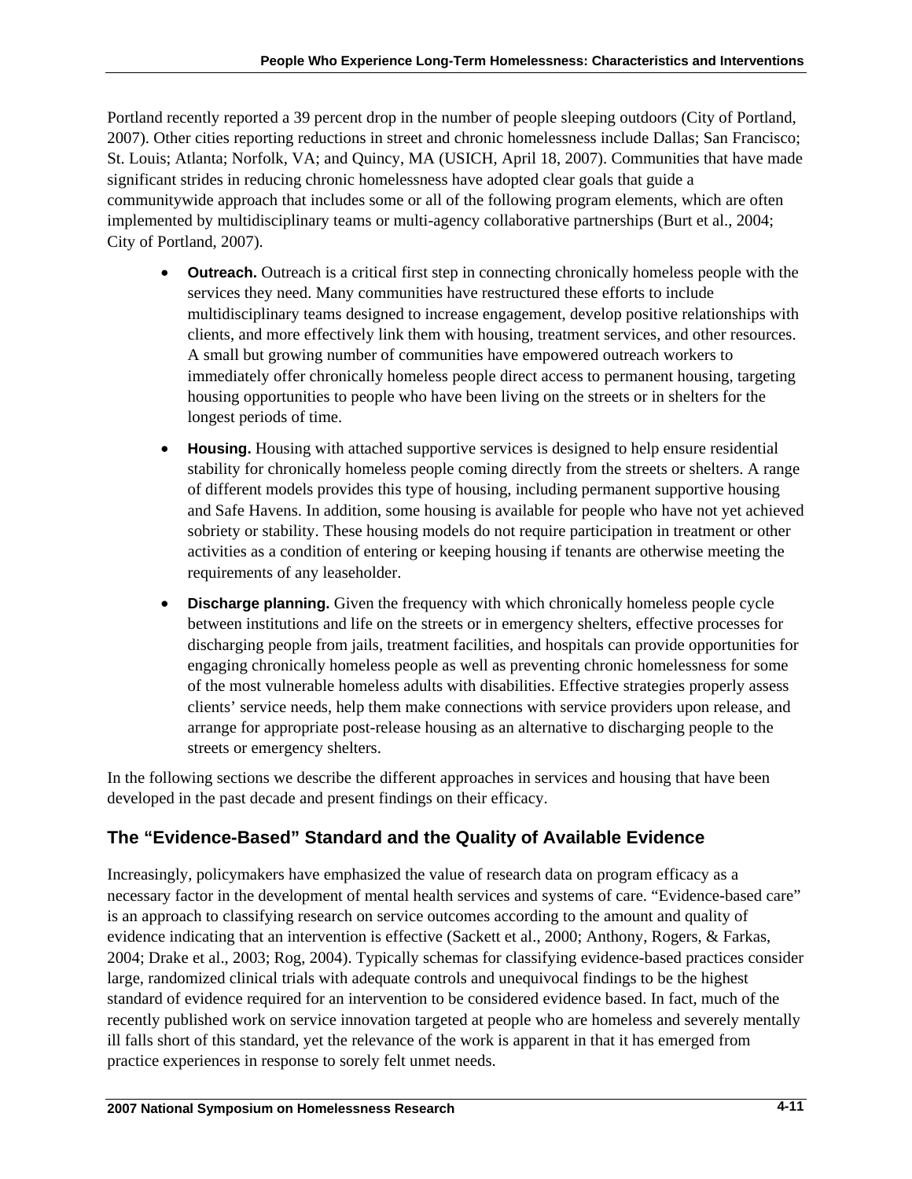Portland recently reported a 39 percent drop in the number of people sleeping outdoors (City of Portland, 2007). Other cities reporting reductions in street and chronic homelessness include Dallas; San Francisco; St. Louis; Atlanta; Norfolk, VA; and Quincy, MA (USICH, April 18, 2007). Communities that have made significant strides in reducing chronic homelessness have adopted clear goals that guide a communitywide approach that includes some or all of the following program elements, which are often implemented by multidisciplinary teams or multi-agency collaborative partnerships (Burt et al., 2004; City of Portland, 2007).

- **Outreach.** Outreach is a critical first step in connecting chronically homeless people with the services they need. Many communities have restructured these efforts to include multidisciplinary teams designed to increase engagement, develop positive relationships with clients, and more effectively link them with housing, treatment services, and other resources. A small but growing number of communities have empowered outreach workers to immediately offer chronically homeless people direct access to permanent housing, targeting housing opportunities to people who have been living on the streets or in shelters for the longest periods of time.
- **Housing.** Housing with attached supportive services is designed to help ensure residential stability for chronically homeless people coming directly from the streets or shelters. A range of different models provides this type of housing, including permanent supportive housing and Safe Havens. In addition, some housing is available for people who have not yet achieved sobriety or stability. These housing models do not require participation in treatment or other activities as a condition of entering or keeping housing if tenants are otherwise meeting the requirements of any leaseholder.
- **Discharge planning.** Given the frequency with which chronically homeless people cycle between institutions and life on the streets or in emergency shelters, effective processes for discharging people from jails, treatment facilities, and hospitals can provide opportunities for engaging chronically homeless people as well as preventing chronic homelessness for some of the most vulnerable homeless adults with disabilities. Effective strategies properly assess clients' service needs, help them make connections with service providers upon release, and arrange for appropriate post-release housing as an alternative to discharging people to the streets or emergency shelters.

In the following sections we describe the different approaches in services and housing that have been developed in the past decade and present findings on their efficacy.

## The "Evidence-Based" Standard and the Quality of Available Evidence

Increasingly, policymakers have emphasized the value of research data on program efficacy as a necessary factor in the development of mental health services and systems of care. "Evidence-based care" is an approach to classifying research on service outcomes according to the amount and quality of evidence indicating that an intervention is effective (Sackett et al., 2000; Anthony, Rogers, & Farkas, 2004; Drake et al., 2003; Rog, 2004). Typically schemas for classifying evidence-based practices consider large, randomized clinical trials with adequate controls and unequivocal findings to be the highest standard of evidence required for an intervention to be considered evidence based. In fact, much of the recently published work on service innovation targeted at people who are homeless and severely mentally ill falls short of this standard, yet the relevance of the work is apparent in that it has emerged from practice experiences in response to sorely felt unmet needs.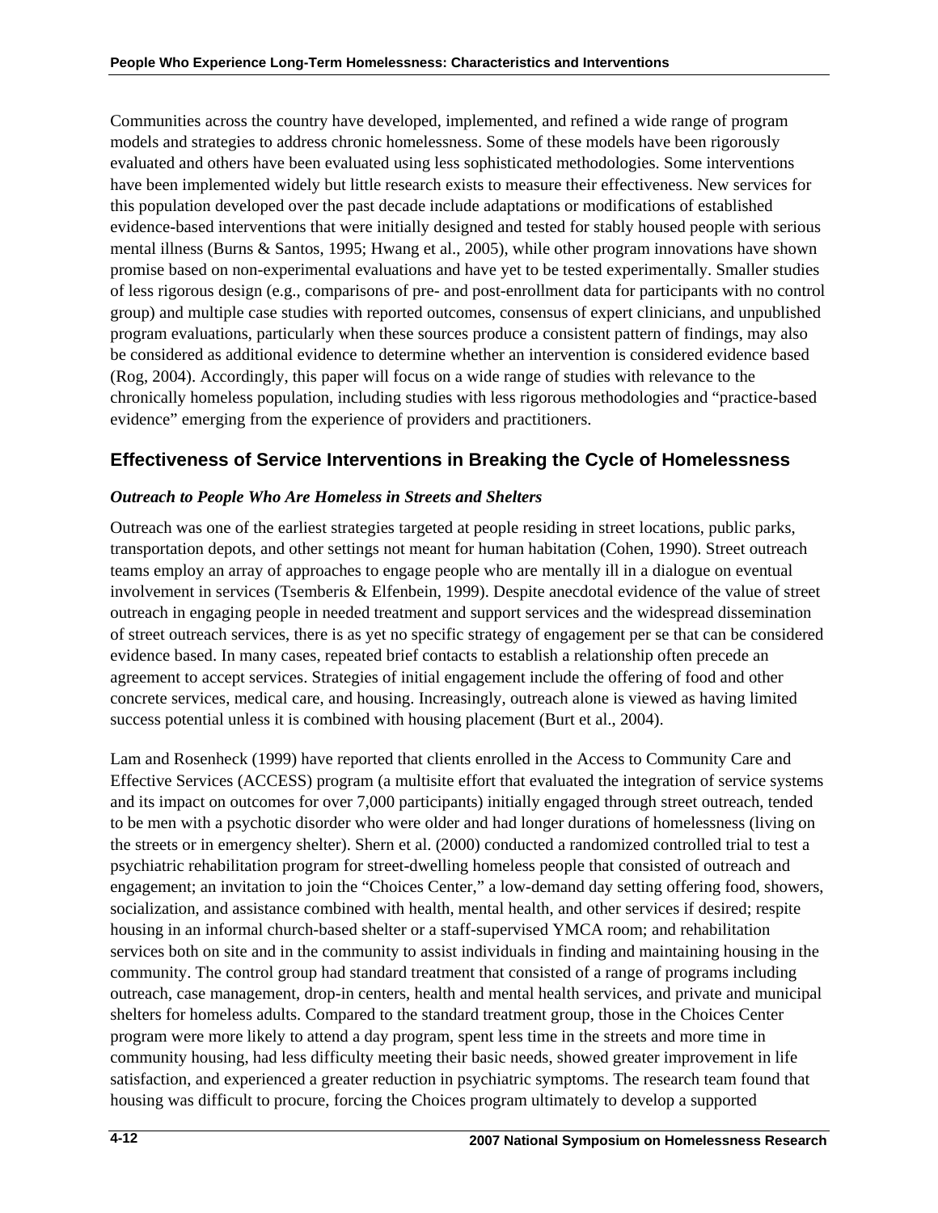Communities across the country have developed, implemented, and refined a wide range of program models and strategies to address chronic homelessness. Some of these models have been rigorously evaluated and others have been evaluated using less sophisticated methodologies. Some interventions have been implemented widely but little research exists to measure their effectiveness. New services for this population developed over the past decade include adaptations or modifications of established evidence-based interventions that were initially designed and tested for stably housed people with serious mental illness (Burns & Santos, 1995; Hwang et al., 2005), while other program innovations have shown promise based on non-experimental evaluations and have yet to be tested experimentally. Smaller studies of less rigorous design (e.g., comparisons of pre- and post-enrollment data for participants with no control group) and multiple case studies with reported outcomes, consensus of expert clinicians, and unpublished program evaluations, particularly when these sources produce a consistent pattern of findings, may also be considered as additional evidence to determine whether an intervention is considered evidence based (Rog, 2004). Accordingly, this paper will focus on a wide range of studies with relevance to the chronically homeless population, including studies with less rigorous methodologies and "practice-based evidence" emerging from the experience of providers and practitioners.

## Effectiveness of Service Interventions in Breaking the Cycle of Homelessness

### *Outreach to People Who Are Homeless in Streets and Shelters*

Outreach was one of the earliest strategies targeted at people residing in street locations, public parks, transportation depots, and other settings not meant for human habitation (Cohen, 1990). Street outreach teams employ an array of approaches to engage people who are mentally ill in a dialogue on eventual involvement in services (Tsemberis & Elfenbein, 1999). Despite anecdotal evidence of the value of street outreach in engaging people in needed treatment and support services and the widespread dissemination of street outreach services, there is as yet no specific strategy of engagement per se that can be considered evidence based. In many cases, repeated brief contacts to establish a relationship often precede an agreement to accept services. Strategies of initial engagement include the offering of food and other concrete services, medical care, and housing. Increasingly, outreach alone is viewed as having limited success potential unless it is combined with housing placement (Burt et al., 2004).

Lam and Rosenheck (1999) have reported that clients enrolled in the Access to Community Care and Effective Services (ACCESS) program (a multisite effort that evaluated the integration of service systems and its impact on outcomes for over 7,000 participants) initially engaged through street outreach, tended to be men with a psychotic disorder who were older and had longer durations of homelessness (living on the streets or in emergency shelter). Shern et al. (2000) conducted a randomized controlled trial to test a psychiatric rehabilitation program for street-dwelling homeless people that consisted of outreach and engagement; an invitation to join the "Choices Center," a low-demand day setting offering food, showers, socialization, and assistance combined with health, mental health, and other services if desired; respite housing in an informal church-based shelter or a staff-supervised YMCA room; and rehabilitation services both on site and in the community to assist individuals in finding and maintaining housing in the community. The control group had standard treatment that consisted of a range of programs including outreach, case management, drop-in centers, health and mental health services, and private and municipal shelters for homeless adults. Compared to the standard treatment group, those in the Choices Center program were more likely to attend a day program, spent less time in the streets and more time in community housing, had less difficulty meeting their basic needs, showed greater improvement in life satisfaction, and experienced a greater reduction in psychiatric symptoms. The research team found that housing was difficult to procure, forcing the Choices program ultimately to develop a supported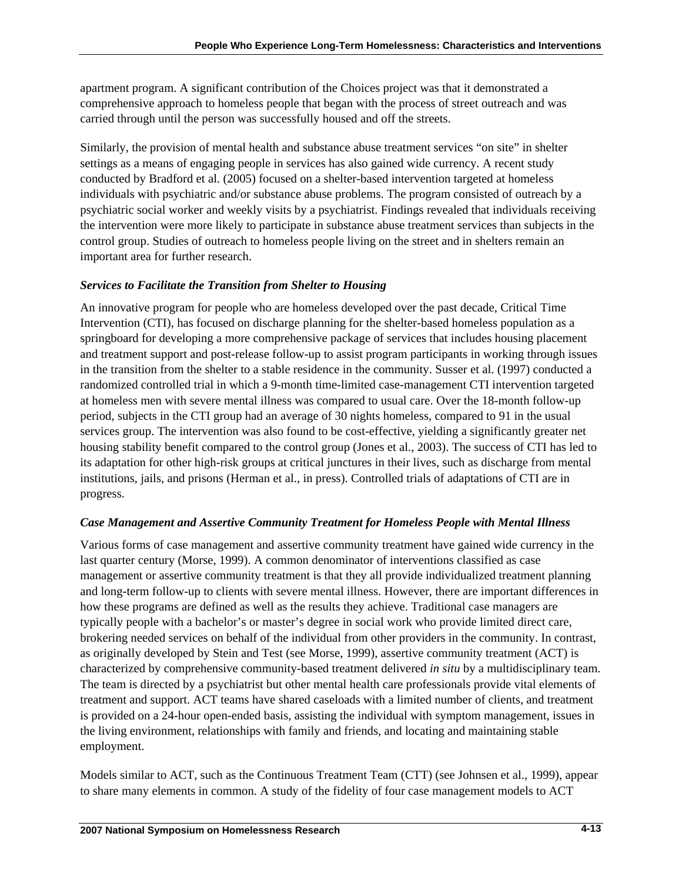apartment program. A significant contribution of the Choices project was that it demonstrated a comprehensive approach to homeless people that began with the process of street outreach and was carried through until the person was successfully housed and off the streets.

Similarly, the provision of mental health and substance abuse treatment services "on site" in shelter settings as a means of engaging people in services has also gained wide currency. A recent study conducted by Bradford et al. (2005) focused on a shelter-based intervention targeted at homeless individuals with psychiatric and/or substance abuse problems. The program consisted of outreach by a psychiatric social worker and weekly visits by a psychiatrist. Findings revealed that individuals receiving the intervention were more likely to participate in substance abuse treatment services than subjects in the control group. Studies of outreach to homeless people living on the street and in shelters remain an important area for further research.

### *Services to Facilitate the Transition from Shelter to Housing*

An innovative program for people who are homeless developed over the past decade, Critical Time Intervention (CTI), has focused on discharge planning for the shelter-based homeless population as a springboard for developing a more comprehensive package of services that includes housing placement and treatment support and post-release follow-up to assist program participants in working through issues in the transition from the shelter to a stable residence in the community. Susser et al. (1997) conducted a randomized controlled trial in which a 9-month time-limited case-management CTI intervention targeted at homeless men with severe mental illness was compared to usual care. Over the 18-month follow-up period, subjects in the CTI group had an average of 30 nights homeless, compared to 91 in the usual services group. The intervention was also found to be cost-effective, yielding a significantly greater net housing stability benefit compared to the control group (Jones et al., 2003). The success of CTI has led to its adaptation for other high-risk groups at critical junctures in their lives, such as discharge from mental institutions, jails, and prisons (Herman et al., in press). Controlled trials of adaptations of CTI are in progress.

### *Case Management and Assertive Community Treatment for Homeless People with Mental Illness*

Various forms of case management and assertive community treatment have gained wide currency in the last quarter century (Morse, 1999). A common denominator of interventions classified as case management or assertive community treatment is that they all provide individualized treatment planning and long-term follow-up to clients with severe mental illness. However, there are important differences in how these programs are defined as well as the results they achieve. Traditional case managers are typically people with a bachelor's or master's degree in social work who provide limited direct care, brokering needed services on behalf of the individual from other providers in the community. In contrast, as originally developed by Stein and Test (see Morse, 1999), assertive community treatment (ACT) is characterized by comprehensive community-based treatment delivered *in situ* by a multidisciplinary team. The team is directed by a psychiatrist but other mental health care professionals provide vital elements of treatment and support. ACT teams have shared caseloads with a limited number of clients, and treatment is provided on a 24-hour open-ended basis, assisting the individual with symptom management, issues in the living environment, relationships with family and friends, and locating and maintaining stable employment.

Models similar to ACT, such as the Continuous Treatment Team (CTT) (see Johnsen et al., 1999), appear to share many elements in common. A study of the fidelity of four case management models to ACT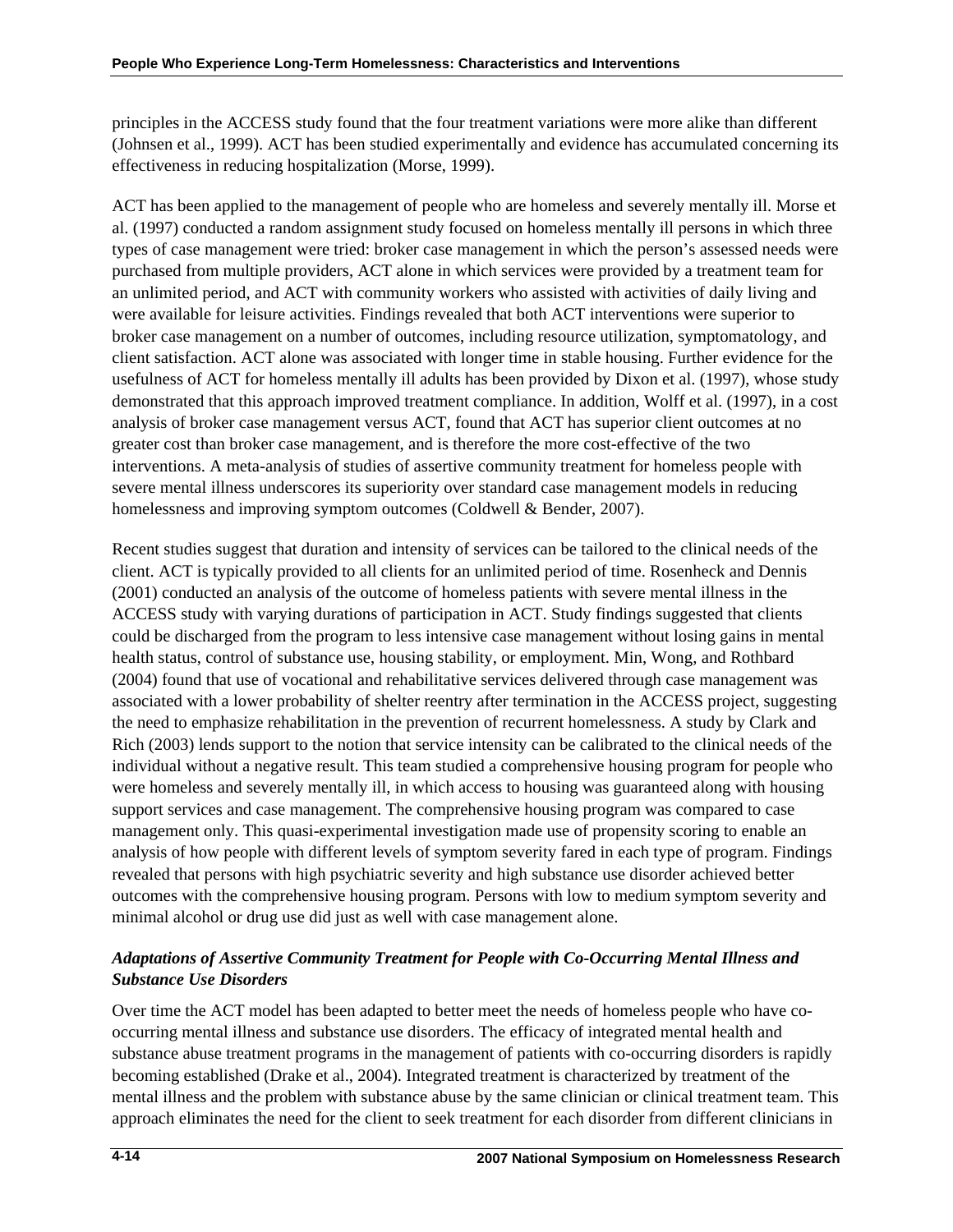principles in the ACCESS study found that the four treatment variations were more alike than different (Johnsen et al., 1999). ACT has been studied experimentally and evidence has accumulated concerning its effectiveness in reducing hospitalization (Morse, 1999).

ACT has been applied to the management of people who are homeless and severely mentally ill. Morse et al. (1997) conducted a random assignment study focused on homeless mentally ill persons in which three types of case management were tried: broker case management in which the person's assessed needs were purchased from multiple providers, ACT alone in which services were provided by a treatment team for an unlimited period, and ACT with community workers who assisted with activities of daily living and were available for leisure activities. Findings revealed that both ACT interventions were superior to broker case management on a number of outcomes, including resource utilization, symptomatology, and client satisfaction. ACT alone was associated with longer time in stable housing. Further evidence for the usefulness of ACT for homeless mentally ill adults has been provided by Dixon et al. (1997), whose study demonstrated that this approach improved treatment compliance. In addition, Wolff et al. (1997), in a cost analysis of broker case management versus ACT, found that ACT has superior client outcomes at no greater cost than broker case management, and is therefore the more cost-effective of the two interventions. A meta-analysis of studies of assertive community treatment for homeless people with severe mental illness underscores its superiority over standard case management models in reducing homelessness and improving symptom outcomes (Coldwell & Bender, 2007).

Recent studies suggest that duration and intensity of services can be tailored to the clinical needs of the client. ACT is typically provided to all clients for an unlimited period of time. Rosenheck and Dennis (2001) conducted an analysis of the outcome of homeless patients with severe mental illness in the ACCESS study with varying durations of participation in ACT. Study findings suggested that clients could be discharged from the program to less intensive case management without losing gains in mental health status, control of substance use, housing stability, or employment. Min, Wong, and Rothbard (2004) found that use of vocational and rehabilitative services delivered through case management was associated with a lower probability of shelter reentry after termination in the ACCESS project, suggesting the need to emphasize rehabilitation in the prevention of recurrent homelessness. A study by Clark and Rich (2003) lends support to the notion that service intensity can be calibrated to the clinical needs of the individual without a negative result. This team studied a comprehensive housing program for people who were homeless and severely mentally ill, in which access to housing was guaranteed along with housing support services and case management. The comprehensive housing program was compared to case management only. This quasi-experimental investigation made use of propensity scoring to enable an analysis of how people with different levels of symptom severity fared in each type of program. Findings revealed that persons with high psychiatric severity and high substance use disorder achieved better outcomes with the comprehensive housing program. Persons with low to medium symptom severity and minimal alcohol or drug use did just as well with case management alone.

### *Adaptations of Assertive Community Treatment for People with Co-Occurring Mental Illness and Substance Use Disorders*

Over time the ACT model has been adapted to better meet the needs of homeless people who have co-occurring mental illness and substance use disorders. The efficacy of integrated mental health and substance abuse treatment programs in the management of patients with co-occurring disorders is rapidly becoming established (Drake et al., 2004). Integrated treatment is characterized by treatment of the mental illness and the problem with substance abuse by the same clinician or clinical treatment team. This approach eliminates the need for the client to seek treatment for each disorder from different clinicians in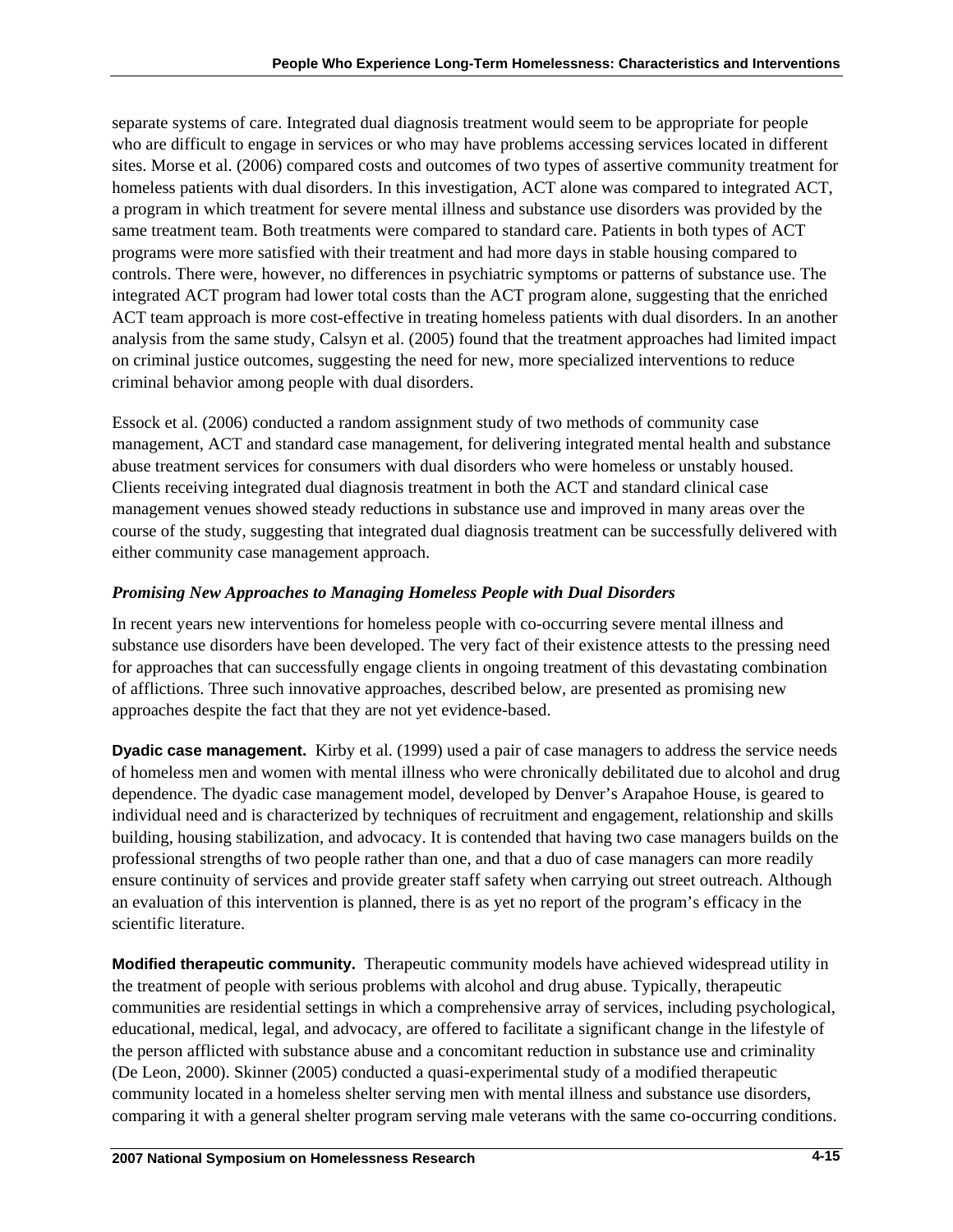separate systems of care. Integrated dual diagnosis treatment would seem to be appropriate for people who are difficult to engage in services or who may have problems accessing services located in different sites. Morse et al. (2006) compared costs and outcomes of two types of assertive community treatment for homeless patients with dual disorders. In this investigation, ACT alone was compared to integrated ACT, a program in which treatment for severe mental illness and substance use disorders was provided by the same treatment team. Both treatments were compared to standard care. Patients in both types of ACT programs were more satisfied with their treatment and had more days in stable housing compared to controls. There were, however, no differences in psychiatric symptoms or patterns of substance use. The integrated ACT program had lower total costs than the ACT program alone, suggesting that the enriched ACT team approach is more cost-effective in treating homeless patients with dual disorders. In an another analysis from the same study, Calsyn et al. (2005) found that the treatment approaches had limited impact on criminal justice outcomes, suggesting the need for new, more specialized interventions to reduce criminal behavior among people with dual disorders.

Essock et al. (2006) conducted a random assignment study of two methods of community case management, ACT and standard case management, for delivering integrated mental health and substance abuse treatment services for consumers with dual disorders who were homeless or unstably housed. Clients receiving integrated dual diagnosis treatment in both the ACT and standard clinical case management venues showed steady reductions in substance use and improved in many areas over the course of the study, suggesting that integrated dual diagnosis treatment can be successfully delivered with either community case management approach.

### *Promising New Approaches to Managing Homeless People with Dual Disorders*

In recent years new interventions for homeless people with co-occurring severe mental illness and substance use disorders have been developed. The very fact of their existence attests to the pressing need for approaches that can successfully engage clients in ongoing treatment of this devastating combination of afflictions. Three such innovative approaches, described below, are presented as promising new approaches despite the fact that they are not yet evidence-based.

**Dyadic case management.** Kirby et al. (1999) used a pair of case managers to address the service needs of homeless men and women with mental illness who were chronically debilitated due to alcohol and drug dependence. The dyadic case management model, developed by Denver's Arapahoe House, is geared to individual need and is characterized by techniques of recruitment and engagement, relationship and skills building, housing stabilization, and advocacy. It is contended that having two case managers builds on the professional strengths of two people rather than one, and that a duo of case managers can more readily ensure continuity of services and provide greater staff safety when carrying out street outreach. Although an evaluation of this intervention is planned, there is as yet no report of the program's efficacy in the scientific literature.

**Modified therapeutic community.** Therapeutic community models have achieved widespread utility in the treatment of people with serious problems with alcohol and drug abuse. Typically, therapeutic communities are residential settings in which a comprehensive array of services, including psychological, educational, medical, legal, and advocacy, are offered to facilitate a significant change in the lifestyle of the person afflicted with substance abuse and a concomitant reduction in substance use and criminality (De Leon, 2000). Skinner (2005) conducted a quasi-experimental study of a modified therapeutic community located in a homeless shelter serving men with mental illness and substance use disorders, comparing it with a general shelter program serving male veterans with the same co-occurring conditions.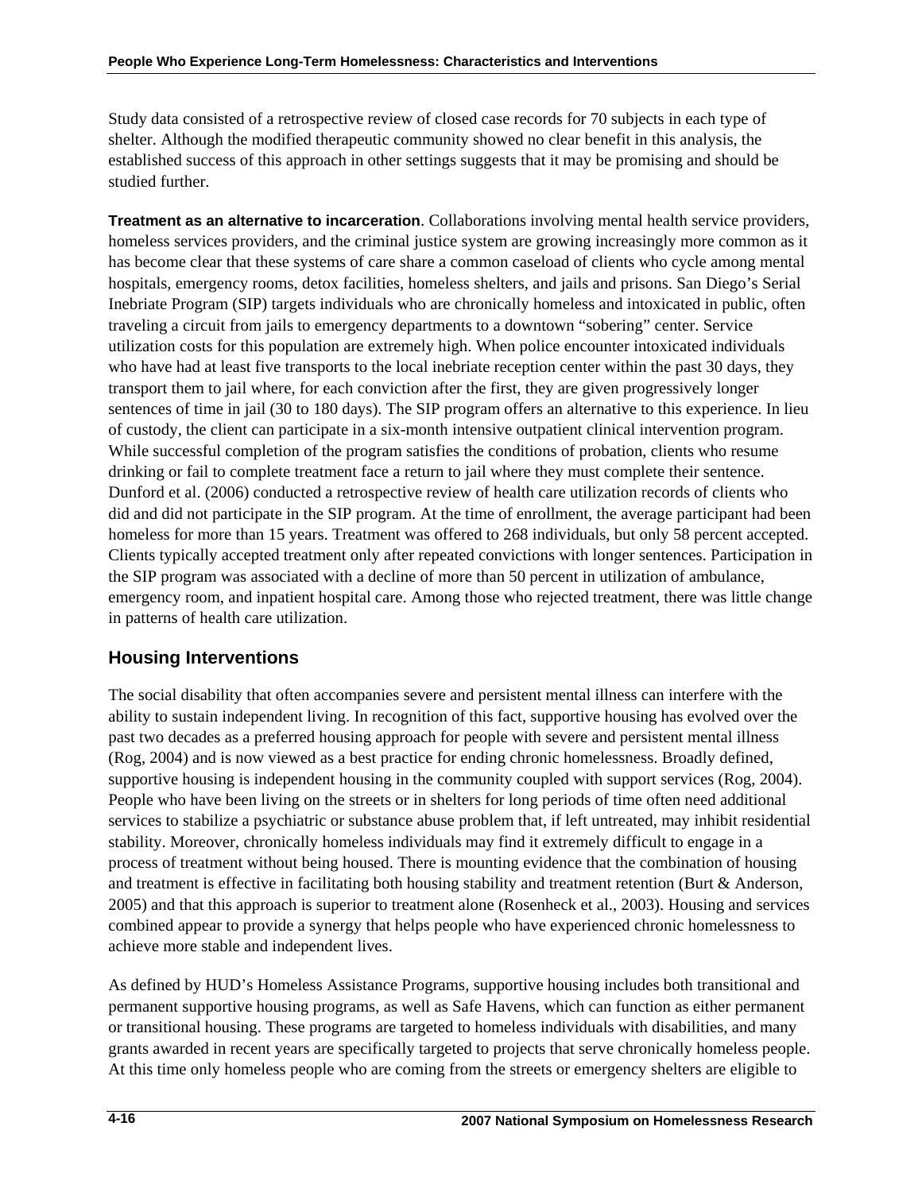Study data consisted of a retrospective review of closed case records for 70 subjects in each type of shelter. Although the modified therapeutic community showed no clear benefit in this analysis, the established success of this approach in other settings suggests that it may be promising and should be studied further.

**Treatment as an alternative to incarceration**. Collaborations involving mental health service providers, homeless services providers, and the criminal justice system are growing increasingly more common as it has become clear that these systems of care share a common caseload of clients who cycle among mental hospitals, emergency rooms, detox facilities, homeless shelters, and jails and prisons. San Diego's Serial Inebriate Program (SIP) targets individuals who are chronically homeless and intoxicated in public, often traveling a circuit from jails to emergency departments to a downtown "sobering" center. Service utilization costs for this population are extremely high. When police encounter intoxicated individuals who have had at least five transports to the local inebriate reception center within the past 30 days, they transport them to jail where, for each conviction after the first, they are given progressively longer sentences of time in jail (30 to 180 days). The SIP program offers an alternative to this experience. In lieu of custody, the client can participate in a six-month intensive outpatient clinical intervention program. While successful completion of the program satisfies the conditions of probation, clients who resume drinking or fail to complete treatment face a return to jail where they must complete their sentence. Dunford et al. (2006) conducted a retrospective review of health care utilization records of clients who did and did not participate in the SIP program. At the time of enrollment, the average participant had been homeless for more than 15 years. Treatment was offered to 268 individuals, but only 58 percent accepted. Clients typically accepted treatment only after repeated convictions with longer sentences. Participation in the SIP program was associated with a decline of more than 50 percent in utilization of ambulance, emergency room, and inpatient hospital care. Among those who rejected treatment, there was little change in patterns of health care utilization.

## Housing Interventions

The social disability that often accompanies severe and persistent mental illness can interfere with the ability to sustain independent living. In recognition of this fact, supportive housing has evolved over the past two decades as a preferred housing approach for people with severe and persistent mental illness (Rog, 2004) and is now viewed as a best practice for ending chronic homelessness. Broadly defined, supportive housing is independent housing in the community coupled with support services (Rog, 2004). People who have been living on the streets or in shelters for long periods of time often need additional services to stabilize a psychiatric or substance abuse problem that, if left untreated, may inhibit residential stability. Moreover, chronically homeless individuals may find it extremely difficult to engage in a process of treatment without being housed. There is mounting evidence that the combination of housing and treatment is effective in facilitating both housing stability and treatment retention (Burt & Anderson, 2005) and that this approach is superior to treatment alone (Rosenheck et al., 2003). Housing and services combined appear to provide a synergy that helps people who have experienced chronic homelessness to achieve more stable and independent lives.

As defined by HUD's Homeless Assistance Programs, supportive housing includes both transitional and permanent supportive housing programs, as well as Safe Havens, which can function as either permanent or transitional housing. These programs are targeted to homeless individuals with disabilities, and many grants awarded in recent years are specifically targeted to projects that serve chronically homeless people. At this time only homeless people who are coming from the streets or emergency shelters are eligible to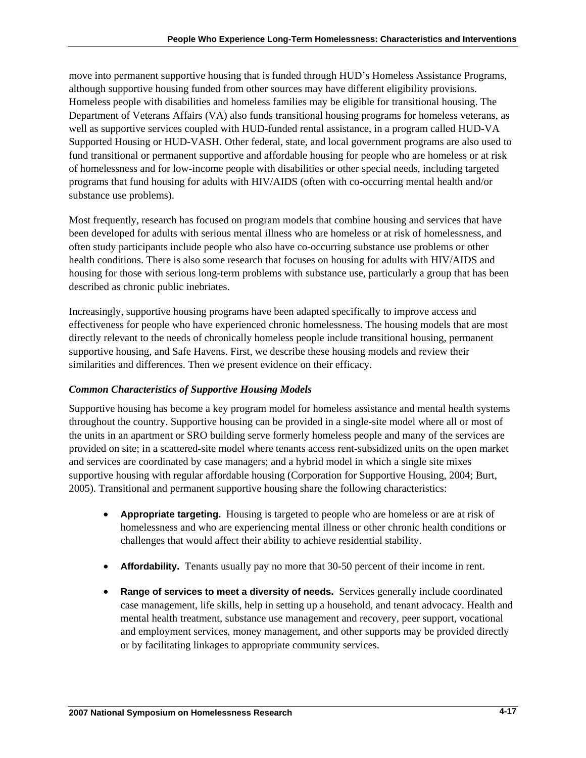move into permanent supportive housing that is funded through HUD's Homeless Assistance Programs, although supportive housing funded from other sources may have different eligibility provisions. Homeless people with disabilities and homeless families may be eligible for transitional housing. The Department of Veterans Affairs (VA) also funds transitional housing programs for homeless veterans, as well as supportive services coupled with HUD-funded rental assistance, in a program called HUD-VA Supported Housing or HUD-VASH. Other federal, state, and local government programs are also used to fund transitional or permanent supportive and affordable housing for people who are homeless or at risk of homelessness and for low-income people with disabilities or other special needs, including targeted programs that fund housing for adults with HIV/AIDS (often with co-occurring mental health and/or substance use problems).

Most frequently, research has focused on program models that combine housing and services that have been developed for adults with serious mental illness who are homeless or at risk of homelessness, and often study participants include people who also have co-occurring substance use problems or other health conditions. There is also some research that focuses on housing for adults with HIV/AIDS and housing for those with serious long-term problems with substance use, particularly a group that has been described as chronic public inebriates.

Increasingly, supportive housing programs have been adapted specifically to improve access and effectiveness for people who have experienced chronic homelessness. The housing models that are most directly relevant to the needs of chronically homeless people include transitional housing, permanent supportive housing, and Safe Havens. First, we describe these housing models and review their similarities and differences. Then we present evidence on their efficacy.

### *Common Characteristics of Supportive Housing Models*

Supportive housing has become a key program model for homeless assistance and mental health systems throughout the country. Supportive housing can be provided in a single-site model where all or most of the units in an apartment or SRO building serve formerly homeless people and many of the services are provided on site; in a scattered-site model where tenants access rent-subsidized units on the open market and services are coordinated by case managers; and a hybrid model in which a single site mixes supportive housing with regular affordable housing (Corporation for Supportive Housing, 2004; Burt, 2005). Transitional and permanent supportive housing share the following characteristics:

- **Appropriate targeting.** Housing is targeted to people who are homeless or are at risk of homelessness and who are experiencing mental illness or other chronic health conditions or challenges that would affect their ability to achieve residential stability.
- **Affordability.** Tenants usually pay no more that 30-50 percent of their income in rent.
- **Range of services to meet a diversity of needs.** Services generally include coordinated case management, life skills, help in setting up a household, and tenant advocacy. Health and mental health treatment, substance use management and recovery, peer support, vocational and employment services, money management, and other supports may be provided directly or by facilitating linkages to appropriate community services.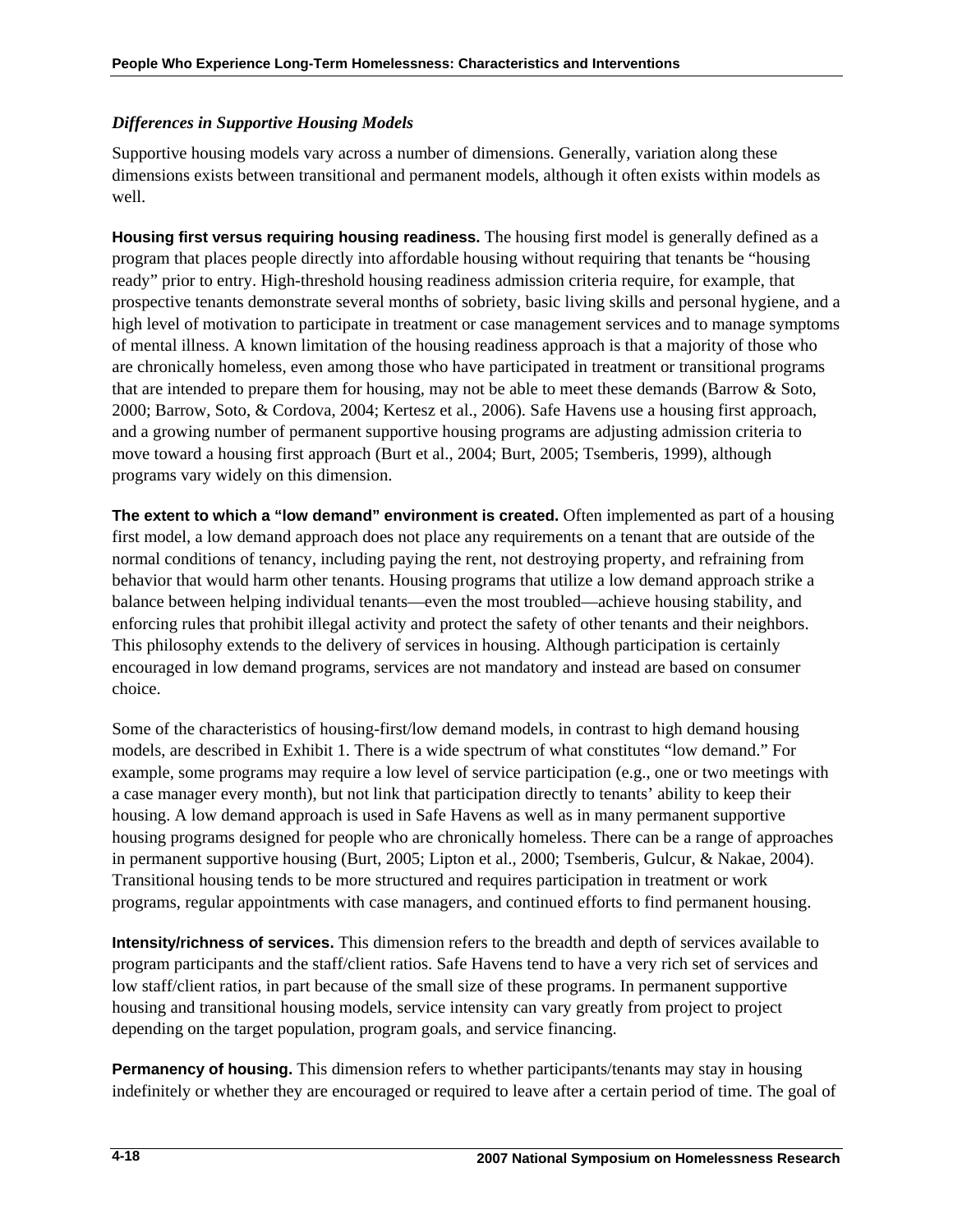### *Differences in Supportive Housing Models*

Supportive housing models vary across a number of dimensions. Generally, variation along these dimensions exists between transitional and permanent models, although it often exists within models as well.

**Housing first versus requiring housing readiness.** The housing first model is generally defined as a program that places people directly into affordable housing without requiring that tenants be "housing ready" prior to entry. High-threshold housing readiness admission criteria require, for example, that prospective tenants demonstrate several months of sobriety, basic living skills and personal hygiene, and a high level of motivation to participate in treatment or case management services and to manage symptoms of mental illness. A known limitation of the housing readiness approach is that a majority of those who are chronically homeless, even among those who have participated in treatment or transitional programs that are intended to prepare them for housing, may not be able to meet these demands (Barrow & Soto, 2000; Barrow, Soto, & Cordova, 2004; Kertesz et al., 2006). Safe Havens use a housing first approach, and a growing number of permanent supportive housing programs are adjusting admission criteria to move toward a housing first approach (Burt et al., 2004; Burt, 2005; Tsemberis, 1999), although programs vary widely on this dimension.

**The extent to which a "low demand" environment is created.** Often implemented as part of a housing first model, a low demand approach does not place any requirements on a tenant that are outside of the normal conditions of tenancy, including paying the rent, not destroying property, and refraining from behavior that would harm other tenants. Housing programs that utilize a low demand approach strike a balance between helping individual tenants—even the most troubled—achieve housing stability, and enforcing rules that prohibit illegal activity and protect the safety of other tenants and their neighbors. This philosophy extends to the delivery of services in housing. Although participation is certainly encouraged in low demand programs, services are not mandatory and instead are based on consumer choice.

Some of the characteristics of housing-first/low demand models, in contrast to high demand housing models, are described in Exhibit 1. There is a wide spectrum of what constitutes "low demand." For example, some programs may require a low level of service participation (e.g., one or two meetings with a case manager every month), but not link that participation directly to tenants' ability to keep their housing. A low demand approach is used in Safe Havens as well as in many permanent supportive housing programs designed for people who are chronically homeless. There can be a range of approaches in permanent supportive housing (Burt, 2005; Lipton et al., 2000; Tsemberis, Gulcur, & Nakae, 2004). Transitional housing tends to be more structured and requires participation in treatment or work programs, regular appointments with case managers, and continued efforts to find permanent housing.

**Intensity/richness of services.** This dimension refers to the breadth and depth of services available to program participants and the staff/client ratios. Safe Havens tend to have a very rich set of services and low staff/client ratios, in part because of the small size of these programs. In permanent supportive housing and transitional housing models, service intensity can vary greatly from project to project depending on the target population, program goals, and service financing.

**Permanency of housing.** This dimension refers to whether participants/tenants may stay in housing indefinitely or whether they are encouraged or required to leave after a certain period of time. The goal of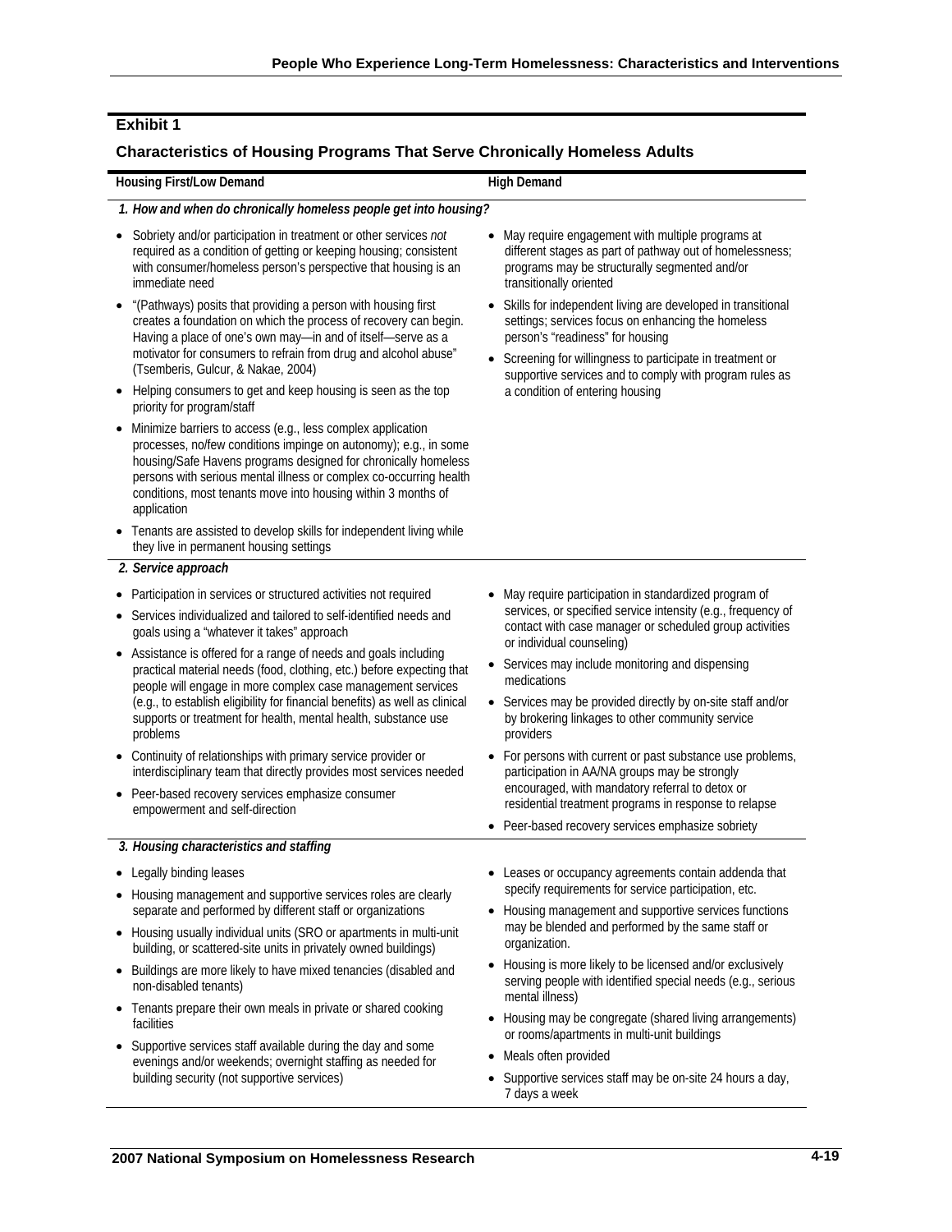**Exhibit 1**

**Characteristics of Housing Programs That Serve Chronically Homeless Adults**

| Housing First/Low Demand | High Demand |
|---|---|
| ***1. How and when do chronically homeless people get into housing?*** | |
| • Sobriety and/or participation in treatment or other services *not* required as a condition of getting or keeping housing; consistent with consumer/homeless person's perspective that housing is an immediate need<br>• "(Pathways) posits that providing a person with housing first creates a foundation on which the process of recovery can begin. Having a place of one's own may—in and of itself—serve as a motivator for consumers to refrain from drug and alcohol abuse" (Tsemberis, Gulcur, & Nakae, 2004)<br>• Helping consumers to get and keep housing is seen as the top priority for program/staff<br>• Minimize barriers to access (e.g., less complex application processes, no/few conditions impinge on autonomy); e.g., in some housing/Safe Havens programs designed for chronically homeless persons with serious mental illness or complex co-occurring health conditions, most tenants move into housing within 3 months of application<br>• Tenants are assisted to develop skills for independent living while they live in permanent housing settings | • May require engagement with multiple programs at different stages as part of pathway out of homelessness; programs may be structurally segmented and/or transitionally oriented<br>• Skills for independent living are developed in transitional settings; services focus on enhancing the homeless person's "readiness" for housing<br>• Screening for willingness to participate in treatment or supportive services and to comply with program rules as a condition of entering housing |
| ***2. Service approach*** | |
| • Participation in services or structured activities not required<br>• Services individualized and tailored to self-identified needs and goals using a "whatever it takes" approach<br>• Assistance is offered for a range of needs and goals including practical material needs (food, clothing, etc.) before expecting that people will engage in more complex case management services (e.g., to establish eligibility for financial benefits) as well as clinical supports or treatment for health, mental health, substance use problems<br>• Continuity of relationships with primary service provider or interdisciplinary team that directly provides most services needed<br>• Peer-based recovery services emphasize consumer empowerment and self-direction | • May require participation in standardized program of services, or specified service intensity (e.g., frequency of contact with case manager or scheduled group activities or individual counseling)<br>• Services may include monitoring and dispensing medications<br>• Services may be provided directly by on-site staff and/or by brokering linkages to other community service providers<br>• For persons with current or past substance use problems, participation in AA/NA groups may be strongly encouraged, with mandatory referral to detox or residential treatment programs in response to relapse<br>• Peer-based recovery services emphasize sobriety |
| ***3. Housing characteristics and staffing*** | |
| • Legally binding leases<br>• Housing management and supportive services roles are clearly separate and performed by different staff or organizations<br>• Housing usually individual units (SRO or apartments in multi-unit building, or scattered-site units in privately owned buildings)<br>• Buildings are more likely to have mixed tenancies (disabled and non-disabled tenants)<br>• Tenants prepare their own meals in private or shared cooking facilities<br>• Supportive services staff available during the day and some evenings and/or weekends; overnight staffing as needed for building security (not supportive services) | • Leases or occupancy agreements contain addenda that specify requirements for service participation, etc.<br>• Housing management and supportive services functions may be blended and performed by the same staff or organization.<br>• Housing is more likely to be licensed and/or exclusively serving people with identified special needs (e.g., serious mental illness)<br>• Housing may be congregate (shared living arrangements) or rooms/apartments in multi-unit buildings<br>• Meals often provided<br>• Supportive services staff may be on-site 24 hours a day, 7 days a week |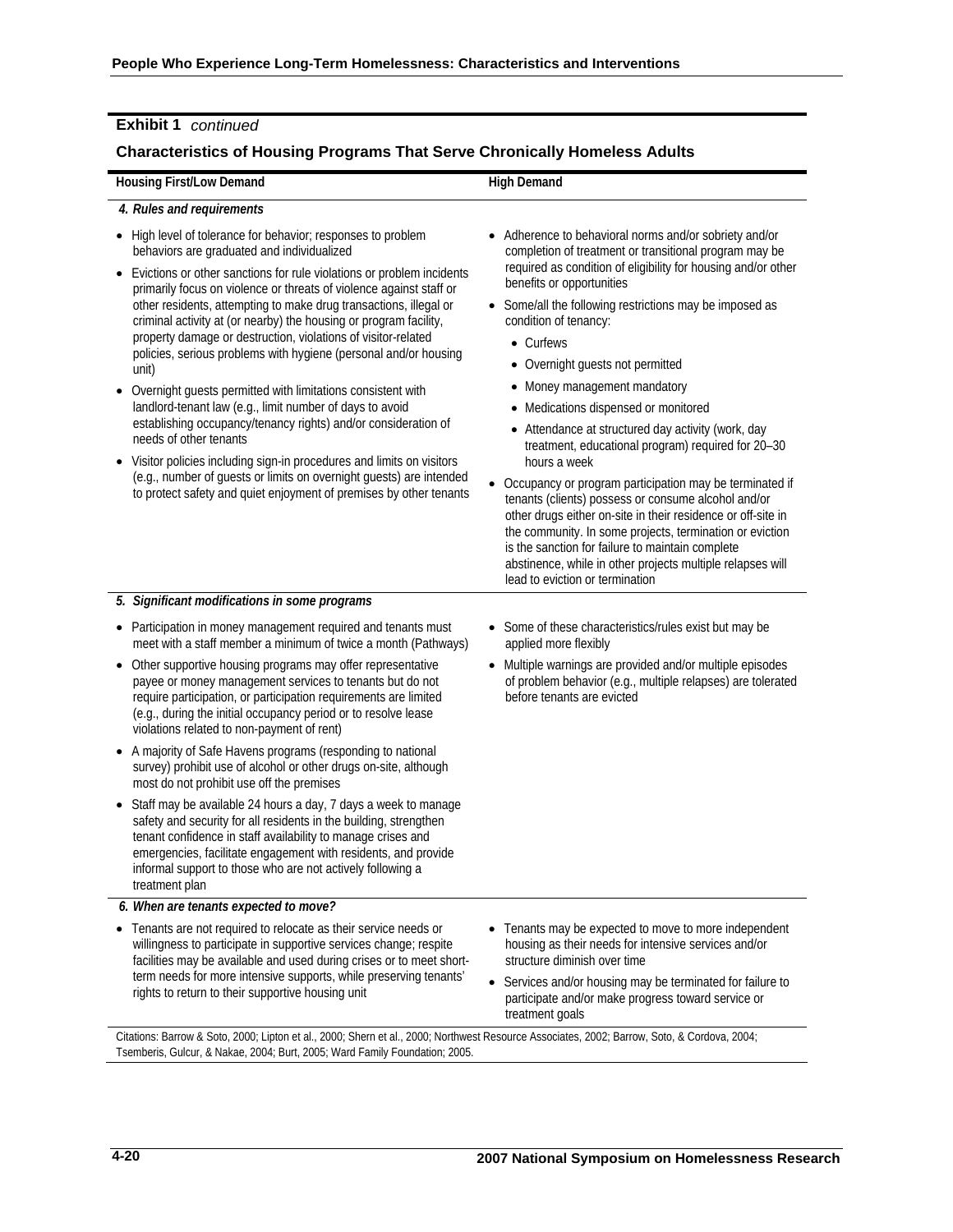**Exhibit 1** *continued*

**Characteristics of Housing Programs That Serve Chronically Homeless Adults**

| Housing First/Low Demand | High Demand |
|---|---|
| ***4. Rules and requirements*** | |
| • High level of tolerance for behavior; responses to problem behaviors are graduated and individualized<br>• Evictions or other sanctions for rule violations or problem incidents primarily focus on violence or threats of violence against staff or other residents, attempting to make drug transactions, illegal or criminal activity at (or nearby) the housing or program facility, property damage or destruction, violations of visitor-related policies, serious problems with hygiene (personal and/or housing unit)<br>• Overnight guests permitted with limitations consistent with landlord-tenant law (e.g., limit number of days to avoid establishing occupancy/tenancy rights) and/or consideration of needs of other tenants<br>• Visitor policies including sign-in procedures and limits on visitors (e.g., number of guests or limits on overnight guests) are intended to protect safety and quiet enjoyment of premises by other tenants | • Adherence to behavioral norms and/or sobriety and/or completion of treatment or transitional program may be required as condition of eligibility for housing and/or other benefits or opportunities<br>• Some/all the following restrictions may be imposed as condition of tenancy:<br>&nbsp;&nbsp;• Curfews<br>&nbsp;&nbsp;• Overnight guests not permitted<br>&nbsp;&nbsp;• Money management mandatory<br>&nbsp;&nbsp;• Medications dispensed or monitored<br>&nbsp;&nbsp;• Attendance at structured day activity (work, day treatment, educational program) required for 20–30 hours a week<br>• Occupancy or program participation may be terminated if tenants (clients) possess or consume alcohol and/or other drugs either on-site in their residence or off-site in the community. In some projects, termination or eviction is the sanction for failure to maintain complete abstinence, while in other projects multiple relapses will lead to eviction or termination |
| ***5. Significant modifications in some programs*** | |
| • Participation in money management required and tenants must meet with a staff member a minimum of twice a month (Pathways)<br>• Other supportive housing programs may offer representative payee or money management services to tenants but do not require participation, or participation requirements are limited (e.g., during the initial occupancy period or to resolve lease violations related to non-payment of rent)<br>• A majority of Safe Havens programs (responding to national survey) prohibit use of alcohol or other drugs on-site, although most do not prohibit use off the premises<br>• Staff may be available 24 hours a day, 7 days a week to manage safety and security for all residents in the building, strengthen tenant confidence in staff availability to manage crises and emergencies, facilitate engagement with residents, and provide informal support to those who are not actively following a treatment plan | • Some of these characteristics/rules exist but may be applied more flexibly<br>• Multiple warnings are provided and/or multiple episodes of problem behavior (e.g., multiple relapses) are tolerated before tenants are evicted |
| ***6. When are tenants expected to move?*** | |
| • Tenants are not required to relocate as their service needs or willingness to participate in supportive services change; respite facilities may be available and used during crises or to meet short-term needs for more intensive supports, while preserving tenants' rights to return to their supportive housing unit | • Tenants may be expected to move to more independent housing as their needs for intensive services and/or structure diminish over time<br>• Services and/or housing may be terminated for failure to participate and/or make progress toward service or treatment goals |

Citations: Barrow & Soto, 2000; Lipton et al., 2000; Shern et al., 2000; Northwest Resource Associates, 2002; Barrow, Soto, & Cordova, 2004; Tsemberis, Gulcur, & Nakae, 2004; Burt, 2005; Ward Family Foundation; 2005.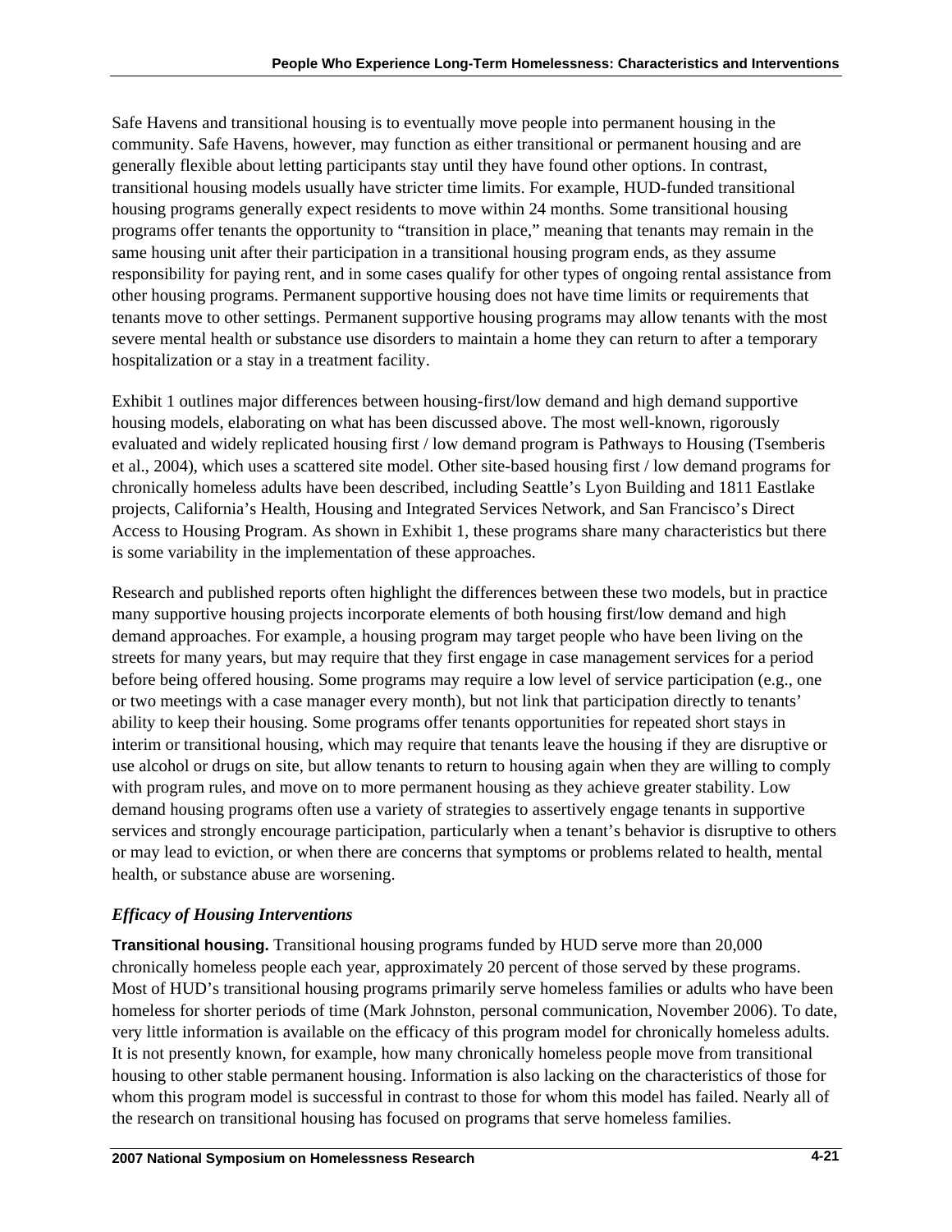Safe Havens and transitional housing is to eventually move people into permanent housing in the community. Safe Havens, however, may function as either transitional or permanent housing and are generally flexible about letting participants stay until they have found other options. In contrast, transitional housing models usually have stricter time limits. For example, HUD-funded transitional housing programs generally expect residents to move within 24 months. Some transitional housing programs offer tenants the opportunity to "transition in place," meaning that tenants may remain in the same housing unit after their participation in a transitional housing program ends, as they assume responsibility for paying rent, and in some cases qualify for other types of ongoing rental assistance from other housing programs. Permanent supportive housing does not have time limits or requirements that tenants move to other settings. Permanent supportive housing programs may allow tenants with the most severe mental health or substance use disorders to maintain a home they can return to after a temporary hospitalization or a stay in a treatment facility.

Exhibit 1 outlines major differences between housing-first/low demand and high demand supportive housing models, elaborating on what has been discussed above. The most well-known, rigorously evaluated and widely replicated housing first / low demand program is Pathways to Housing (Tsemberis et al., 2004), which uses a scattered site model. Other site-based housing first / low demand programs for chronically homeless adults have been described, including Seattle's Lyon Building and 1811 Eastlake projects, California's Health, Housing and Integrated Services Network, and San Francisco's Direct Access to Housing Program. As shown in Exhibit 1, these programs share many characteristics but there is some variability in the implementation of these approaches.

Research and published reports often highlight the differences between these two models, but in practice many supportive housing projects incorporate elements of both housing first/low demand and high demand approaches. For example, a housing program may target people who have been living on the streets for many years, but may require that they first engage in case management services for a period before being offered housing. Some programs may require a low level of service participation (e.g., one or two meetings with a case manager every month), but not link that participation directly to tenants' ability to keep their housing. Some programs offer tenants opportunities for repeated short stays in interim or transitional housing, which may require that tenants leave the housing if they are disruptive or use alcohol or drugs on site, but allow tenants to return to housing again when they are willing to comply with program rules, and move on to more permanent housing as they achieve greater stability. Low demand housing programs often use a variety of strategies to assertively engage tenants in supportive services and strongly encourage participation, particularly when a tenant's behavior is disruptive to others or may lead to eviction, or when there are concerns that symptoms or problems related to health, mental health, or substance abuse are worsening.

### *Efficacy of Housing Interventions*

**Transitional housing.** Transitional housing programs funded by HUD serve more than 20,000 chronically homeless people each year, approximately 20 percent of those served by these programs. Most of HUD's transitional housing programs primarily serve homeless families or adults who have been homeless for shorter periods of time (Mark Johnston, personal communication, November 2006). To date, very little information is available on the efficacy of this program model for chronically homeless adults. It is not presently known, for example, how many chronically homeless people move from transitional housing to other stable permanent housing. Information is also lacking on the characteristics of those for whom this program model is successful in contrast to those for whom this model has failed. Nearly all of the research on transitional housing has focused on programs that serve homeless families.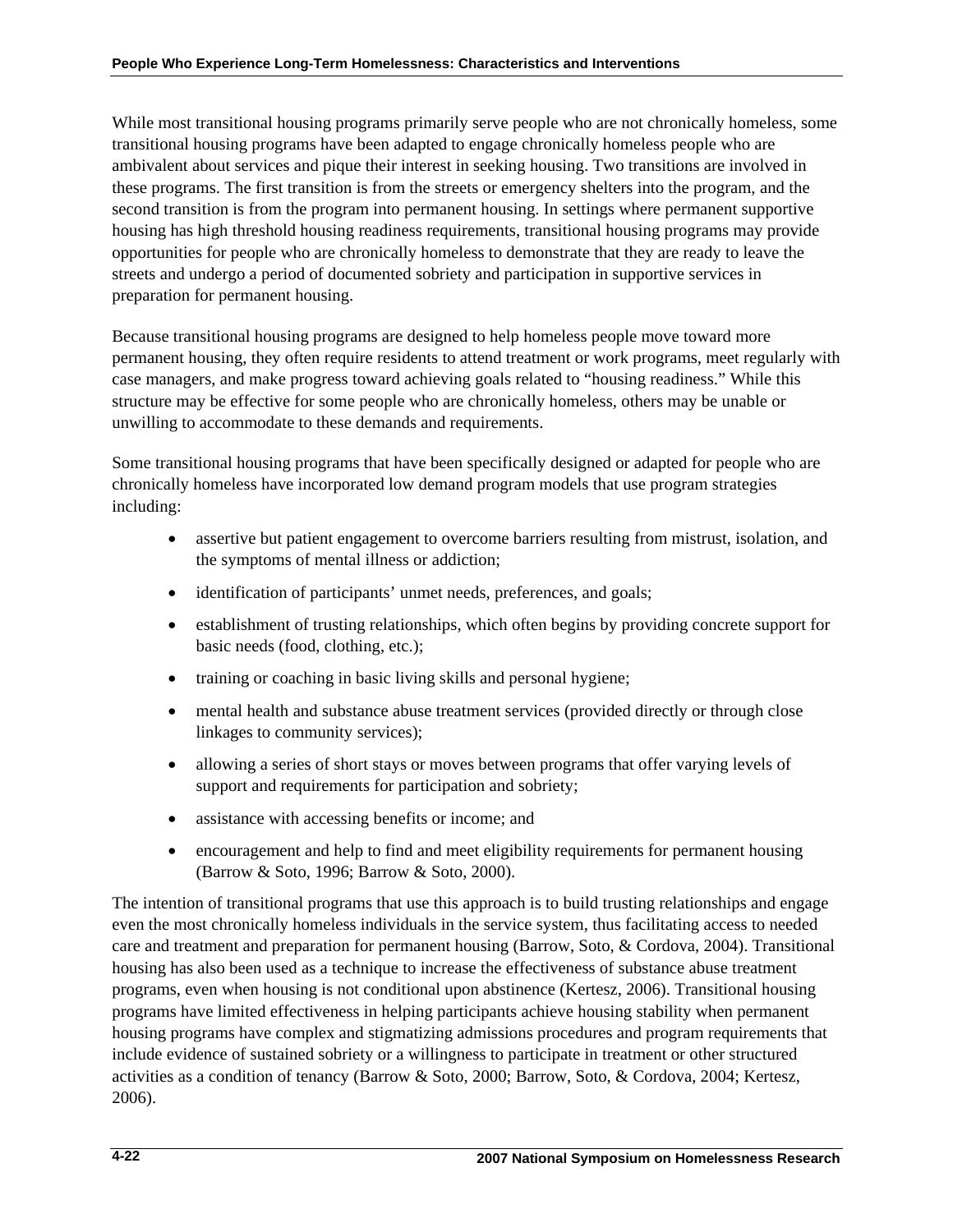While most transitional housing programs primarily serve people who are not chronically homeless, some transitional housing programs have been adapted to engage chronically homeless people who are ambivalent about services and pique their interest in seeking housing. Two transitions are involved in these programs. The first transition is from the streets or emergency shelters into the program, and the second transition is from the program into permanent housing. In settings where permanent supportive housing has high threshold housing readiness requirements, transitional housing programs may provide opportunities for people who are chronically homeless to demonstrate that they are ready to leave the streets and undergo a period of documented sobriety and participation in supportive services in preparation for permanent housing.

Because transitional housing programs are designed to help homeless people move toward more permanent housing, they often require residents to attend treatment or work programs, meet regularly with case managers, and make progress toward achieving goals related to "housing readiness." While this structure may be effective for some people who are chronically homeless, others may be unable or unwilling to accommodate to these demands and requirements.

Some transitional housing programs that have been specifically designed or adapted for people who are chronically homeless have incorporated low demand program models that use program strategies including:

- assertive but patient engagement to overcome barriers resulting from mistrust, isolation, and the symptoms of mental illness or addiction;
- identification of participants' unmet needs, preferences, and goals;
- establishment of trusting relationships, which often begins by providing concrete support for basic needs (food, clothing, etc.);
- training or coaching in basic living skills and personal hygiene;
- mental health and substance abuse treatment services (provided directly or through close linkages to community services);
- allowing a series of short stays or moves between programs that offer varying levels of support and requirements for participation and sobriety;
- assistance with accessing benefits or income; and
- encouragement and help to find and meet eligibility requirements for permanent housing (Barrow & Soto, 1996; Barrow & Soto, 2000).

The intention of transitional programs that use this approach is to build trusting relationships and engage even the most chronically homeless individuals in the service system, thus facilitating access to needed care and treatment and preparation for permanent housing (Barrow, Soto, & Cordova, 2004). Transitional housing has also been used as a technique to increase the effectiveness of substance abuse treatment programs, even when housing is not conditional upon abstinence (Kertesz, 2006). Transitional housing programs have limited effectiveness in helping participants achieve housing stability when permanent housing programs have complex and stigmatizing admissions procedures and program requirements that include evidence of sustained sobriety or a willingness to participate in treatment or other structured activities as a condition of tenancy (Barrow & Soto, 2000; Barrow, Soto, & Cordova, 2004; Kertesz, 2006).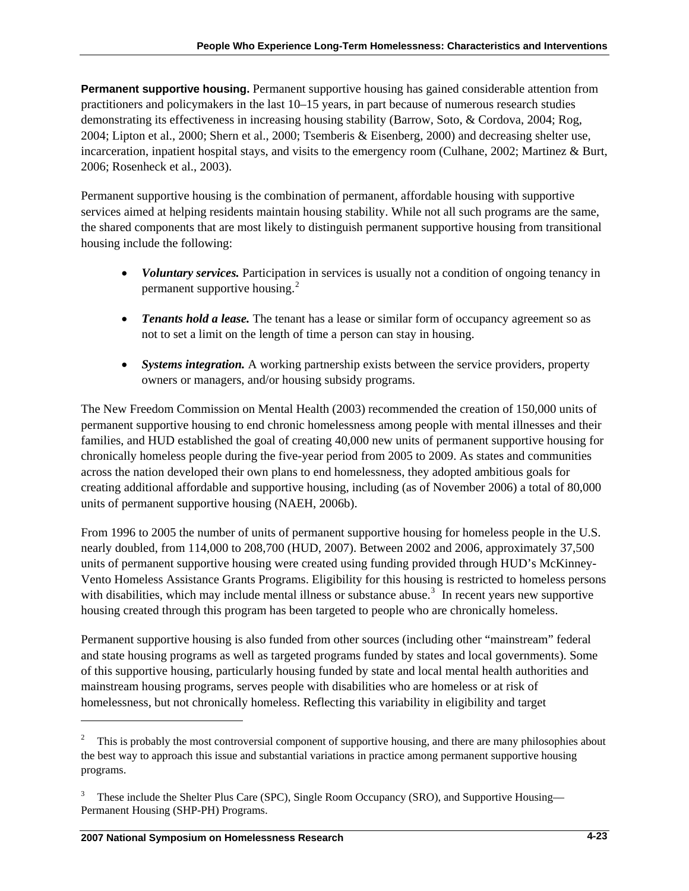**Permanent supportive housing.** Permanent supportive housing has gained considerable attention from practitioners and policymakers in the last 10–15 years, in part because of numerous research studies demonstrating its effectiveness in increasing housing stability (Barrow, Soto, & Cordova, 2004; Rog, 2004; Lipton et al., 2000; Shern et al., 2000; Tsemberis & Eisenberg, 2000) and decreasing shelter use, incarceration, inpatient hospital stays, and visits to the emergency room (Culhane, 2002; Martinez & Burt, 2006; Rosenheck et al., 2003).

Permanent supportive housing is the combination of permanent, affordable housing with supportive services aimed at helping residents maintain housing stability. While not all such programs are the same, the shared components that are most likely to distinguish permanent supportive housing from transitional housing include the following:

- ***Voluntary services.*** Participation in services is usually not a condition of ongoing tenancy in permanent supportive housing.[2]
- ***Tenants hold a lease.*** The tenant has a lease or similar form of occupancy agreement so as not to set a limit on the length of time a person can stay in housing.
- ***Systems integration.*** A working partnership exists between the service providers, property owners or managers, and/or housing subsidy programs.

The New Freedom Commission on Mental Health (2003) recommended the creation of 150,000 units of permanent supportive housing to end chronic homelessness among people with mental illnesses and their families, and HUD established the goal of creating 40,000 new units of permanent supportive housing for chronically homeless people during the five-year period from 2005 to 2009. As states and communities across the nation developed their own plans to end homelessness, they adopted ambitious goals for creating additional affordable and supportive housing, including (as of November 2006) a total of 80,000 units of permanent supportive housing (NAEH, 2006b).

From 1996 to 2005 the number of units of permanent supportive housing for homeless people in the U.S. nearly doubled, from 114,000 to 208,700 (HUD, 2007). Between 2002 and 2006, approximately 37,500 units of permanent supportive housing were created using funding provided through HUD's McKinney-Vento Homeless Assistance Grants Programs. Eligibility for this housing is restricted to homeless persons with disabilities, which may include mental illness or substance abuse.[3] In recent years new supportive housing created through this program has been targeted to people who are chronically homeless.

Permanent supportive housing is also funded from other sources (including other "mainstream" federal and state housing programs as well as targeted programs funded by states and local governments). Some of this supportive housing, particularly housing funded by state and local mental health authorities and mainstream housing programs, serves people with disabilities who are homeless or at risk of homelessness, but not chronically homeless. Reflecting this variability in eligibility and target

---

[2] This is probably the most controversial component of supportive housing, and there are many philosophies about the best way to approach this issue and substantial variations in practice among permanent supportive housing programs.

[3] These include the Shelter Plus Care (SPC), Single Room Occupancy (SRO), and Supportive Housing—Permanent Housing (SHP-PH) Programs.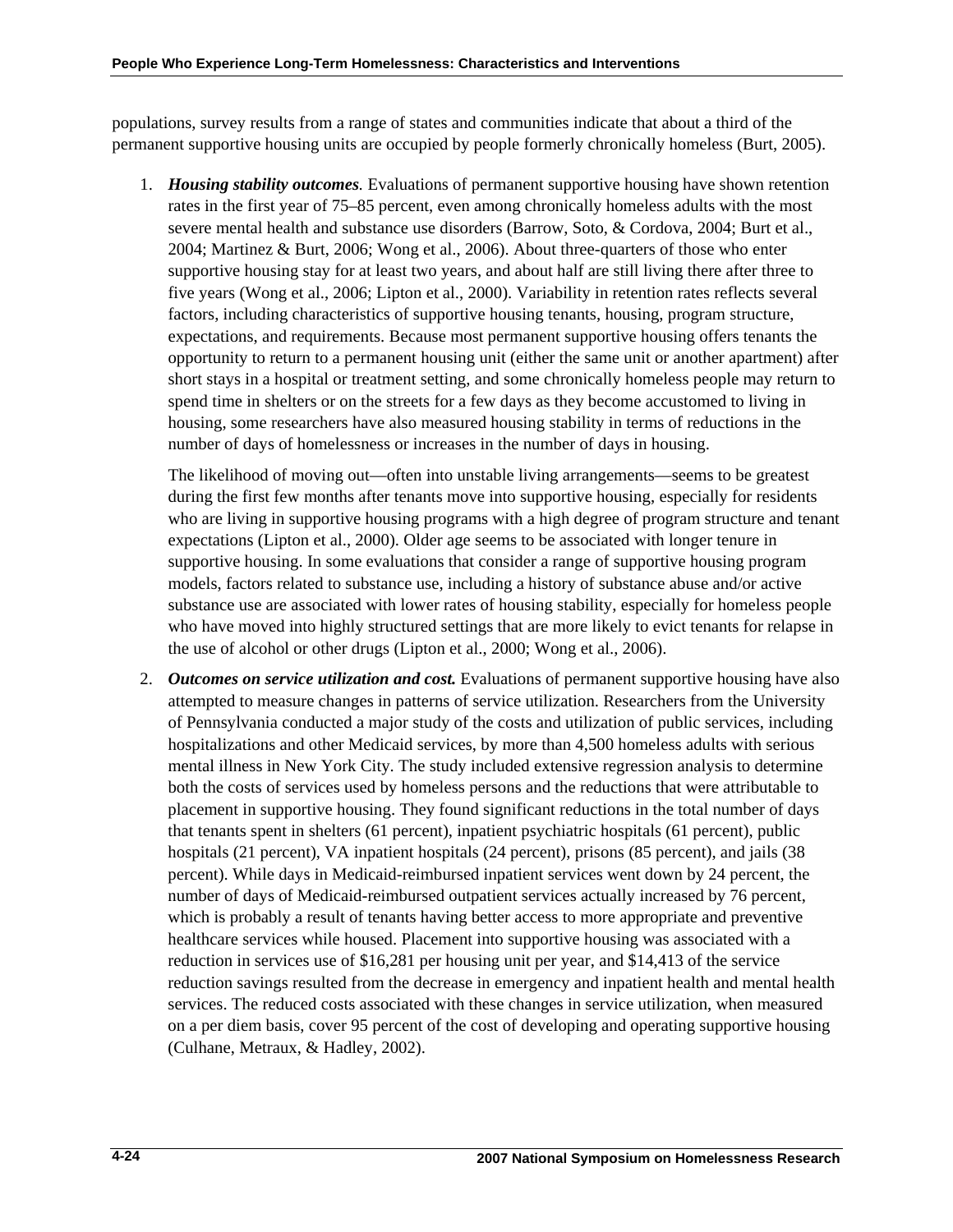populations, survey results from a range of states and communities indicate that about a third of the permanent supportive housing units are occupied by people formerly chronically homeless (Burt, 2005).

1. ***Housing stability outcomes.*** Evaluations of permanent supportive housing have shown retention rates in the first year of 75–85 percent, even among chronically homeless adults with the most severe mental health and substance use disorders (Barrow, Soto, & Cordova, 2004; Burt et al., 2004; Martinez & Burt, 2006; Wong et al., 2006). About three-quarters of those who enter supportive housing stay for at least two years, and about half are still living there after three to five years (Wong et al., 2006; Lipton et al., 2000). Variability in retention rates reflects several factors, including characteristics of supportive housing tenants, housing, program structure, expectations, and requirements. Because most permanent supportive housing offers tenants the opportunity to return to a permanent housing unit (either the same unit or another apartment) after short stays in a hospital or treatment setting, and some chronically homeless people may return to spend time in shelters or on the streets for a few days as they become accustomed to living in housing, some researchers have also measured housing stability in terms of reductions in the number of days of homelessness or increases in the number of days in housing.

   The likelihood of moving out—often into unstable living arrangements—seems to be greatest during the first few months after tenants move into supportive housing, especially for residents who are living in supportive housing programs with a high degree of program structure and tenant expectations (Lipton et al., 2000). Older age seems to be associated with longer tenure in supportive housing. In some evaluations that consider a range of supportive housing program models, factors related to substance use, including a history of substance abuse and/or active substance use are associated with lower rates of housing stability, especially for homeless people who have moved into highly structured settings that are more likely to evict tenants for relapse in the use of alcohol or other drugs (Lipton et al., 2000; Wong et al., 2006).

2. ***Outcomes on service utilization and cost.*** Evaluations of permanent supportive housing have also attempted to measure changes in patterns of service utilization. Researchers from the University of Pennsylvania conducted a major study of the costs and utilization of public services, including hospitalizations and other Medicaid services, by more than 4,500 homeless adults with serious mental illness in New York City. The study included extensive regression analysis to determine both the costs of services used by homeless persons and the reductions that were attributable to placement in supportive housing. They found significant reductions in the total number of days that tenants spent in shelters (61 percent), inpatient psychiatric hospitals (61 percent), public hospitals (21 percent), VA inpatient hospitals (24 percent), prisons (85 percent), and jails (38 percent). While days in Medicaid-reimbursed inpatient services went down by 24 percent, the number of days of Medicaid-reimbursed outpatient services actually increased by 76 percent, which is probably a result of tenants having better access to more appropriate and preventive healthcare services while housed. Placement into supportive housing was associated with a reduction in services use of $16,281 per housing unit per year, and $14,413 of the service reduction savings resulted from the decrease in emergency and inpatient health and mental health services. The reduced costs associated with these changes in service utilization, when measured on a per diem basis, cover 95 percent of the cost of developing and operating supportive housing (Culhane, Metraux, & Hadley, 2002).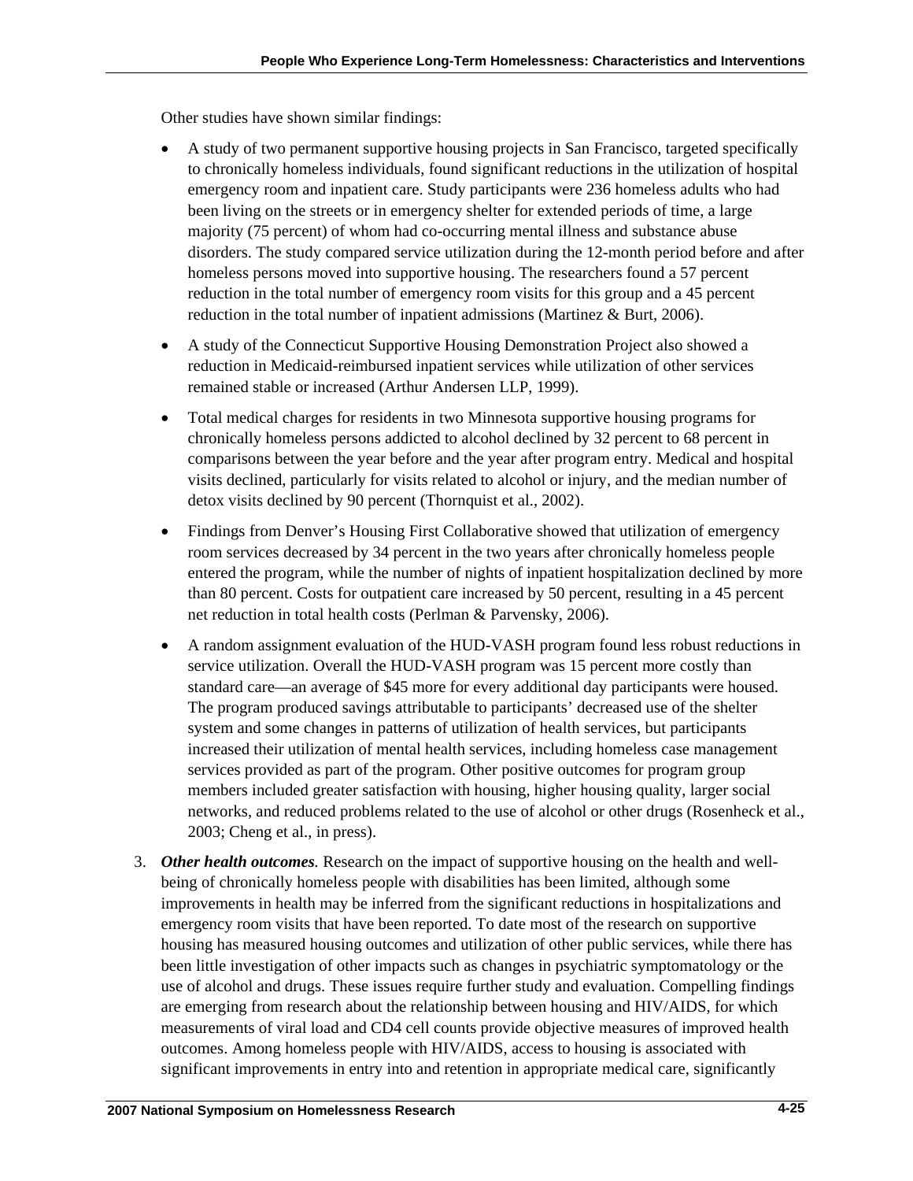Other studies have shown similar findings:

- A study of two permanent supportive housing projects in San Francisco, targeted specifically to chronically homeless individuals, found significant reductions in the utilization of hospital emergency room and inpatient care. Study participants were 236 homeless adults who had been living on the streets or in emergency shelter for extended periods of time, a large majority (75 percent) of whom had co-occurring mental illness and substance abuse disorders. The study compared service utilization during the 12-month period before and after homeless persons moved into supportive housing. The researchers found a 57 percent reduction in the total number of emergency room visits for this group and a 45 percent reduction in the total number of inpatient admissions (Martinez & Burt, 2006).
- A study of the Connecticut Supportive Housing Demonstration Project also showed a reduction in Medicaid-reimbursed inpatient services while utilization of other services remained stable or increased (Arthur Andersen LLP, 1999).
- Total medical charges for residents in two Minnesota supportive housing programs for chronically homeless persons addicted to alcohol declined by 32 percent to 68 percent in comparisons between the year before and the year after program entry. Medical and hospital visits declined, particularly for visits related to alcohol or injury, and the median number of detox visits declined by 90 percent (Thornquist et al., 2002).
- Findings from Denver's Housing First Collaborative showed that utilization of emergency room services decreased by 34 percent in the two years after chronically homeless people entered the program, while the number of nights of inpatient hospitalization declined by more than 80 percent. Costs for outpatient care increased by 50 percent, resulting in a 45 percent net reduction in total health costs (Perlman & Parvensky, 2006).
- A random assignment evaluation of the HUD-VASH program found less robust reductions in service utilization. Overall the HUD-VASH program was 15 percent more costly than standard care—an average of $45 more for every additional day participants were housed. The program produced savings attributable to participants' decreased use of the shelter system and some changes in patterns of utilization of health services, but participants increased their utilization of mental health services, including homeless case management services provided as part of the program. Other positive outcomes for program group members included greater satisfaction with housing, higher housing quality, larger social networks, and reduced problems related to the use of alcohol or other drugs (Rosenheck et al., 2003; Cheng et al., in press).

3. ***Other health outcomes.*** Research on the impact of supportive housing on the health and well-being of chronically homeless people with disabilities has been limited, although some improvements in health may be inferred from the significant reductions in hospitalizations and emergency room visits that have been reported. To date most of the research on supportive housing has measured housing outcomes and utilization of other public services, while there has been little investigation of other impacts such as changes in psychiatric symptomatology or the use of alcohol and drugs. These issues require further study and evaluation. Compelling findings are emerging from research about the relationship between housing and HIV/AIDS, for which measurements of viral load and CD4 cell counts provide objective measures of improved health outcomes. Among homeless people with HIV/AIDS, access to housing is associated with significant improvements in entry into and retention in appropriate medical care, significantly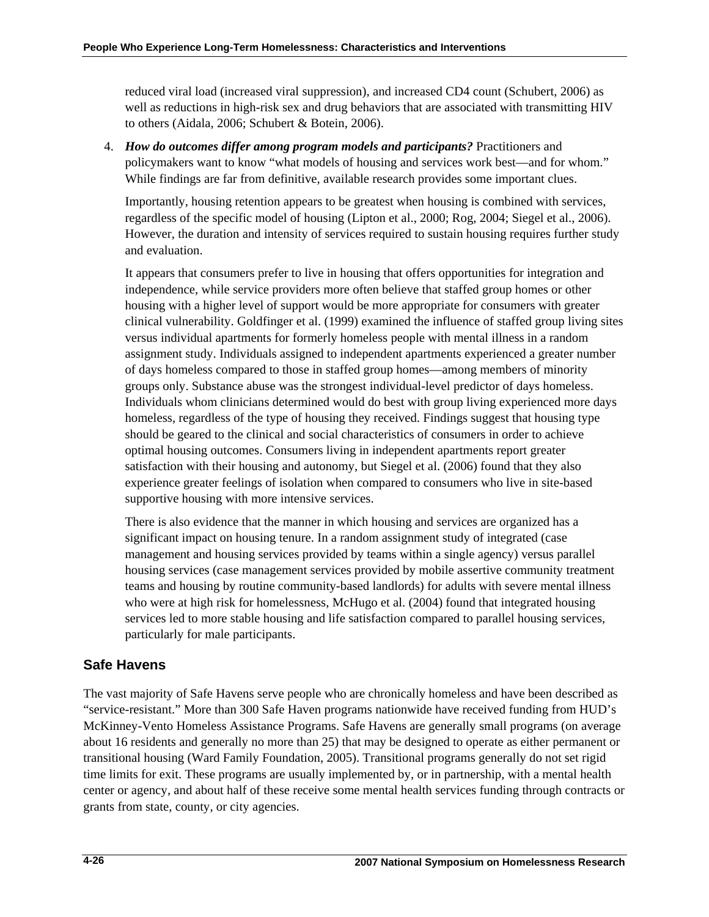reduced viral load (increased viral suppression), and increased CD4 count (Schubert, 2006) as well as reductions in high-risk sex and drug behaviors that are associated with transmitting HIV to others (Aidala, 2006; Schubert & Botein, 2006).

4. ***How do outcomes differ among program models and participants?*** Practitioners and policymakers want to know "what models of housing and services work best—and for whom." While findings are far from definitive, available research provides some important clues.

   Importantly, housing retention appears to be greatest when housing is combined with services, regardless of the specific model of housing (Lipton et al., 2000; Rog, 2004; Siegel et al., 2006). However, the duration and intensity of services required to sustain housing requires further study and evaluation.

   It appears that consumers prefer to live in housing that offers opportunities for integration and independence, while service providers more often believe that staffed group homes or other housing with a higher level of support would be more appropriate for consumers with greater clinical vulnerability. Goldfinger et al. (1999) examined the influence of staffed group living sites versus individual apartments for formerly homeless people with mental illness in a random assignment study. Individuals assigned to independent apartments experienced a greater number of days homeless compared to those in staffed group homes—among members of minority groups only. Substance abuse was the strongest individual-level predictor of days homeless. Individuals whom clinicians determined would do best with group living experienced more days homeless, regardless of the type of housing they received. Findings suggest that housing type should be geared to the clinical and social characteristics of consumers in order to achieve optimal housing outcomes. Consumers living in independent apartments report greater satisfaction with their housing and autonomy, but Siegel et al. (2006) found that they also experience greater feelings of isolation when compared to consumers who live in site-based supportive housing with more intensive services.

   There is also evidence that the manner in which housing and services are organized has a significant impact on housing tenure. In a random assignment study of integrated (case management and housing services provided by teams within a single agency) versus parallel housing services (case management services provided by mobile assertive community treatment teams and housing by routine community-based landlords) for adults with severe mental illness who were at high risk for homelessness, McHugo et al. (2004) found that integrated housing services led to more stable housing and life satisfaction compared to parallel housing services, particularly for male participants.

## Safe Havens

The vast majority of Safe Havens serve people who are chronically homeless and have been described as "service-resistant." More than 300 Safe Haven programs nationwide have received funding from HUD's McKinney-Vento Homeless Assistance Programs. Safe Havens are generally small programs (on average about 16 residents and generally no more than 25) that may be designed to operate as either permanent or transitional housing (Ward Family Foundation, 2005). Transitional programs generally do not set rigid time limits for exit. These programs are usually implemented by, or in partnership, with a mental health center or agency, and about half of these receive some mental health services funding through contracts or grants from state, county, or city agencies.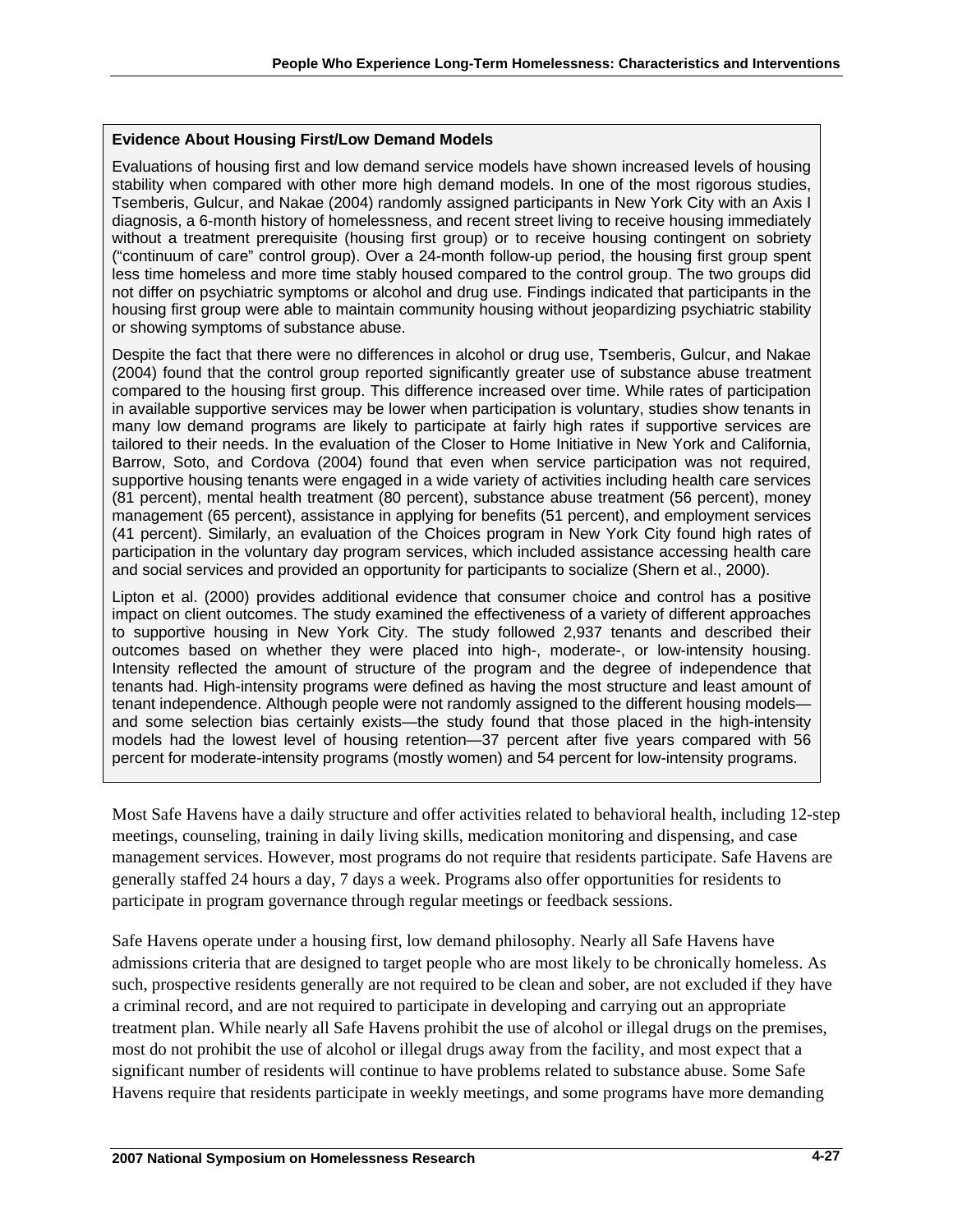### Evidence About Housing First/Low Demand Models

Evaluations of housing first and low demand service models have shown increased levels of housing stability when compared with other more high demand models. In one of the most rigorous studies, Tsemberis, Gulcur, and Nakae (2004) randomly assigned participants in New York City with an Axis I diagnosis, a 6-month history of homelessness, and recent street living to receive housing immediately without a treatment prerequisite (housing first group) or to receive housing contingent on sobriety ("continuum of care" control group). Over a 24-month follow-up period, the housing first group spent less time homeless and more time stably housed compared to the control group. The two groups did not differ on psychiatric symptoms or alcohol and drug use. Findings indicated that participants in the housing first group were able to maintain community housing without jeopardizing psychiatric stability or showing symptoms of substance abuse.

Despite the fact that there were no differences in alcohol or drug use, Tsemberis, Gulcur, and Nakae (2004) found that the control group reported significantly greater use of substance abuse treatment compared to the housing first group. This difference increased over time. While rates of participation in available supportive services may be lower when participation is voluntary, studies show tenants in many low demand programs are likely to participate at fairly high rates if supportive services are tailored to their needs. In the evaluation of the Closer to Home Initiative in New York and California, Barrow, Soto, and Cordova (2004) found that even when service participation was not required, supportive housing tenants were engaged in a wide variety of activities including health care services (81 percent), mental health treatment (80 percent), substance abuse treatment (56 percent), money management (65 percent), assistance in applying for benefits (51 percent), and employment services (41 percent). Similarly, an evaluation of the Choices program in New York City found high rates of participation in the voluntary day program services, which included assistance accessing health care and social services and provided an opportunity for participants to socialize (Shern et al., 2000).

Lipton et al. (2000) provides additional evidence that consumer choice and control has a positive impact on client outcomes. The study examined the effectiveness of a variety of different approaches to supportive housing in New York City. The study followed 2,937 tenants and described their outcomes based on whether they were placed into high-, moderate-, or low-intensity housing. Intensity reflected the amount of structure of the program and the degree of independence that tenants had. High-intensity programs were defined as having the most structure and least amount of tenant independence. Although people were not randomly assigned to the different housing models—and some selection bias certainly exists—the study found that those placed in the high-intensity models had the lowest level of housing retention—37 percent after five years compared with 56 percent for moderate-intensity programs (mostly women) and 54 percent for low-intensity programs.

Most Safe Havens have a daily structure and offer activities related to behavioral health, including 12-step meetings, counseling, training in daily living skills, medication monitoring and dispensing, and case management services. However, most programs do not require that residents participate. Safe Havens are generally staffed 24 hours a day, 7 days a week. Programs also offer opportunities for residents to participate in program governance through regular meetings or feedback sessions.

Safe Havens operate under a housing first, low demand philosophy. Nearly all Safe Havens have admissions criteria that are designed to target people who are most likely to be chronically homeless. As such, prospective residents generally are not required to be clean and sober, are not excluded if they have a criminal record, and are not required to participate in developing and carrying out an appropriate treatment plan. While nearly all Safe Havens prohibit the use of alcohol or illegal drugs on the premises, most do not prohibit the use of alcohol or illegal drugs away from the facility, and most expect that a significant number of residents will continue to have problems related to substance abuse. Some Safe Havens require that residents participate in weekly meetings, and some programs have more demanding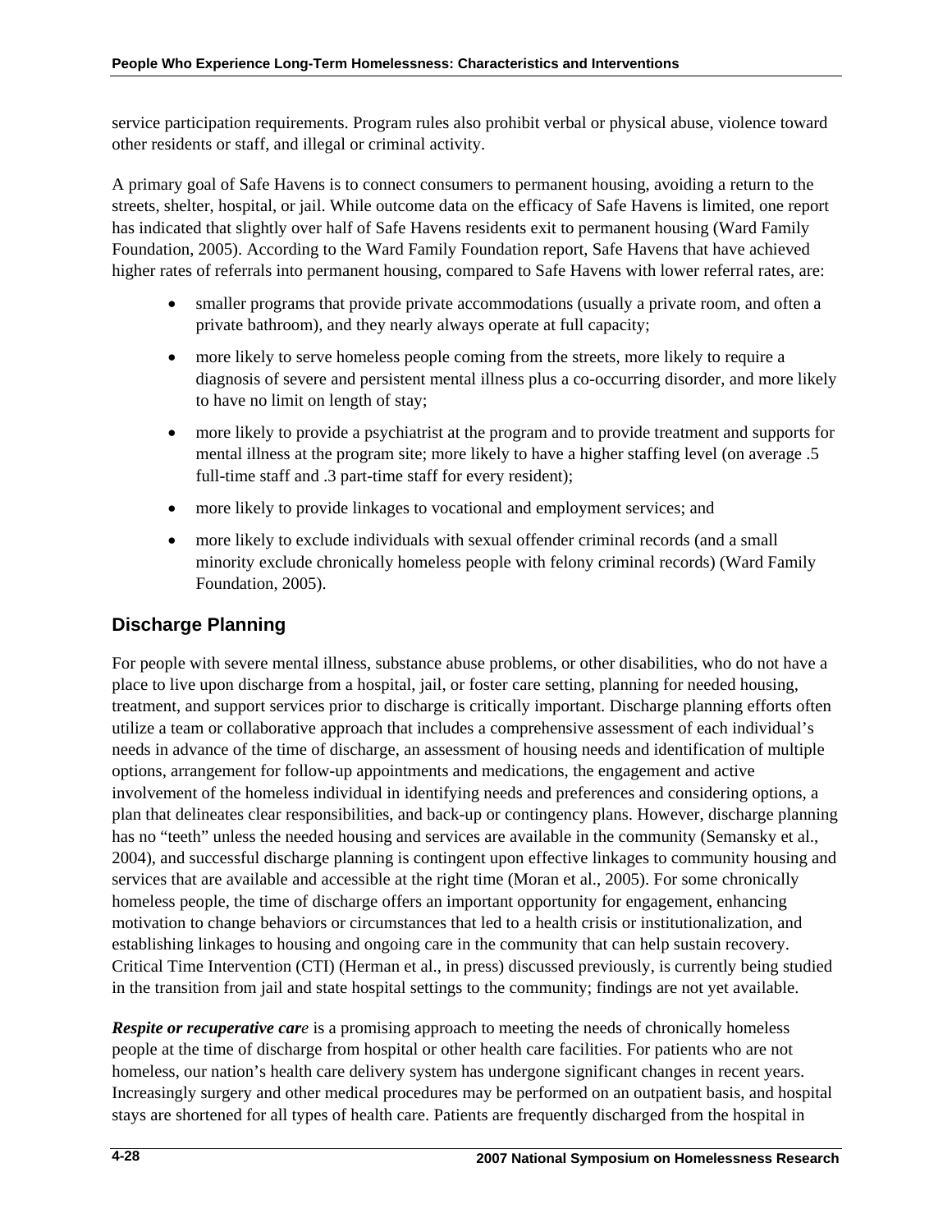service participation requirements. Program rules also prohibit verbal or physical abuse, violence toward other residents or staff, and illegal or criminal activity.

A primary goal of Safe Havens is to connect consumers to permanent housing, avoiding a return to the streets, shelter, hospital, or jail. While outcome data on the efficacy of Safe Havens is limited, one report has indicated that slightly over half of Safe Havens residents exit to permanent housing (Ward Family Foundation, 2005). According to the Ward Family Foundation report, Safe Havens that have achieved higher rates of referrals into permanent housing, compared to Safe Havens with lower referral rates, are:

- smaller programs that provide private accommodations (usually a private room, and often a private bathroom), and they nearly always operate at full capacity;
- more likely to serve homeless people coming from the streets, more likely to require a diagnosis of severe and persistent mental illness plus a co-occurring disorder, and more likely to have no limit on length of stay;
- more likely to provide a psychiatrist at the program and to provide treatment and supports for mental illness at the program site; more likely to have a higher staffing level (on average .5 full-time staff and .3 part-time staff for every resident);
- more likely to provide linkages to vocational and employment services; and
- more likely to exclude individuals with sexual offender criminal records (and a small minority exclude chronically homeless people with felony criminal records) (Ward Family Foundation, 2005).

## Discharge Planning

For people with severe mental illness, substance abuse problems, or other disabilities, who do not have a place to live upon discharge from a hospital, jail, or foster care setting, planning for needed housing, treatment, and support services prior to discharge is critically important. Discharge planning efforts often utilize a team or collaborative approach that includes a comprehensive assessment of each individual's needs in advance of the time of discharge, an assessment of housing needs and identification of multiple options, arrangement for follow-up appointments and medications, the engagement and active involvement of the homeless individual in identifying needs and preferences and considering options, a plan that delineates clear responsibilities, and back-up or contingency plans. However, discharge planning has no "teeth" unless the needed housing and services are available in the community (Semansky et al., 2004), and successful discharge planning is contingent upon effective linkages to community housing and services that are available and accessible at the right time (Moran et al., 2005). For some chronically homeless people, the time of discharge offers an important opportunity for engagement, enhancing motivation to change behaviors or circumstances that led to a health crisis or institutionalization, and establishing linkages to housing and ongoing care in the community that can help sustain recovery. Critical Time Intervention (CTI) (Herman et al., in press) discussed previously, is currently being studied in the transition from jail and state hospital settings to the community; findings are not yet available.

***Respite or recuperative care*** is a promising approach to meeting the needs of chronically homeless people at the time of discharge from hospital or other health care facilities. For patients who are not homeless, our nation's health care delivery system has undergone significant changes in recent years. Increasingly surgery and other medical procedures may be performed on an outpatient basis, and hospital stays are shortened for all types of health care. Patients are frequently discharged from the hospital in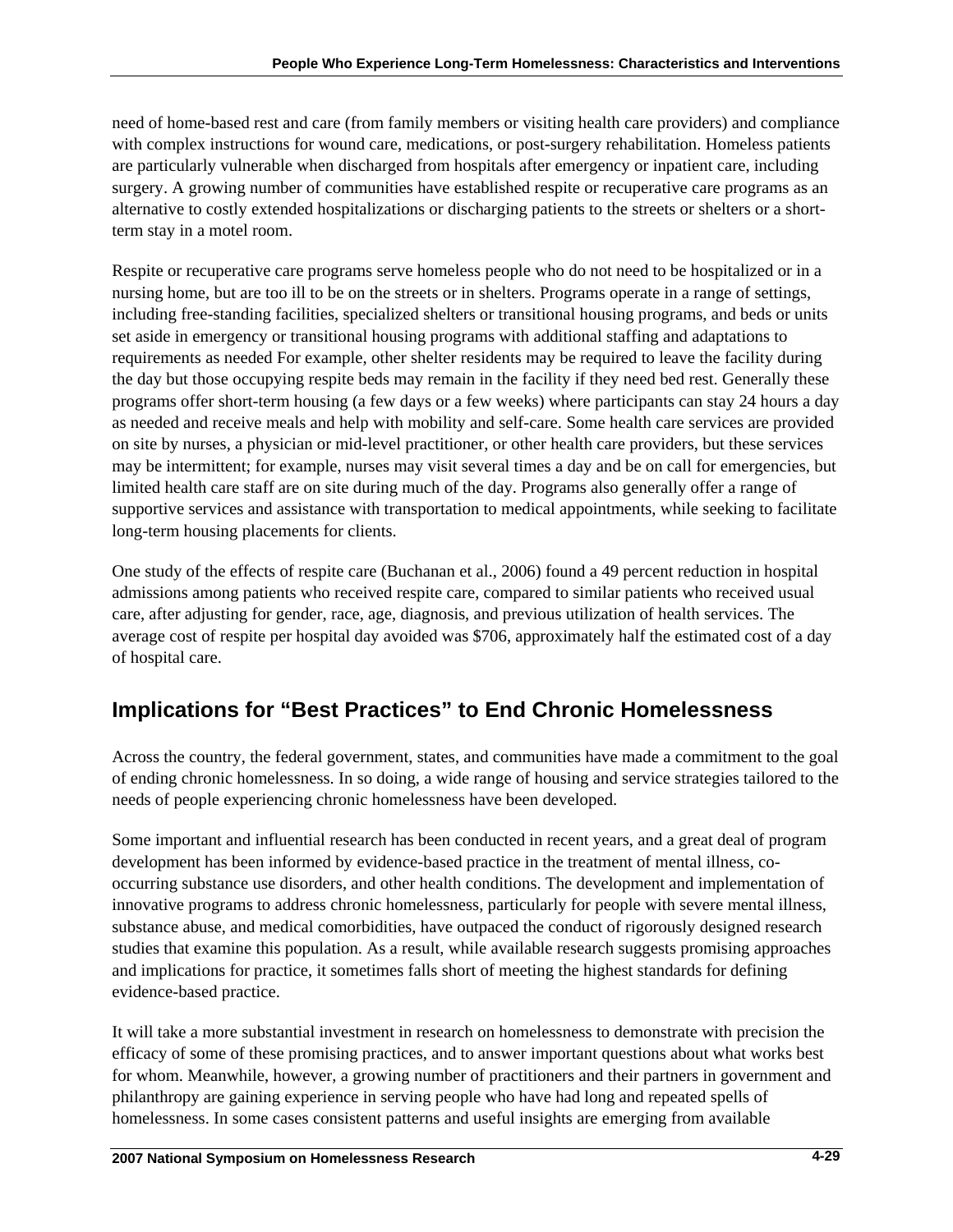need of home-based rest and care (from family members or visiting health care providers) and compliance with complex instructions for wound care, medications, or post-surgery rehabilitation. Homeless patients are particularly vulnerable when discharged from hospitals after emergency or inpatient care, including surgery. A growing number of communities have established respite or recuperative care programs as an alternative to costly extended hospitalizations or discharging patients to the streets or shelters or a short-term stay in a motel room.

Respite or recuperative care programs serve homeless people who do not need to be hospitalized or in a nursing home, but are too ill to be on the streets or in shelters. Programs operate in a range of settings, including free-standing facilities, specialized shelters or transitional housing programs, and beds or units set aside in emergency or transitional housing programs with additional staffing and adaptations to requirements as needed For example, other shelter residents may be required to leave the facility during the day but those occupying respite beds may remain in the facility if they need bed rest. Generally these programs offer short-term housing (a few days or a few weeks) where participants can stay 24 hours a day as needed and receive meals and help with mobility and self-care. Some health care services are provided on site by nurses, a physician or mid-level practitioner, or other health care providers, but these services may be intermittent; for example, nurses may visit several times a day and be on call for emergencies, but limited health care staff are on site during much of the day. Programs also generally offer a range of supportive services and assistance with transportation to medical appointments, while seeking to facilitate long-term housing placements for clients.

One study of the effects of respite care (Buchanan et al., 2006) found a 49 percent reduction in hospital admissions among patients who received respite care, compared to similar patients who received usual care, after adjusting for gender, race, age, diagnosis, and previous utilization of health services. The average cost of respite per hospital day avoided was $706, approximately half the estimated cost of a day of hospital care.

## Implications for "Best Practices" to End Chronic Homelessness

Across the country, the federal government, states, and communities have made a commitment to the goal of ending chronic homelessness. In so doing, a wide range of housing and service strategies tailored to the needs of people experiencing chronic homelessness have been developed.

Some important and influential research has been conducted in recent years, and a great deal of program development has been informed by evidence-based practice in the treatment of mental illness, co-occurring substance use disorders, and other health conditions. The development and implementation of innovative programs to address chronic homelessness, particularly for people with severe mental illness, substance abuse, and medical comorbidities, have outpaced the conduct of rigorously designed research studies that examine this population. As a result, while available research suggests promising approaches and implications for practice, it sometimes falls short of meeting the highest standards for defining evidence-based practice.

It will take a more substantial investment in research on homelessness to demonstrate with precision the efficacy of some of these promising practices, and to answer important questions about what works best for whom. Meanwhile, however, a growing number of practitioners and their partners in government and philanthropy are gaining experience in serving people who have had long and repeated spells of homelessness. In some cases consistent patterns and useful insights are emerging from available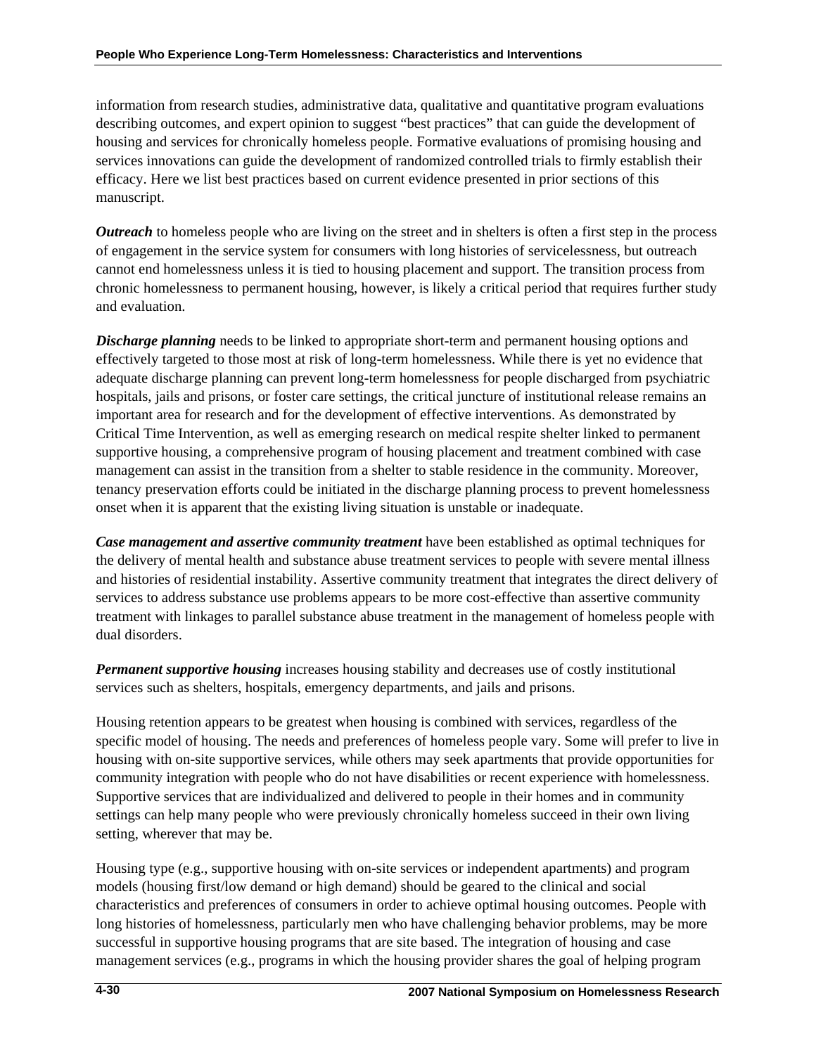information from research studies, administrative data, qualitative and quantitative program evaluations describing outcomes, and expert opinion to suggest "best practices" that can guide the development of housing and services for chronically homeless people. Formative evaluations of promising housing and services innovations can guide the development of randomized controlled trials to firmly establish their efficacy. Here we list best practices based on current evidence presented in prior sections of this manuscript.

***Outreach*** to homeless people who are living on the street and in shelters is often a first step in the process of engagement in the service system for consumers with long histories of servicelessness, but outreach cannot end homelessness unless it is tied to housing placement and support. The transition process from chronic homelessness to permanent housing, however, is likely a critical period that requires further study and evaluation.

***Discharge planning*** needs to be linked to appropriate short-term and permanent housing options and effectively targeted to those most at risk of long-term homelessness. While there is yet no evidence that adequate discharge planning can prevent long-term homelessness for people discharged from psychiatric hospitals, jails and prisons, or foster care settings, the critical juncture of institutional release remains an important area for research and for the development of effective interventions. As demonstrated by Critical Time Intervention, as well as emerging research on medical respite shelter linked to permanent supportive housing, a comprehensive program of housing placement and treatment combined with case management can assist in the transition from a shelter to stable residence in the community. Moreover, tenancy preservation efforts could be initiated in the discharge planning process to prevent homelessness onset when it is apparent that the existing living situation is unstable or inadequate.

***Case management and assertive community treatment*** have been established as optimal techniques for the delivery of mental health and substance abuse treatment services to people with severe mental illness and histories of residential instability. Assertive community treatment that integrates the direct delivery of services to address substance use problems appears to be more cost-effective than assertive community treatment with linkages to parallel substance abuse treatment in the management of homeless people with dual disorders.

***Permanent supportive housing*** increases housing stability and decreases use of costly institutional services such as shelters, hospitals, emergency departments, and jails and prisons.

Housing retention appears to be greatest when housing is combined with services, regardless of the specific model of housing. The needs and preferences of homeless people vary. Some will prefer to live in housing with on-site supportive services, while others may seek apartments that provide opportunities for community integration with people who do not have disabilities or recent experience with homelessness. Supportive services that are individualized and delivered to people in their homes and in community settings can help many people who were previously chronically homeless succeed in their own living setting, wherever that may be.

Housing type (e.g., supportive housing with on-site services or independent apartments) and program models (housing first/low demand or high demand) should be geared to the clinical and social characteristics and preferences of consumers in order to achieve optimal housing outcomes. People with long histories of homelessness, particularly men who have challenging behavior problems, may be more successful in supportive housing programs that are site based. The integration of housing and case management services (e.g., programs in which the housing provider shares the goal of helping program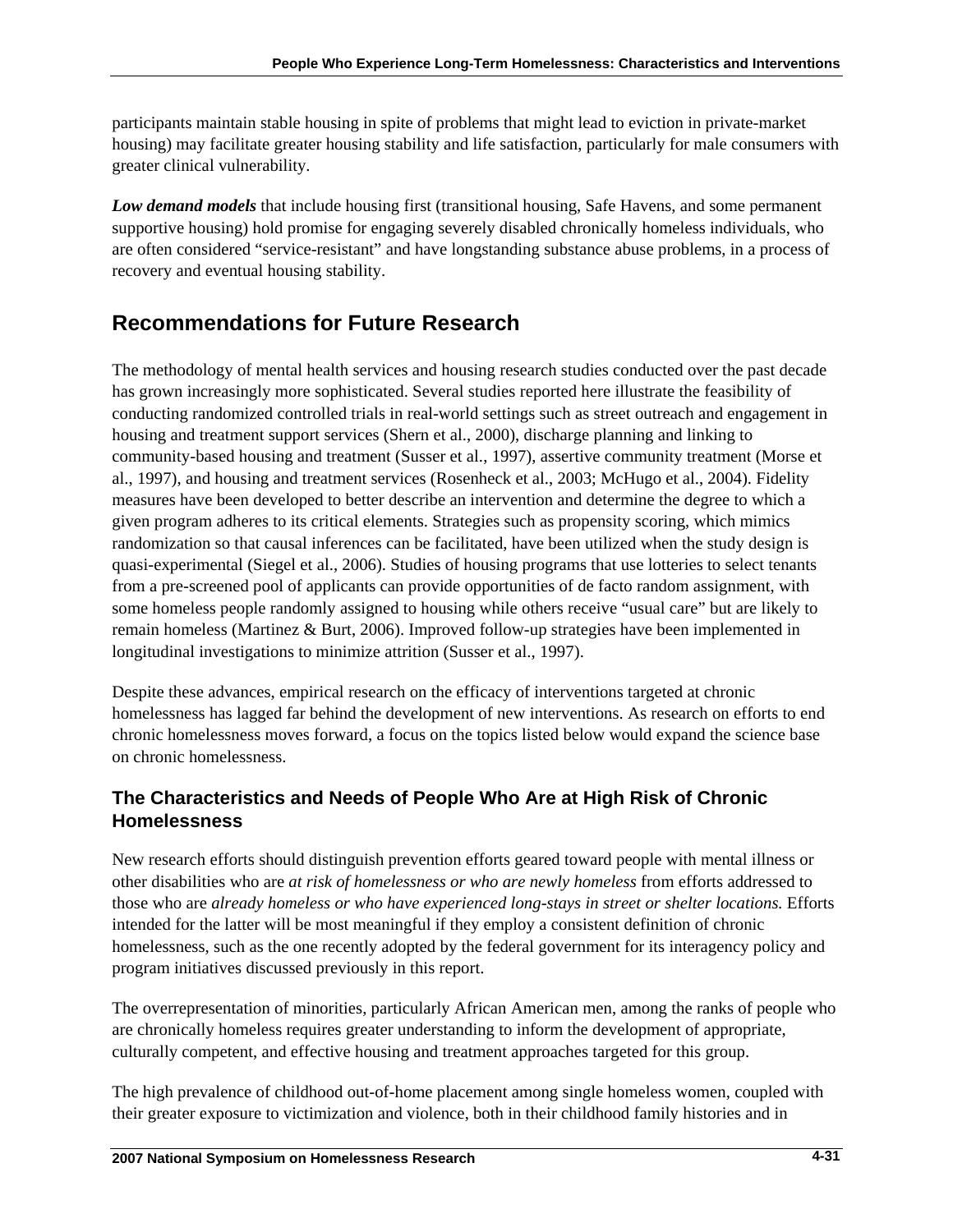participants maintain stable housing in spite of problems that might lead to eviction in private-market housing) may facilitate greater housing stability and life satisfaction, particularly for male consumers with greater clinical vulnerability.

***Low demand models*** that include housing first (transitional housing, Safe Havens, and some permanent supportive housing) hold promise for engaging severely disabled chronically homeless individuals, who are often considered "service-resistant" and have longstanding substance abuse problems, in a process of recovery and eventual housing stability.

## Recommendations for Future Research

The methodology of mental health services and housing research studies conducted over the past decade has grown increasingly more sophisticated. Several studies reported here illustrate the feasibility of conducting randomized controlled trials in real-world settings such as street outreach and engagement in housing and treatment support services (Shern et al., 2000), discharge planning and linking to community-based housing and treatment (Susser et al., 1997), assertive community treatment (Morse et al., 1997), and housing and treatment services (Rosenheck et al., 2003; McHugo et al., 2004). Fidelity measures have been developed to better describe an intervention and determine the degree to which a given program adheres to its critical elements. Strategies such as propensity scoring, which mimics randomization so that causal inferences can be facilitated, have been utilized when the study design is quasi-experimental (Siegel et al., 2006). Studies of housing programs that use lotteries to select tenants from a pre-screened pool of applicants can provide opportunities of de facto random assignment, with some homeless people randomly assigned to housing while others receive "usual care" but are likely to remain homeless (Martinez & Burt, 2006). Improved follow-up strategies have been implemented in longitudinal investigations to minimize attrition (Susser et al., 1997).

Despite these advances, empirical research on the efficacy of interventions targeted at chronic homelessness has lagged far behind the development of new interventions. As research on efforts to end chronic homelessness moves forward, a focus on the topics listed below would expand the science base on chronic homelessness.

### The Characteristics and Needs of People Who Are at High Risk of Chronic Homelessness

New research efforts should distinguish prevention efforts geared toward people with mental illness or other disabilities who are *at risk of homelessness or who are newly homeless* from efforts addressed to those who are *already homeless or who have experienced long-stays in street or shelter locations.* Efforts intended for the latter will be most meaningful if they employ a consistent definition of chronic homelessness, such as the one recently adopted by the federal government for its interagency policy and program initiatives discussed previously in this report.

The overrepresentation of minorities, particularly African American men, among the ranks of people who are chronically homeless requires greater understanding to inform the development of appropriate, culturally competent, and effective housing and treatment approaches targeted for this group.

The high prevalence of childhood out-of-home placement among single homeless women, coupled with their greater exposure to victimization and violence, both in their childhood family histories and in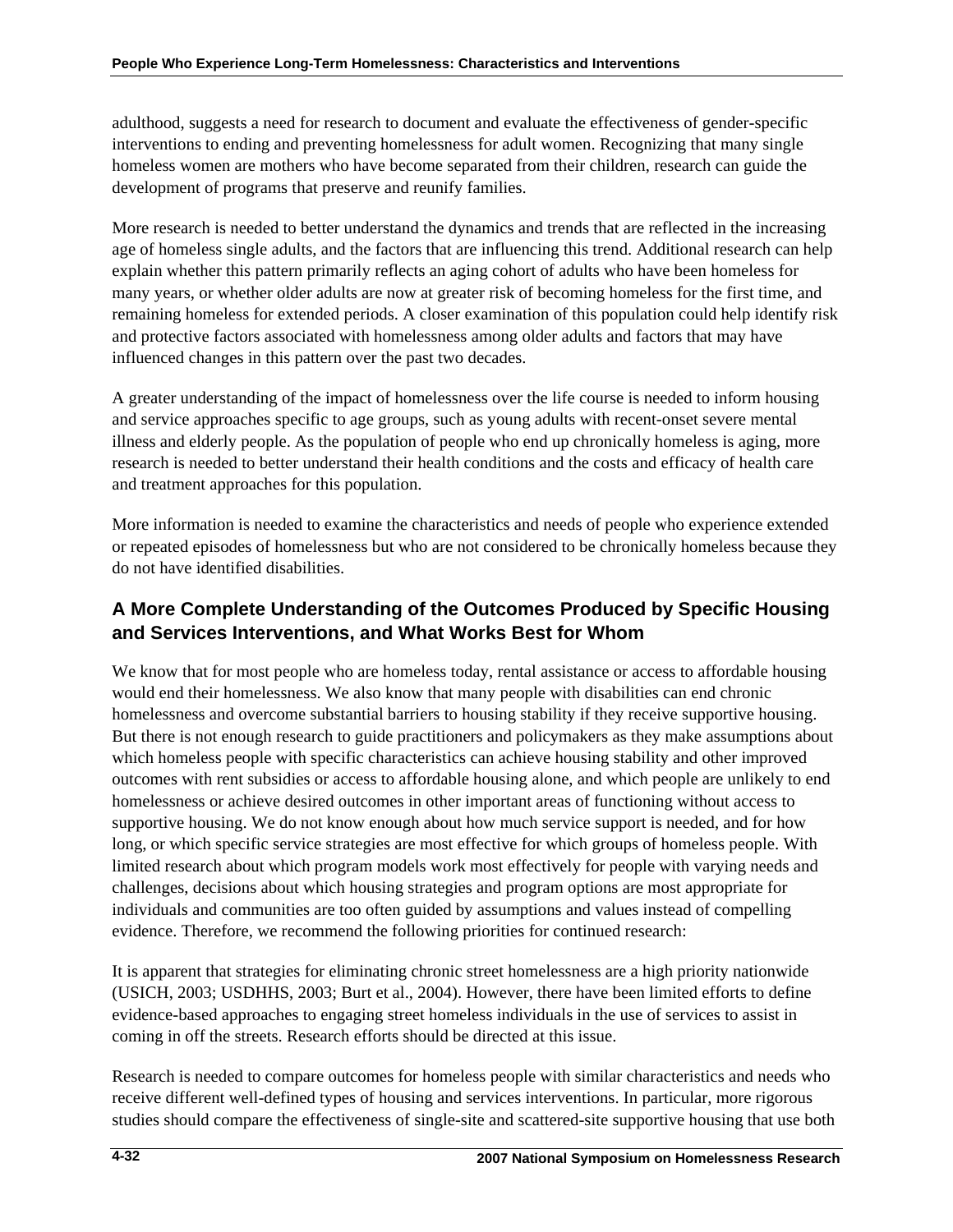adulthood, suggests a need for research to document and evaluate the effectiveness of gender-specific interventions to ending and preventing homelessness for adult women. Recognizing that many single homeless women are mothers who have become separated from their children, research can guide the development of programs that preserve and reunify families.

More research is needed to better understand the dynamics and trends that are reflected in the increasing age of homeless single adults, and the factors that are influencing this trend. Additional research can help explain whether this pattern primarily reflects an aging cohort of adults who have been homeless for many years, or whether older adults are now at greater risk of becoming homeless for the first time, and remaining homeless for extended periods. A closer examination of this population could help identify risk and protective factors associated with homelessness among older adults and factors that may have influenced changes in this pattern over the past two decades.

A greater understanding of the impact of homelessness over the life course is needed to inform housing and service approaches specific to age groups, such as young adults with recent-onset severe mental illness and elderly people. As the population of people who end up chronically homeless is aging, more research is needed to better understand their health conditions and the costs and efficacy of health care and treatment approaches for this population.

More information is needed to examine the characteristics and needs of people who experience extended or repeated episodes of homelessness but who are not considered to be chronically homeless because they do not have identified disabilities.

### A More Complete Understanding of the Outcomes Produced by Specific Housing and Services Interventions, and What Works Best for Whom

We know that for most people who are homeless today, rental assistance or access to affordable housing would end their homelessness. We also know that many people with disabilities can end chronic homelessness and overcome substantial barriers to housing stability if they receive supportive housing. But there is not enough research to guide practitioners and policymakers as they make assumptions about which homeless people with specific characteristics can achieve housing stability and other improved outcomes with rent subsidies or access to affordable housing alone, and which people are unlikely to end homelessness or achieve desired outcomes in other important areas of functioning without access to supportive housing. We do not know enough about how much service support is needed, and for how long, or which specific service strategies are most effective for which groups of homeless people. With limited research about which program models work most effectively for people with varying needs and challenges, decisions about which housing strategies and program options are most appropriate for individuals and communities are too often guided by assumptions and values instead of compelling evidence. Therefore, we recommend the following priorities for continued research:

It is apparent that strategies for eliminating chronic street homelessness are a high priority nationwide (USICH, 2003; USDHHS, 2003; Burt et al., 2004). However, there have been limited efforts to define evidence-based approaches to engaging street homeless individuals in the use of services to assist in coming in off the streets. Research efforts should be directed at this issue.

Research is needed to compare outcomes for homeless people with similar characteristics and needs who receive different well-defined types of housing and services interventions. In particular, more rigorous studies should compare the effectiveness of single-site and scattered-site supportive housing that use both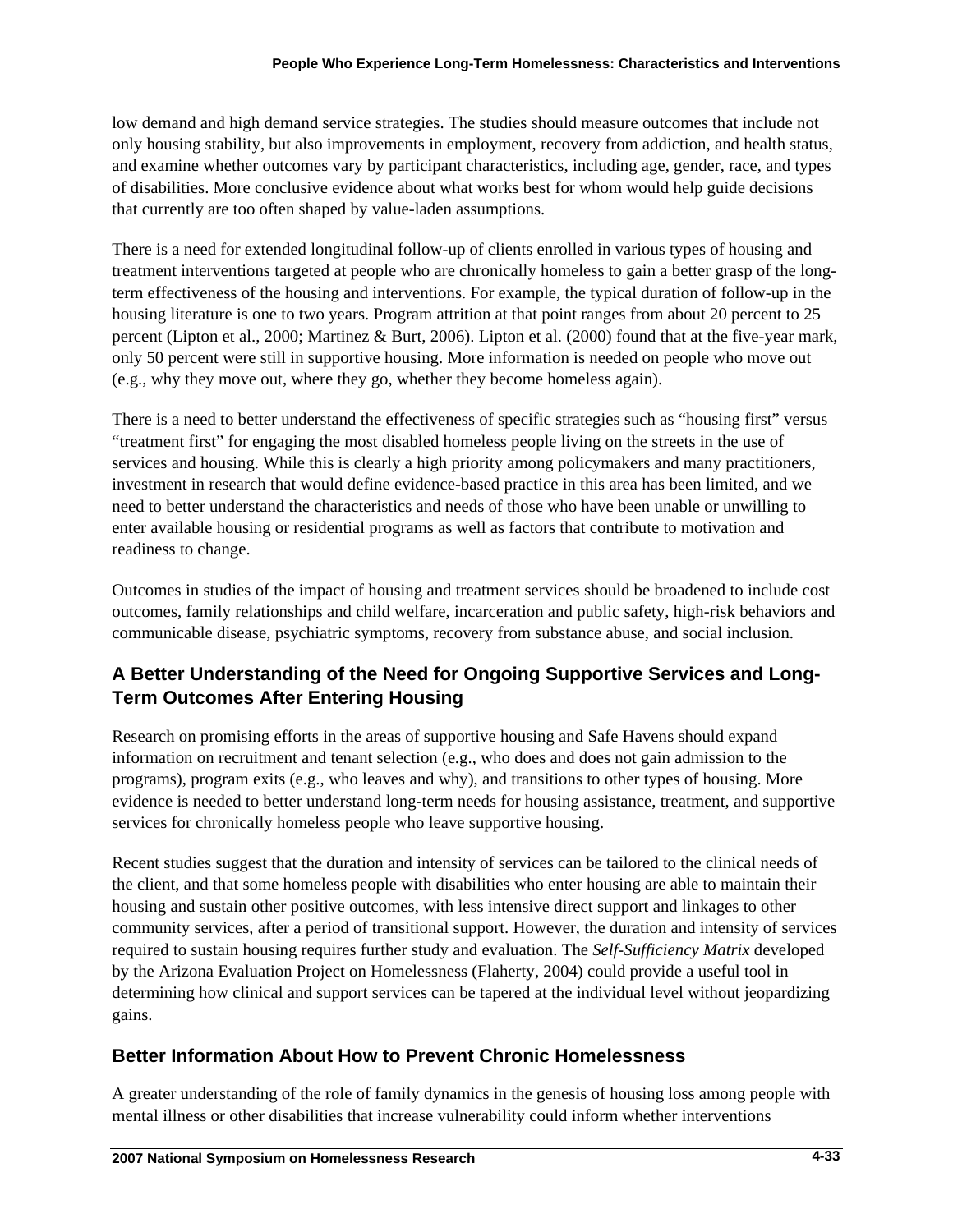low demand and high demand service strategies. The studies should measure outcomes that include not only housing stability, but also improvements in employment, recovery from addiction, and health status, and examine whether outcomes vary by participant characteristics, including age, gender, race, and types of disabilities. More conclusive evidence about what works best for whom would help guide decisions that currently are too often shaped by value-laden assumptions.

There is a need for extended longitudinal follow-up of clients enrolled in various types of housing and treatment interventions targeted at people who are chronically homeless to gain a better grasp of the long-term effectiveness of the housing and interventions. For example, the typical duration of follow-up in the housing literature is one to two years. Program attrition at that point ranges from about 20 percent to 25 percent (Lipton et al., 2000; Martinez & Burt, 2006). Lipton et al. (2000) found that at the five-year mark, only 50 percent were still in supportive housing. More information is needed on people who move out (e.g., why they move out, where they go, whether they become homeless again).

There is a need to better understand the effectiveness of specific strategies such as "housing first" versus "treatment first" for engaging the most disabled homeless people living on the streets in the use of services and housing. While this is clearly a high priority among policymakers and many practitioners, investment in research that would define evidence-based practice in this area has been limited, and we need to better understand the characteristics and needs of those who have been unable or unwilling to enter available housing or residential programs as well as factors that contribute to motivation and readiness to change.

Outcomes in studies of the impact of housing and treatment services should be broadened to include cost outcomes, family relationships and child welfare, incarceration and public safety, high-risk behaviors and communicable disease, psychiatric symptoms, recovery from substance abuse, and social inclusion.

### A Better Understanding of the Need for Ongoing Supportive Services and Long-Term Outcomes After Entering Housing

Research on promising efforts in the areas of supportive housing and Safe Havens should expand information on recruitment and tenant selection (e.g., who does and does not gain admission to the programs), program exits (e.g., who leaves and why), and transitions to other types of housing. More evidence is needed to better understand long-term needs for housing assistance, treatment, and supportive services for chronically homeless people who leave supportive housing.

Recent studies suggest that the duration and intensity of services can be tailored to the clinical needs of the client, and that some homeless people with disabilities who enter housing are able to maintain their housing and sustain other positive outcomes, with less intensive direct support and linkages to other community services, after a period of transitional support. However, the duration and intensity of services required to sustain housing requires further study and evaluation. The *Self-Sufficiency Matrix* developed by the Arizona Evaluation Project on Homelessness (Flaherty, 2004) could provide a useful tool in determining how clinical and support services can be tapered at the individual level without jeopardizing gains.

### Better Information About How to Prevent Chronic Homelessness

A greater understanding of the role of family dynamics in the genesis of housing loss among people with mental illness or other disabilities that increase vulnerability could inform whether interventions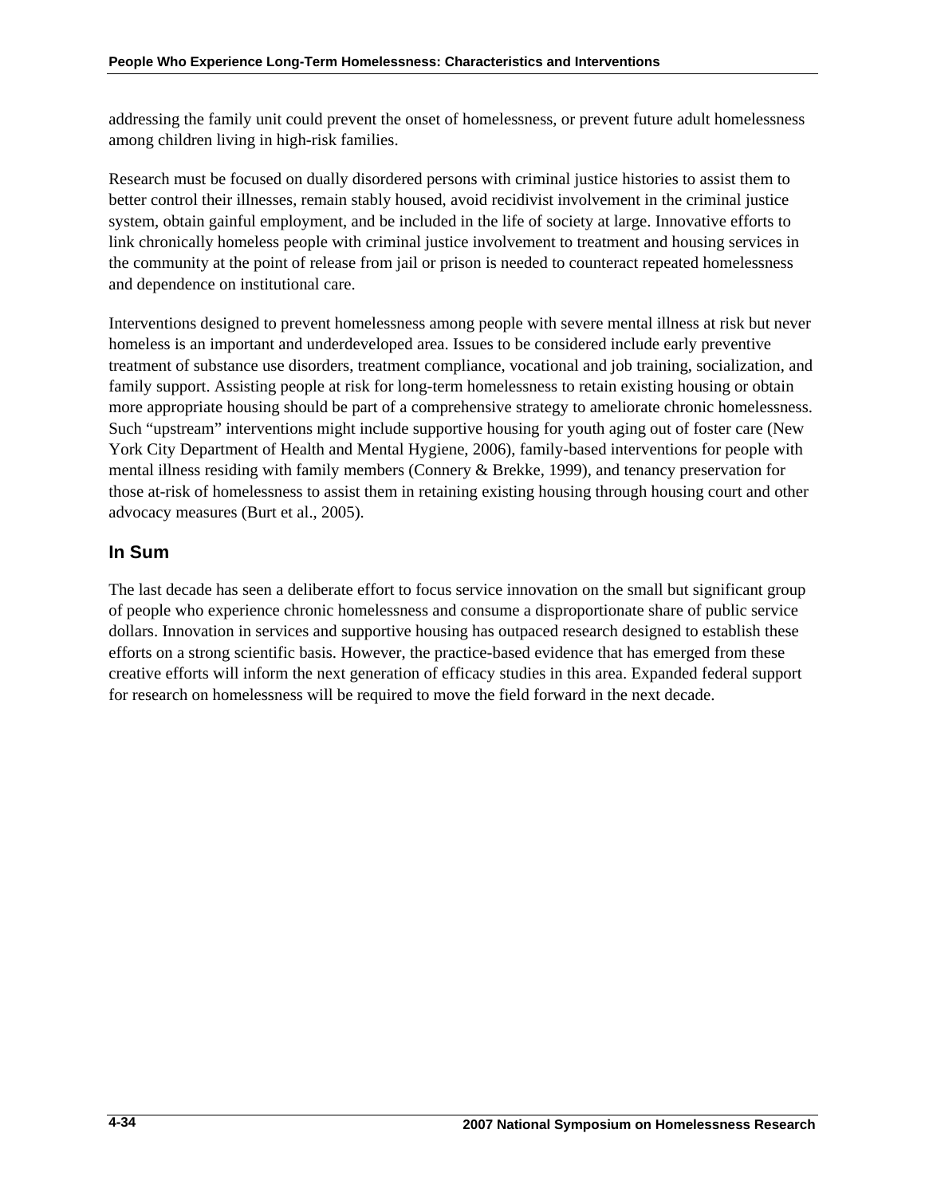addressing the family unit could prevent the onset of homelessness, or prevent future adult homelessness among children living in high-risk families.

Research must be focused on dually disordered persons with criminal justice histories to assist them to better control their illnesses, remain stably housed, avoid recidivist involvement in the criminal justice system, obtain gainful employment, and be included in the life of society at large. Innovative efforts to link chronically homeless people with criminal justice involvement to treatment and housing services in the community at the point of release from jail or prison is needed to counteract repeated homelessness and dependence on institutional care.

Interventions designed to prevent homelessness among people with severe mental illness at risk but never homeless is an important and underdeveloped area. Issues to be considered include early preventive treatment of substance use disorders, treatment compliance, vocational and job training, socialization, and family support. Assisting people at risk for long-term homelessness to retain existing housing or obtain more appropriate housing should be part of a comprehensive strategy to ameliorate chronic homelessness. Such "upstream" interventions might include supportive housing for youth aging out of foster care (New York City Department of Health and Mental Hygiene, 2006), family-based interventions for people with mental illness residing with family members (Connery & Brekke, 1999), and tenancy preservation for those at-risk of homelessness to assist them in retaining existing housing through housing court and other advocacy measures (Burt et al., 2005).

## In Sum

The last decade has seen a deliberate effort to focus service innovation on the small but significant group of people who experience chronic homelessness and consume a disproportionate share of public service dollars. Innovation in services and supportive housing has outpaced research designed to establish these efforts on a strong scientific basis. However, the practice-based evidence that has emerged from these creative efforts will inform the next generation of efficacy studies in this area. Expanded federal support for research on homelessness will be required to move the field forward in the next decade.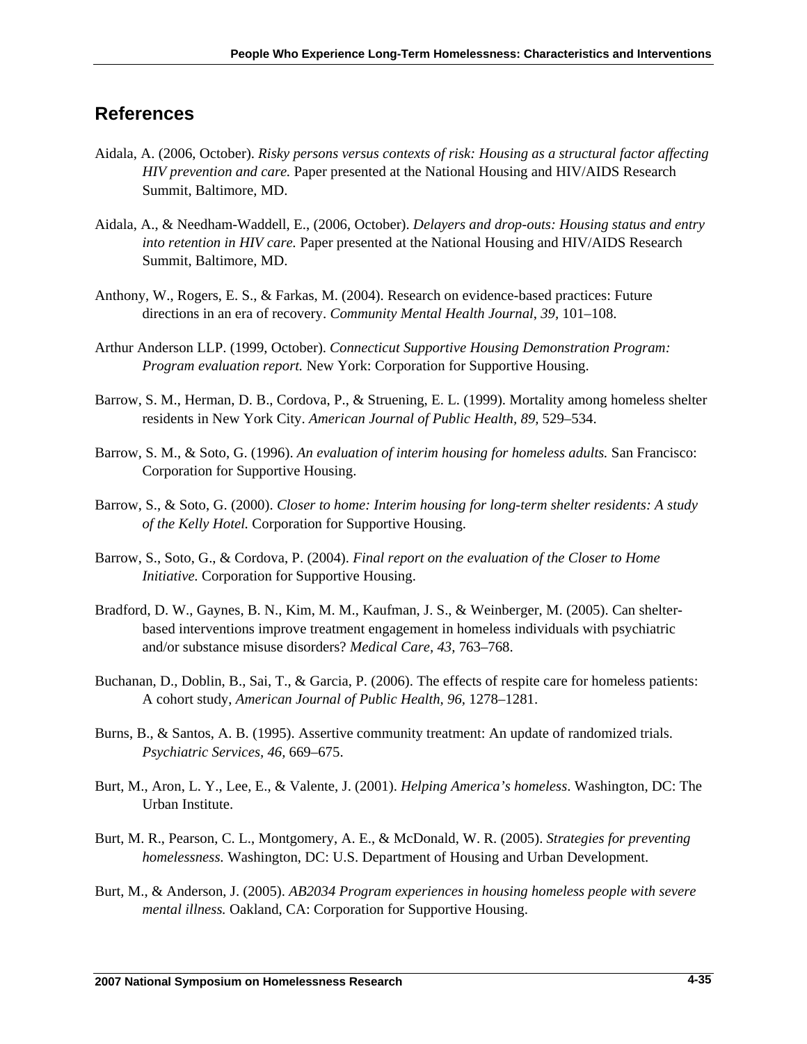## References

Aidala, A. (2006, October). *Risky persons versus contexts of risk: Housing as a structural factor affecting HIV prevention and care.* Paper presented at the National Housing and HIV/AIDS Research Summit, Baltimore, MD.

Aidala, A., & Needham-Waddell, E., (2006, October). *Delayers and drop-outs: Housing status and entry into retention in HIV care.* Paper presented at the National Housing and HIV/AIDS Research Summit, Baltimore, MD.

Anthony, W., Rogers, E. S., & Farkas, M. (2004). Research on evidence-based practices: Future directions in an era of recovery. *Community Mental Health Journal*, *39,* 101–108.

Arthur Anderson LLP. (1999, October). *Connecticut Supportive Housing Demonstration Program: Program evaluation report.* New York: Corporation for Supportive Housing.

Barrow, S. M., Herman, D. B., Cordova, P., & Struening, E. L. (1999). Mortality among homeless shelter residents in New York City. *American Journal of Public Health, 89,* 529–534.

Barrow, S. M., & Soto, G. (1996). *An evaluation of interim housing for homeless adults.* San Francisco: Corporation for Supportive Housing.

Barrow, S., & Soto, G. (2000). *Closer to home: Interim housing for long-term shelter residents: A study of the Kelly Hotel.* Corporation for Supportive Housing.

Barrow, S., Soto, G., & Cordova, P. (2004). *Final report on the evaluation of the Closer to Home Initiative.* Corporation for Supportive Housing.

Bradford, D. W., Gaynes, B. N., Kim, M. M., Kaufman, J. S., & Weinberger, M. (2005). Can shelter-based interventions improve treatment engagement in homeless individuals with psychiatric and/or substance misuse disorders? *Medical Care, 43,* 763–768.

Buchanan, D., Doblin, B., Sai, T., & Garcia, P. (2006). The effects of respite care for homeless patients: A cohort study*, American Journal of Public Health, 96,* 1278–1281.

Burns, B., & Santos, A. B. (1995). Assertive community treatment: An update of randomized trials. *Psychiatric Services, 46,* 669–675.

Burt, M., Aron, L. Y., Lee, E., & Valente, J. (2001). *Helping America's homeless*. Washington, DC: The Urban Institute.

Burt, M. R., Pearson, C. L., Montgomery, A. E., & McDonald, W. R. (2005). *Strategies for preventing homelessness.* Washington, DC: U.S. Department of Housing and Urban Development.

Burt, M., & Anderson, J. (2005). *AB2034 Program experiences in housing homeless people with severe mental illness.* Oakland, CA: Corporation for Supportive Housing.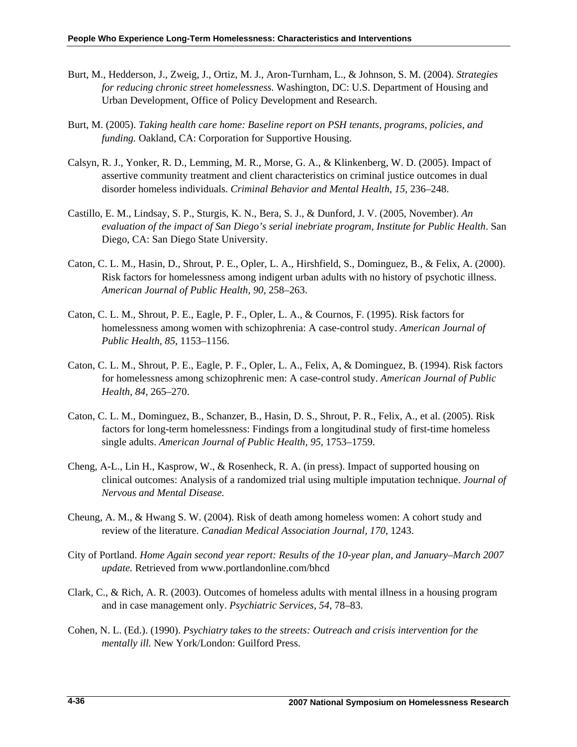Burt, M., Hedderson, J., Zweig, J., Ortiz, M. J., Aron-Turnham, L., & Johnson, S. M. (2004). *Strategies for reducing chronic street homelessness.* Washington, DC: U.S. Department of Housing and Urban Development, Office of Policy Development and Research.

Burt, M. (2005). *Taking health care home: Baseline report on PSH tenants, programs, policies, and funding.* Oakland, CA: Corporation for Supportive Housing.

Calsyn, R. J., Yonker, R. D., Lemming, M. R., Morse, G. A., & Klinkenberg, W. D. (2005). Impact of assertive community treatment and client characteristics on criminal justice outcomes in dual disorder homeless individuals. *Criminal Behavior and Mental Health, 15,* 236–248.

Castillo, E. M., Lindsay, S. P., Sturgis, K. N., Bera, S. J., & Dunford, J. V. (2005, November). *An evaluation of the impact of San Diego's serial inebriate program, Institute for Public Health*. San Diego, CA: San Diego State University.

Caton, C. L. M., Hasin, D., Shrout, P. E., Opler, L. A., Hirshfield, S., Dominguez, B., & Felix, A. (2000). Risk factors for homelessness among indigent urban adults with no history of psychotic illness. *American Journal of Public Health, 90,* 258–263.

Caton, C. L. M., Shrout, P. E., Eagle, P. F., Opler, L. A., & Cournos, F. (1995). Risk factors for homelessness among women with schizophrenia: A case-control study. *American Journal of Public Health, 85,* 1153–1156.

Caton, C. L. M., Shrout, P. E., Eagle, P. F., Opler, L. A., Felix, A, & Dominguez, B. (1994). Risk factors for homelessness among schizophrenic men: A case-control study. *American Journal of Public Health, 84,* 265–270.

Caton, C. L. M., Dominguez, B., Schanzer, B., Hasin, D. S., Shrout, P. R., Felix, A., et al. (2005). Risk factors for long-term homelessness: Findings from a longitudinal study of first-time homeless single adults. *American Journal of Public Health, 95*, 1753–1759.

Cheng, A-L., Lin H., Kasprow, W., & Rosenheck, R. A. (in press). Impact of supported housing on clinical outcomes: Analysis of a randomized trial using multiple imputation technique. *Journal of Nervous and Mental Disease.*

Cheung, A. M., & Hwang S. W. (2004). Risk of death among homeless women: A cohort study and review of the literature. *Canadian Medical Association Journal, 170,* 1243.

City of Portland. *Home Again second year report: Results of the 10-year plan, and January–March 2007 update.* Retrieved from www.portlandonline.com/bhcd

Clark, C., & Rich, A. R. (2003). Outcomes of homeless adults with mental illness in a housing program and in case management only. *Psychiatric Services, 54,* 78–83.

Cohen, N. L. (Ed.). (1990). *Psychiatry takes to the streets: Outreach and crisis intervention for the mentally ill.* New York/London: Guilford Press.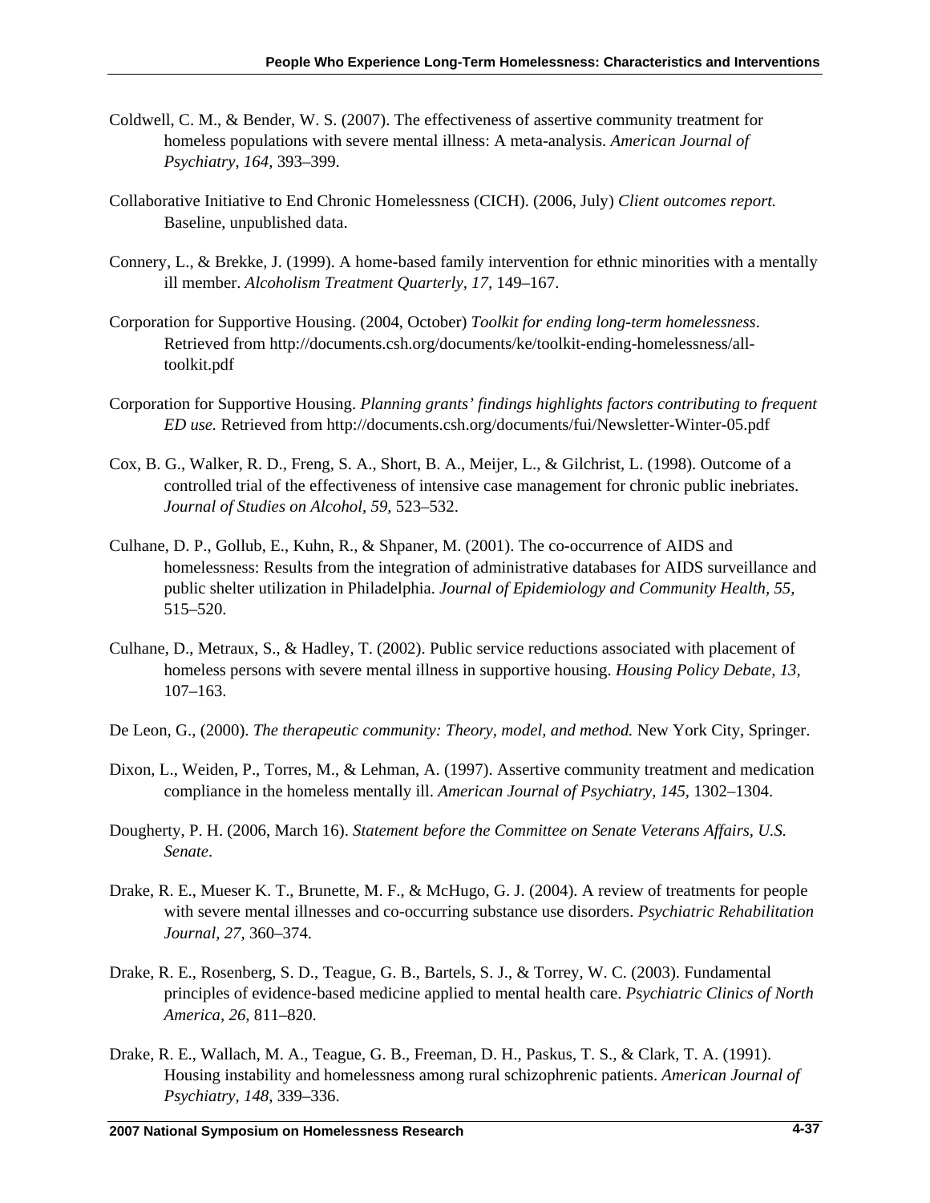Coldwell, C. M., & Bender, W. S. (2007). The effectiveness of assertive community treatment for homeless populations with severe mental illness: A meta-analysis. *American Journal of Psychiatry*, *164*, 393–399.

Collaborative Initiative to End Chronic Homelessness (CICH). (2006, July) *Client outcomes report.* Baseline, unpublished data.

Connery, L., & Brekke, J. (1999). A home-based family intervention for ethnic minorities with a mentally ill member. *Alcoholism Treatment Quarterly*, *17*, 149–167.

Corporation for Supportive Housing. (2004, October) *Toolkit for ending long-term homelessness*. Retrieved from http://documents.csh.org/documents/ke/toolkit-ending-homelessness/all-toolkit.pdf

Corporation for Supportive Housing. *Planning grants' findings highlights factors contributing to frequent ED use.* Retrieved from http://documents.csh.org/documents/fui/Newsletter-Winter-05.pdf

Cox, B. G., Walker, R. D., Freng, S. A., Short, B. A., Meijer, L., & Gilchrist, L. (1998). Outcome of a controlled trial of the effectiveness of intensive case management for chronic public inebriates. *Journal of Studies on Alcohol, 59,* 523–532.

Culhane, D. P., Gollub, E., Kuhn, R., & Shpaner, M. (2001). The co-occurrence of AIDS and homelessness: Results from the integration of administrative databases for AIDS surveillance and public shelter utilization in Philadelphia. *Journal of Epidemiology and Community Health*, *55*, 515–520.

Culhane, D., Metraux, S., & Hadley, T. (2002). Public service reductions associated with placement of homeless persons with severe mental illness in supportive housing. *Housing Policy Debate*, *13*, 107–163.

De Leon, G., (2000). *The therapeutic community: Theory, model, and method.* New York City, Springer.

Dixon, L., Weiden, P., Torres, M., & Lehman, A. (1997). Assertive community treatment and medication compliance in the homeless mentally ill. *American Journal of Psychiatry, 145,* 1302–1304.

Dougherty, P. H. (2006, March 16). *Statement before the Committee on Senate Veterans Affairs, U.S. Senate*.

Drake, R. E., Mueser K. T., Brunette, M. F., & McHugo, G. J. (2004). A review of treatments for people with severe mental illnesses and co-occurring substance use disorders. *Psychiatric Rehabilitation Journal, 27,* 360–374.

Drake, R. E., Rosenberg, S. D., Teague, G. B., Bartels, S. J., & Torrey, W. C. (2003). Fundamental principles of evidence-based medicine applied to mental health care. *Psychiatric Clinics of North America, 26,* 811–820.

Drake, R. E., Wallach, M. A., Teague, G. B., Freeman, D. H., Paskus, T. S., & Clark, T. A. (1991). Housing instability and homelessness among rural schizophrenic patients. *American Journal of Psychiatry, 148,* 339–336.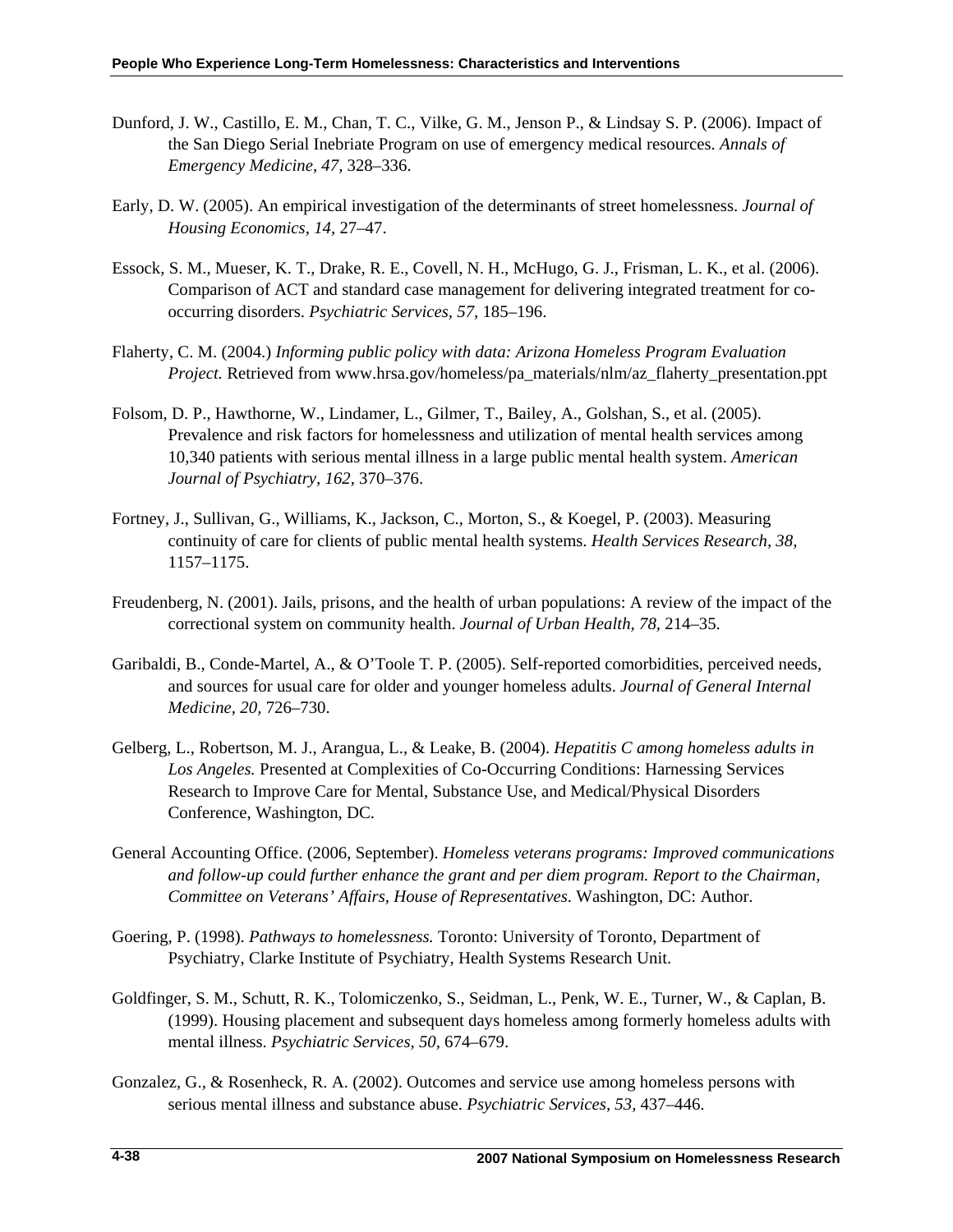Dunford, J. W., Castillo, E. M., Chan, T. C., Vilke, G. M., Jenson P., & Lindsay S. P. (2006). Impact of the San Diego Serial Inebriate Program on use of emergency medical resources. *Annals of Emergency Medicine, 47,* 328–336.

Early, D. W. (2005). An empirical investigation of the determinants of street homelessness. *Journal of Housing Economics, 14,* 27–47.

Essock, S. M., Mueser, K. T., Drake, R. E., Covell, N. H., McHugo, G. J., Frisman, L. K., et al. (2006). Comparison of ACT and standard case management for delivering integrated treatment for co-occurring disorders. *Psychiatric Services, 57,* 185–196.

Flaherty, C. M. (2004.) *Informing public policy with data: Arizona Homeless Program Evaluation Project.* Retrieved from www.hrsa.gov/homeless/pa_materials/nlm/az_flaherty_presentation.ppt

Folsom, D. P., Hawthorne, W., Lindamer, L., Gilmer, T., Bailey, A., Golshan, S., et al. (2005). Prevalence and risk factors for homelessness and utilization of mental health services among 10,340 patients with serious mental illness in a large public mental health system. *American Journal of Psychiatry, 162,* 370–376.

Fortney, J., Sullivan, G., Williams, K., Jackson, C., Morton, S., & Koegel, P. (2003). Measuring continuity of care for clients of public mental health systems. *Health Services Research, 38,* 1157–1175.

Freudenberg, N. (2001). Jails, prisons, and the health of urban populations: A review of the impact of the correctional system on community health. *Journal of Urban Health, 78,* 214–35.

Garibaldi, B., Conde-Martel, A., & O'Toole T. P. (2005). Self-reported comorbidities, perceived needs, and sources for usual care for older and younger homeless adults. *Journal of General Internal Medicine, 20,* 726–730.

Gelberg, L., Robertson, M. J., Arangua, L., & Leake, B. (2004). *Hepatitis C among homeless adults in Los Angeles.* Presented at Complexities of Co-Occurring Conditions: Harnessing Services Research to Improve Care for Mental, Substance Use, and Medical/Physical Disorders Conference, Washington, DC.

General Accounting Office. (2006, September). *Homeless veterans programs: Improved communications and follow-up could further enhance the grant and per diem program. Report to the Chairman, Committee on Veterans' Affairs, House of Representatives*. Washington, DC: Author.

Goering, P. (1998). *Pathways to homelessness.* Toronto: University of Toronto, Department of Psychiatry, Clarke Institute of Psychiatry, Health Systems Research Unit.

Goldfinger, S. M., Schutt, R. K., Tolomiczenko, S., Seidman, L., Penk, W. E., Turner, W., & Caplan, B. (1999). Housing placement and subsequent days homeless among formerly homeless adults with mental illness. *Psychiatric Services, 50,* 674–679.

Gonzalez, G., & Rosenheck, R. A. (2002). Outcomes and service use among homeless persons with serious mental illness and substance abuse. *Psychiatric Services, 53,* 437–446.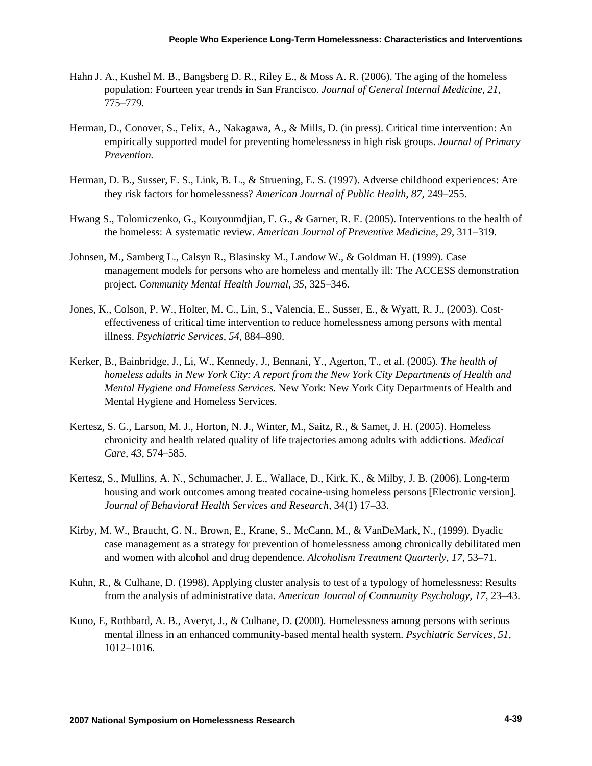Hahn J. A., Kushel M. B., Bangsberg D. R., Riley E., & Moss A. R. (2006). The aging of the homeless population: Fourteen year trends in San Francisco. *Journal of General Internal Medicine, 21,* 775–779.

Herman, D., Conover, S., Felix, A., Nakagawa, A., & Mills, D. (in press). Critical time intervention: An empirically supported model for preventing homelessness in high risk groups. *Journal of Primary Prevention.*

Herman, D. B., Susser, E. S., Link, B. L., & Struening, E. S. (1997). Adverse childhood experiences: Are they risk factors for homelessness? *American Journal of Public Health, 87,* 249–255.

Hwang S., Tolomiczenko, G., Kouyoumdjian, F. G., & Garner, R. E. (2005). Interventions to the health of the homeless: A systematic review. *American Journal of Preventive Medicine, 29,* 311–319.

Johnsen, M., Samberg L., Calsyn R., Blasinsky M., Landow W., & Goldman H. (1999). Case management models for persons who are homeless and mentally ill: The ACCESS demonstration project. *Community Mental Health Journal, 35,* 325–346.

Jones, K., Colson, P. W., Holter, M. C., Lin, S., Valencia, E., Susser, E., & Wyatt, R. J., (2003). Cost-effectiveness of critical time intervention to reduce homelessness among persons with mental illness. *Psychiatric Services, 54,* 884–890.

Kerker, B., Bainbridge, J., Li, W., Kennedy, J., Bennani, Y., Agerton, T., et al. (2005). *The health of homeless adults in New York City: A report from the New York City Departments of Health and Mental Hygiene and Homeless Services*. New York: New York City Departments of Health and Mental Hygiene and Homeless Services.

Kertesz, S. G., Larson, M. J., Horton, N. J., Winter, M., Saitz, R., & Samet, J. H. (2005). Homeless chronicity and health related quality of life trajectories among adults with addictions. *Medical Care, 43,* 574–585.

Kertesz, S., Mullins, A. N., Schumacher, J. E., Wallace, D., Kirk, K., & Milby, J. B. (2006). Long-term housing and work outcomes among treated cocaine-using homeless persons [Electronic version]. *Journal of Behavioral Health Services and Research,* 34(1) 17–33.

Kirby, M. W., Braucht, G. N., Brown, E., Krane, S., McCann, M., & VanDeMark, N., (1999). Dyadic case management as a strategy for prevention of homelessness among chronically debilitated men and women with alcohol and drug dependence. *Alcoholism Treatment Quarterly, 17,* 53–71.

Kuhn, R., & Culhane, D. (1998), Applying cluster analysis to test of a typology of homelessness: Results from the analysis of administrative data. *American Journal of Community Psychology, 17,* 23–43.

Kuno, E, Rothbard, A. B., Averyt, J., & Culhane, D. (2000). Homelessness among persons with serious mental illness in an enhanced community-based mental health system. *Psychiatric Services, 51,* 1012–1016.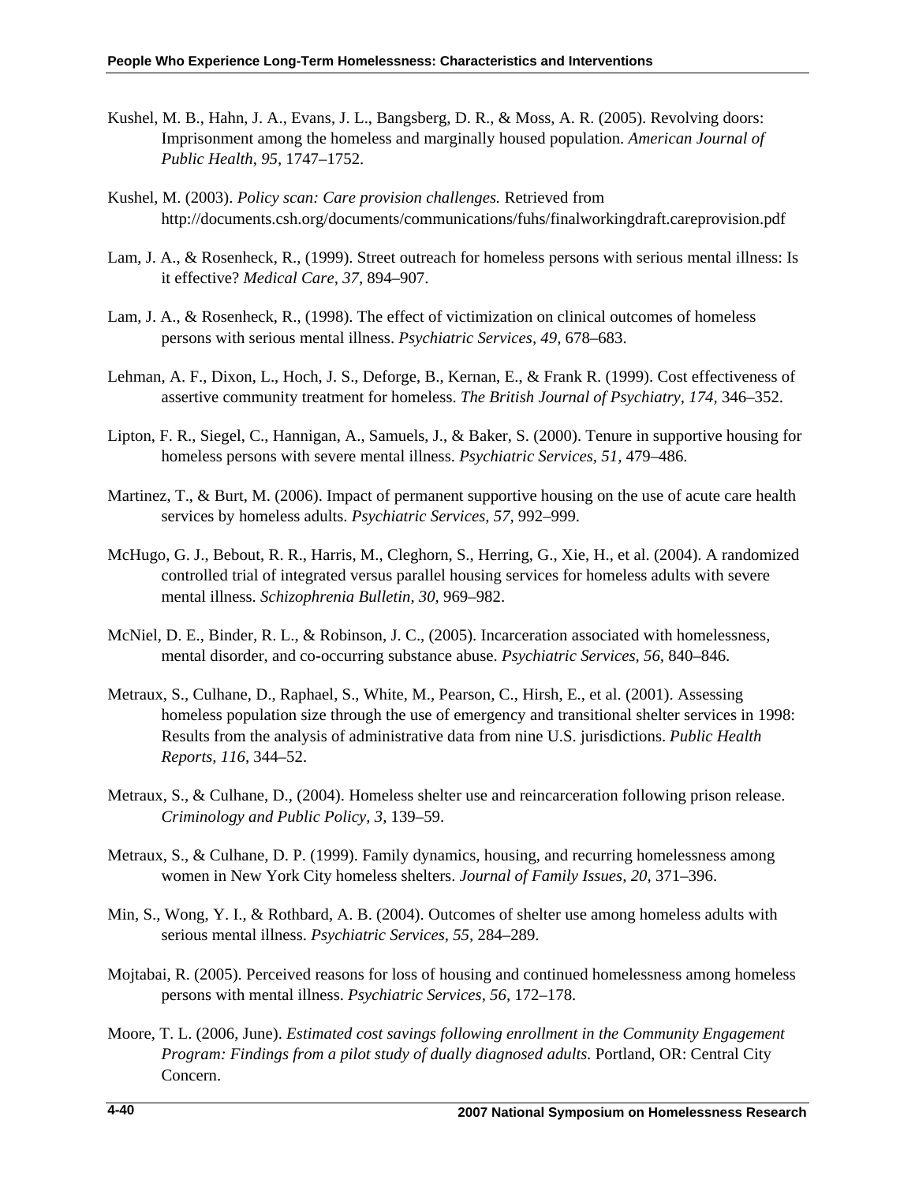Kushel, M. B., Hahn, J. A., Evans, J. L., Bangsberg, D. R., & Moss, A. R. (2005). Revolving doors: Imprisonment among the homeless and marginally housed population. *American Journal of Public Health, 95,* 1747–1752.

Kushel, M. (2003). *Policy scan: Care provision challenges.* Retrieved from http://documents.csh.org/documents/communications/fuhs/finalworkingdraft.careprovision.pdf

Lam, J. A., & Rosenheck, R., (1999). Street outreach for homeless persons with serious mental illness: Is it effective? *Medical Care, 37,* 894–907.

Lam, J. A., & Rosenheck, R., (1998). The effect of victimization on clinical outcomes of homeless persons with serious mental illness. *Psychiatric Services, 49,* 678–683.

Lehman, A. F., Dixon, L., Hoch, J. S., Deforge, B., Kernan, E., & Frank R. (1999). Cost effectiveness of assertive community treatment for homeless. *The British Journal of Psychiatry, 174,* 346–352.

Lipton, F. R., Siegel, C., Hannigan, A., Samuels, J., & Baker, S. (2000). Tenure in supportive housing for homeless persons with severe mental illness. *Psychiatric Services, 51,* 479–486.

Martinez, T., & Burt, M. (2006). Impact of permanent supportive housing on the use of acute care health services by homeless adults. *Psychiatric Services, 57,* 992–999.

McHugo, G. J., Bebout, R. R., Harris, M., Cleghorn, S., Herring, G., Xie, H., et al. (2004). A randomized controlled trial of integrated versus parallel housing services for homeless adults with severe mental illness. *Schizophrenia Bulletin, 30,* 969–982.

McNiel, D. E., Binder, R. L., & Robinson, J. C., (2005). Incarceration associated with homelessness, mental disorder, and co-occurring substance abuse. *Psychiatric Services, 56,* 840–846.

Metraux, S., Culhane, D., Raphael, S., White, M., Pearson, C., Hirsh, E., et al. (2001). Assessing homeless population size through the use of emergency and transitional shelter services in 1998: Results from the analysis of administrative data from nine U.S. jurisdictions. *Public Health Reports, 116,* 344–52.

Metraux, S., & Culhane, D., (2004). Homeless shelter use and reincarceration following prison release. *Criminology and Public Policy, 3,* 139–59.

Metraux, S., & Culhane, D. P. (1999). Family dynamics, housing, and recurring homelessness among women in New York City homeless shelters. *Journal of Family Issues, 20,* 371–396.

Min, S., Wong, Y. I., & Rothbard, A. B. (2004). Outcomes of shelter use among homeless adults with serious mental illness. *Psychiatric Services, 55,* 284–289.

Mojtabai, R. (2005). Perceived reasons for loss of housing and continued homelessness among homeless persons with mental illness. *Psychiatric Services, 56,* 172–178.

Moore, T. L. (2006, June). *Estimated cost savings following enrollment in the Community Engagement Program: Findings from a pilot study of dually diagnosed adults.* Portland, OR: Central City Concern.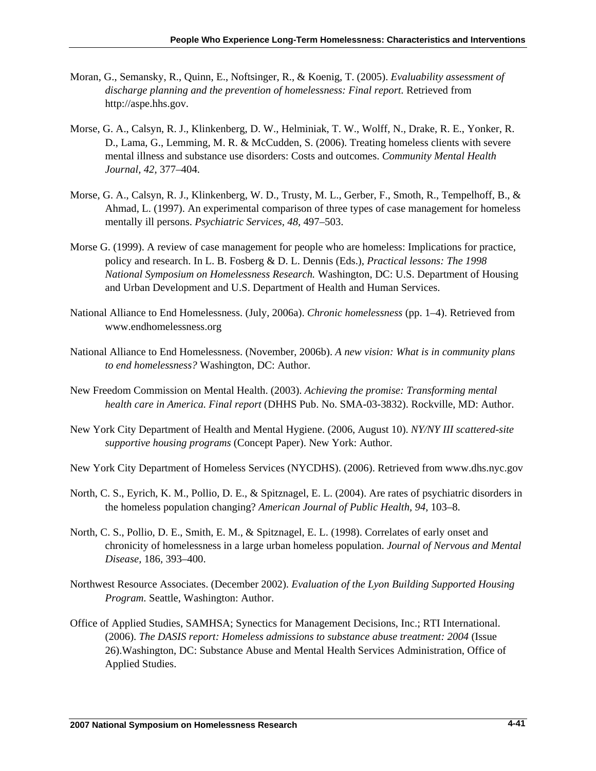Moran, G., Semansky, R., Quinn, E., Noftsinger, R., & Koenig, T. (2005). *Evaluability assessment of discharge planning and the prevention of homelessness: Final report.* Retrieved from http://aspe.hhs.gov.

Morse, G. A., Calsyn, R. J., Klinkenberg, D. W., Helminiak, T. W., Wolff, N., Drake, R. E., Yonker, R. D., Lama, G., Lemming, M. R. & McCudden, S. (2006). Treating homeless clients with severe mental illness and substance use disorders: Costs and outcomes. *Community Mental Health Journal, 42,* 377–404.

Morse, G. A., Calsyn, R. J., Klinkenberg, W. D., Trusty, M. L., Gerber, F., Smoth, R., Tempelhoff, B., & Ahmad, L. (1997). An experimental comparison of three types of case management for homeless mentally ill persons. *Psychiatric Services, 48,* 497–503.

Morse G. (1999). A review of case management for people who are homeless: Implications for practice, policy and research. In L. B. Fosberg & D. L. Dennis (Eds.), *Practical lessons: The 1998 National Symposium on Homelessness Research.* Washington, DC: U.S. Department of Housing and Urban Development and U.S. Department of Health and Human Services.

National Alliance to End Homelessness. (July, 2006a). *Chronic homelessness* (pp. 1–4). Retrieved from www.endhomelessness.org

National Alliance to End Homelessness. (November, 2006b). *A new vision: What is in community plans to end homelessness?* Washington, DC: Author.

New Freedom Commission on Mental Health. (2003). *Achieving the promise: Transforming mental health care in America. Final report* (DHHS Pub. No. SMA-03-3832). Rockville, MD: Author.

New York City Department of Health and Mental Hygiene. (2006, August 10). *NY/NY III scattered-site supportive housing programs* (Concept Paper). New York: Author.

New York City Department of Homeless Services (NYCDHS). (2006). Retrieved from www.dhs.nyc.gov

North, C. S., Eyrich, K. M., Pollio, D. E., & Spitznagel, E. L. (2004). Are rates of psychiatric disorders in the homeless population changing? *American Journal of Public Health, 94,* 103–8.

North, C. S., Pollio, D. E., Smith, E. M., & Spitznagel, E. L. (1998). Correlates of early onset and chronicity of homelessness in a large urban homeless population. *Journal of Nervous and Mental Disease,* 186, 393–400.

Northwest Resource Associates. (December 2002). *Evaluation of the Lyon Building Supported Housing Program.* Seattle, Washington: Author.

Office of Applied Studies, SAMHSA; Synectics for Management Decisions, Inc.; RTI International. (2006). *The DASIS report: Homeless admissions to substance abuse treatment: 2004* (Issue 26).Washington, DC: Substance Abuse and Mental Health Services Administration, Office of Applied Studies.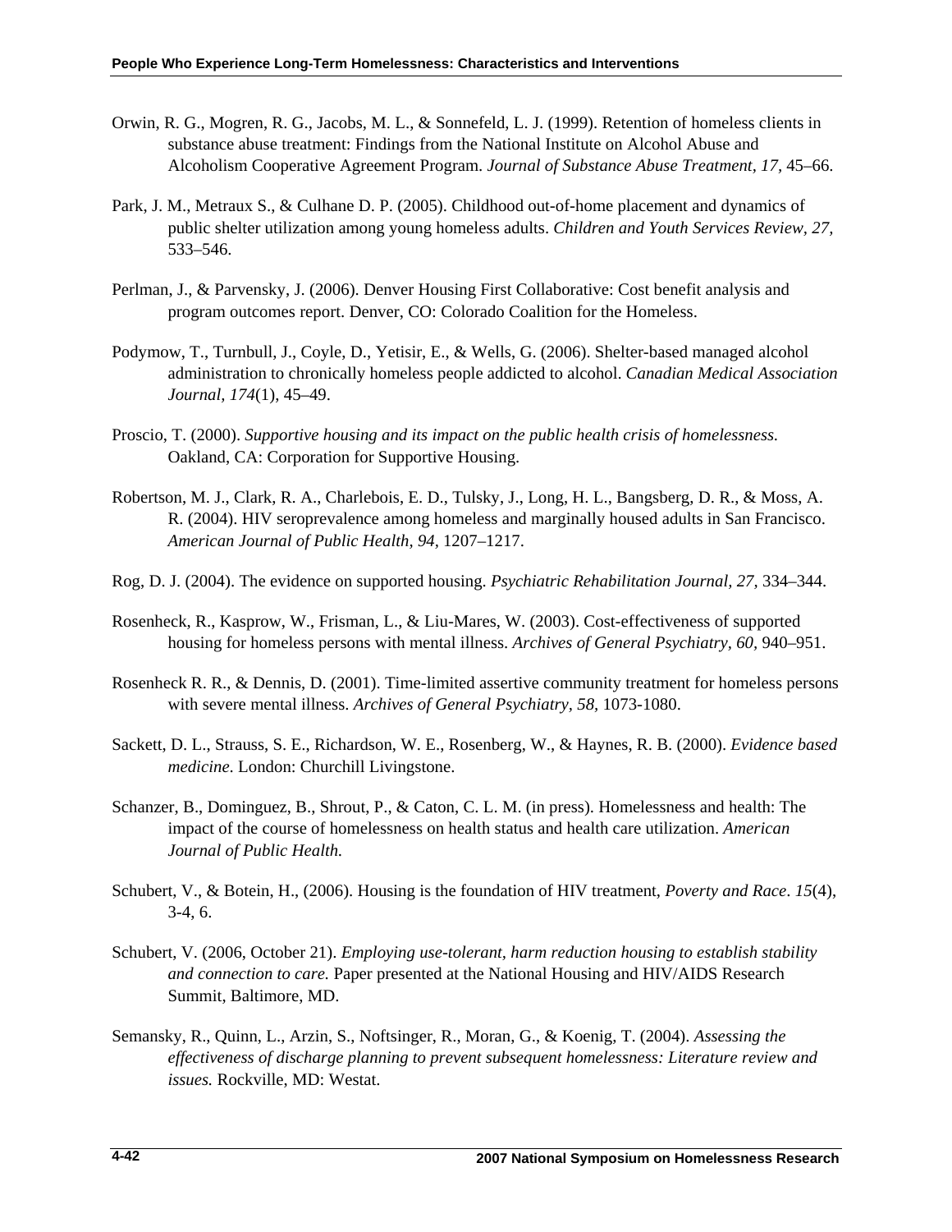Orwin, R. G., Mogren, R. G., Jacobs, M. L., & Sonnefeld, L. J. (1999). Retention of homeless clients in substance abuse treatment: Findings from the National Institute on Alcohol Abuse and Alcoholism Cooperative Agreement Program. *Journal of Substance Abuse Treatment, 17,* 45–66.

Park, J. M., Metraux S., & Culhane D. P. (2005). Childhood out-of-home placement and dynamics of public shelter utilization among young homeless adults. *Children and Youth Services Review*, *27,* 533–546.

Perlman, J., & Parvensky, J. (2006). Denver Housing First Collaborative: Cost benefit analysis and program outcomes report. Denver, CO: Colorado Coalition for the Homeless.

Podymow, T., Turnbull, J., Coyle, D., Yetisir, E., & Wells, G. (2006). Shelter-based managed alcohol administration to chronically homeless people addicted to alcohol. *Canadian Medical Association Journal, 174*(1), 45–49.

Proscio, T. (2000). *Supportive housing and its impact on the public health crisis of homelessness.* Oakland, CA: Corporation for Supportive Housing.

Robertson, M. J., Clark, R. A., Charlebois, E. D., Tulsky, J., Long, H. L., Bangsberg, D. R., & Moss, A. R. (2004). HIV seroprevalence among homeless and marginally housed adults in San Francisco. *American Journal of Public Health, 94,* 1207–1217.

Rog, D. J. (2004). The evidence on supported housing. *Psychiatric Rehabilitation Journal, 27,* 334–344.

Rosenheck, R., Kasprow, W., Frisman, L., & Liu-Mares, W. (2003). Cost-effectiveness of supported housing for homeless persons with mental illness. *Archives of General Psychiatry, 60,* 940–951.

Rosenheck R. R., & Dennis, D. (2001). Time-limited assertive community treatment for homeless persons with severe mental illness. *Archives of General Psychiatry, 58,* 1073-1080.

Sackett, D. L., Strauss, S. E., Richardson, W. E., Rosenberg, W., & Haynes, R. B. (2000). *Evidence based medicine.* London: Churchill Livingstone.

Schanzer, B., Dominguez, B., Shrout, P., & Caton, C. L. M. (in press). Homelessness and health: The impact of the course of homelessness on health status and health care utilization. *American Journal of Public Health.*

Schubert, V., & Botein, H., (2006). Housing is the foundation of HIV treatment, *Poverty and Race*. *15*(4), 3-4, 6.

Schubert, V. (2006, October 21). *Employing use-tolerant, harm reduction housing to establish stability and connection to care.* Paper presented at the National Housing and HIV/AIDS Research Summit, Baltimore, MD.

Semansky, R., Quinn, L., Arzin, S., Noftsinger, R., Moran, G., & Koenig, T. (2004). *Assessing the effectiveness of discharge planning to prevent subsequent homelessness: Literature review and issues.* Rockville, MD: Westat.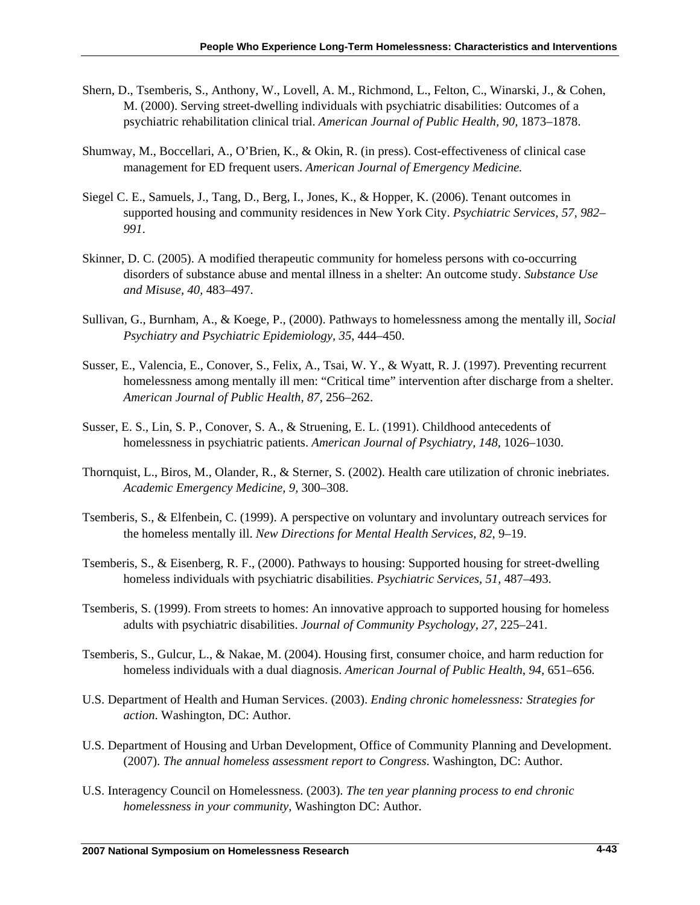Shern, D., Tsemberis, S., Anthony, W., Lovell, A. M., Richmond, L., Felton, C., Winarski, J., & Cohen, M. (2000). Serving street-dwelling individuals with psychiatric disabilities: Outcomes of a psychiatric rehabilitation clinical trial. *American Journal of Public Health, 90,* 1873–1878.

Shumway, M., Boccellari, A., O'Brien, K., & Okin, R. (in press). Cost-effectiveness of clinical case management for ED frequent users. *American Journal of Emergency Medicine.*

Siegel C. E., Samuels, J., Tang, D., Berg, I., Jones, K., & Hopper, K. (2006). Tenant outcomes in supported housing and community residences in New York City. *Psychiatric Services, 57, 982–991*.

Skinner, D. C. (2005). A modified therapeutic community for homeless persons with co-occurring disorders of substance abuse and mental illness in a shelter: An outcome study. *Substance Use and Misuse, 40,* 483–497.

Sullivan, G., Burnham, A., & Koege, P., (2000). Pathways to homelessness among the mentally ill, *Social Psychiatry and Psychiatric Epidemiology, 35,* 444–450.

Susser, E., Valencia, E., Conover, S., Felix, A., Tsai, W. Y., & Wyatt, R. J. (1997). Preventing recurrent homelessness among mentally ill men: "Critical time" intervention after discharge from a shelter. *American Journal of Public Health, 87,* 256–262.

Susser, E. S., Lin, S. P., Conover, S. A., & Struening, E. L. (1991). Childhood antecedents of homelessness in psychiatric patients. *American Journal of Psychiatry, 148,* 1026–1030.

Thornquist, L., Biros, M., Olander, R., & Sterner, S. (2002). Health care utilization of chronic inebriates. *Academic Emergency Medicine, 9,* 300–308.

Tsemberis, S., & Elfenbein, C. (1999). A perspective on voluntary and involuntary outreach services for the homeless mentally ill. *New Directions for Mental Health Services, 82,* 9–19.

Tsemberis, S., & Eisenberg, R. F., (2000). Pathways to housing: Supported housing for street-dwelling homeless individuals with psychiatric disabilities. *Psychiatric Services, 51,* 487–493.

Tsemberis, S. (1999). From streets to homes: An innovative approach to supported housing for homeless adults with psychiatric disabilities. *Journal of Community Psychology, 27,* 225–241.

Tsemberis, S., Gulcur, L., & Nakae, M. (2004). Housing first, consumer choice, and harm reduction for homeless individuals with a dual diagnosis. *American Journal of Public Health, 94,* 651–656.

U.S. Department of Health and Human Services. (2003). *Ending chronic homelessness: Strategies for action*. Washington, DC: Author.

U.S. Department of Housing and Urban Development, Office of Community Planning and Development. (2007). *The annual homeless assessment report to Congress*. Washington, DC: Author.

U.S. Interagency Council on Homelessness. (2003). *The ten year planning process to end chronic homelessness in your community,* Washington DC: Author.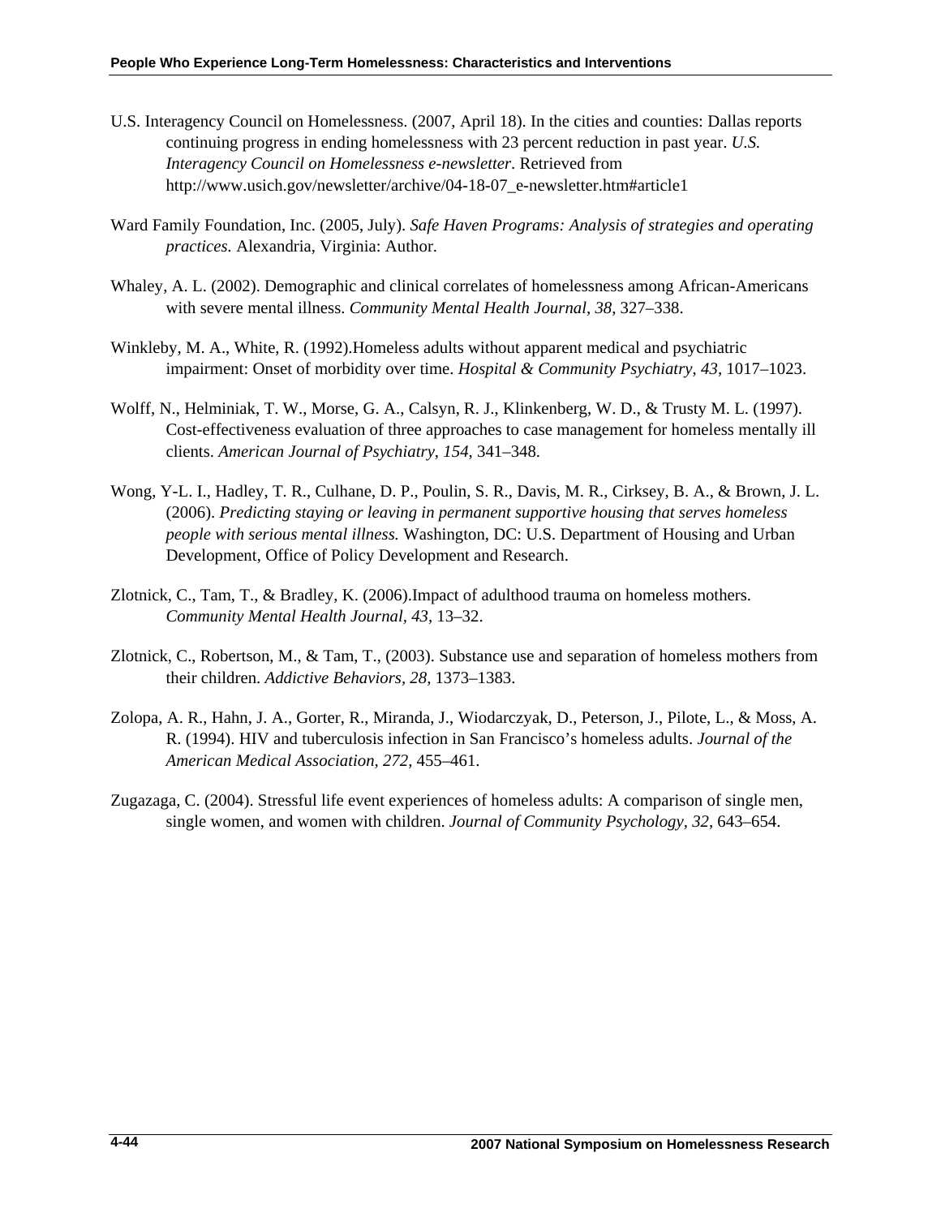U.S. Interagency Council on Homelessness. (2007, April 18). In the cities and counties: Dallas reports continuing progress in ending homelessness with 23 percent reduction in past year. *U.S. Interagency Council on Homelessness e-newsletter*. Retrieved from http://www.usich.gov/newsletter/archive/04-18-07_e-newsletter.htm#article1

Ward Family Foundation, Inc. (2005, July). *Safe Haven Programs: Analysis of strategies and operating practices.* Alexandria, Virginia: Author.

Whaley, A. L. (2002). Demographic and clinical correlates of homelessness among African-Americans with severe mental illness. *Community Mental Health Journal, 38,* 327–338.

Winkleby, M. A., White, R. (1992).Homeless adults without apparent medical and psychiatric impairment: Onset of morbidity over time. *Hospital & Community Psychiatry, 43,* 1017–1023.

Wolff, N., Helminiak, T. W., Morse, G. A., Calsyn, R. J., Klinkenberg, W. D., & Trusty M. L. (1997). Cost-effectiveness evaluation of three approaches to case management for homeless mentally ill clients. *American Journal of Psychiatry, 154*, 341–348.

Wong, Y-L. I., Hadley, T. R., Culhane, D. P., Poulin, S. R., Davis, M. R., Cirksey, B. A., & Brown, J. L. (2006). *Predicting staying or leaving in permanent supportive housing that serves homeless people with serious mental illness.* Washington, DC: U.S. Department of Housing and Urban Development, Office of Policy Development and Research.

Zlotnick, C., Tam, T., & Bradley, K. (2006).Impact of adulthood trauma on homeless mothers. *Community Mental Health Journal, 43*, 13–32.

Zlotnick, C., Robertson, M., & Tam, T., (2003). Substance use and separation of homeless mothers from their children. *Addictive Behaviors, 28,* 1373–1383.

Zolopa, A. R., Hahn, J. A., Gorter, R., Miranda, J., Wiodarczyak, D., Peterson, J., Pilote, L., & Moss, A. R. (1994). HIV and tuberculosis infection in San Francisco's homeless adults. *Journal of the American Medical Association, 272,* 455–461.

Zugazaga, C. (2004). Stressful life event experiences of homeless adults: A comparison of single men, single women, and women with children. *Journal of Community Psychology, 32*, 643–654.